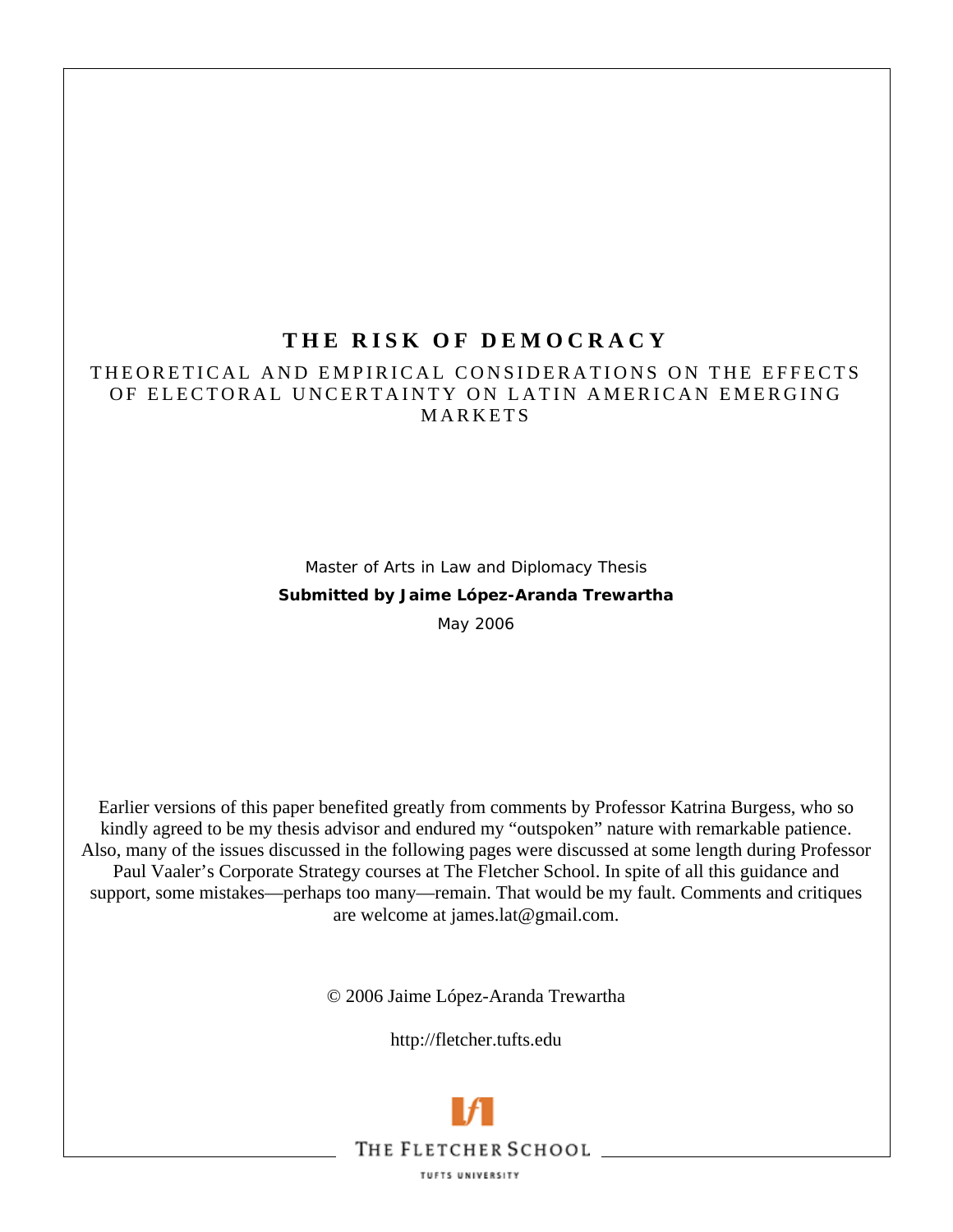# THE RISK OF DEMOCRACY

## THEORETICAL AND EMPIRICAL CONSIDERATIONS ON THE EFFECTS OF ELECTORAL UNCERTAINTY ON LATIN AMERICAN EMERGING MARKETS

Master of Arts in Law and Diplomacy Thesis

**Submitted by Jaime López-Aranda Trewartha**

May 2006

Earlier versions of this paper benefited greatly from comments by Professor Katrina Burgess, who so kindly agreed to be my thesis advisor and endured my "outspoken" nature with remarkable patience. Also, many of the issues discussed in the following pages were discussed at some length during Professor Paul Vaaler's Corporate Strategy courses at The Fletcher School. In spite of all this guidance and support, some mistakes—perhaps too many—remain. That would be my fault. Comments and critiques are welcome at james.lat@gmail.com.

© 2006 Jaime López-Aranda Trewartha

http://fletcher.tufts.edu

THE FLETCHER SCHOOL

TUFTS UNIVERSITY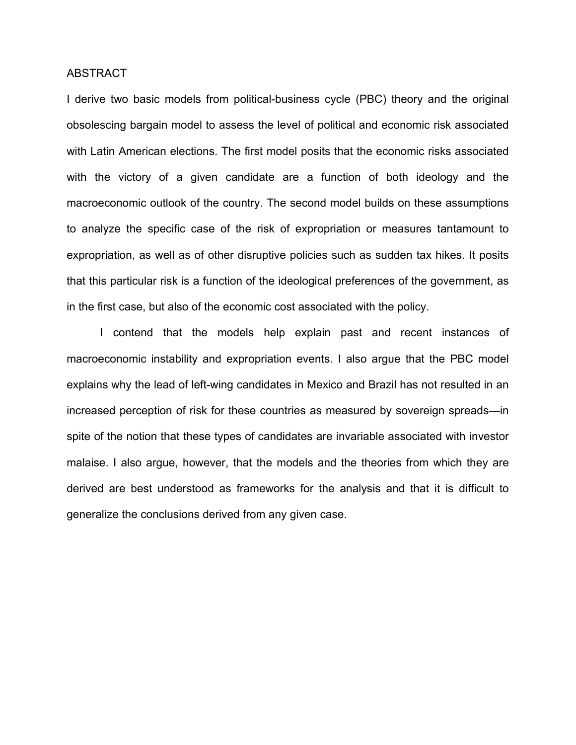# ABSTRACT

I derive two basic models from political-business cycle (PBC) theory and the original obsolescing bargain model to assess the level of political and economic risk associated with Latin American elections. The first model posits that the economic risks associated with the victory of a given candidate are a function of both ideology and the macroeconomic outlook of the country. The second model builds on these assumptions to analyze the specific case of the risk of expropriation or measures tantamount to expropriation, as well as of other disruptive policies such as sudden tax hikes. It posits that this particular risk is a function of the ideological preferences of the government, as in the first case, but also of the economic cost associated with the policy.

I contend that the models help explain past and recent instances of macroeconomic instability and expropriation events. I also argue that the PBC model explains why the lead of left-wing candidates in Mexico and Brazil has not resulted in an increased perception of risk for these countries as measured by sovereign spreads—in spite of the notion that these types of candidates are invariable associated with investor malaise. I also argue, however, that the models and the theories from which they are derived are best understood as frameworks for the analysis and that it is difficult to generalize the conclusions derived from any given case.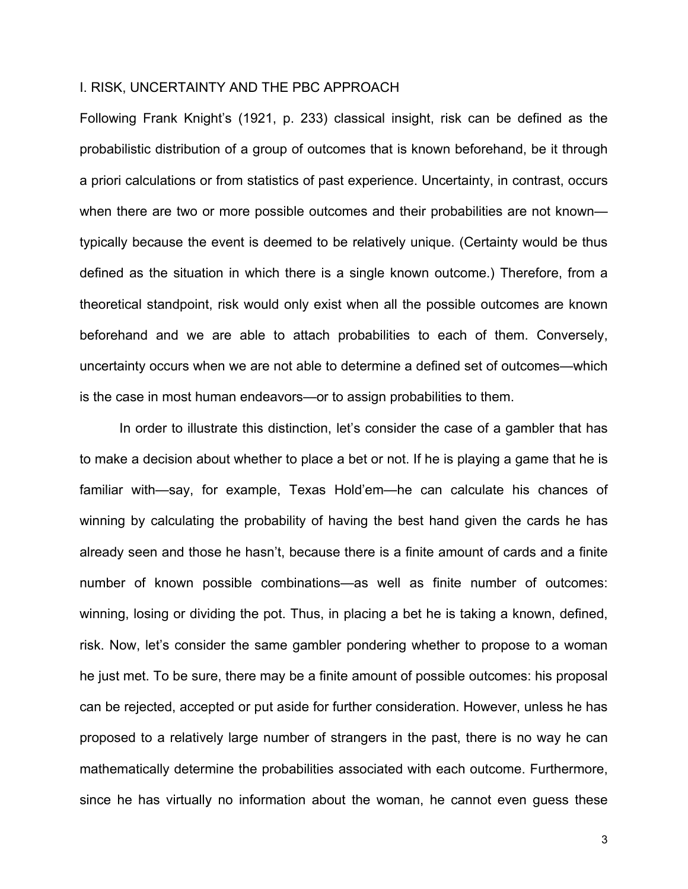## I. RISK, UNCERTAINTY AND THE PBC APPROACH

Following Frank Knight's (1921, p. 233) classical insight, risk can be defined as the probabilistic distribution of a group of outcomes that is known beforehand, be it through a priori calculations or from statistics of past experience. Uncertainty, in contrast, occurs when there are two or more possible outcomes and their probabilities are not known—typically because the event is deemed to be relatively unique. (Certainty would be thus defined as the situation in which there is a single known outcome.) Therefore, from a theoretical standpoint, risk would only exist when all the possible outcomes are known beforehand and we are able to attach probabilities to each of them. Conversely, uncertainty occurs when we are not able to determine a defined set of outcomes—which is the case in most human endeavors—or to assign probabilities to them.

In order to illustrate this distinction, let's consider the case of a gambler that has to make a decision about whether to place a bet or not. If he is playing a game that he is familiar with—say, for example, Texas Hold'em—he can calculate his chances of winning by calculating the probability of having the best hand given the cards he has already seen and those he hasn't, because there is a finite amount of cards and a finite number of known possible combinations—as well as finite number of outcomes: winning, losing or dividing the pot. Thus, in placing a bet he is taking a known, defined, risk. Now, let's consider the same gambler pondering whether to propose to a woman he just met. To be sure, there may be a finite amount of possible outcomes: his proposal can be rejected, accepted or put aside for further consideration. However, unless he has proposed to a relatively large number of strangers in the past, there is no way he can mathematically determine the probabilities associated with each outcome. Furthermore, since he has virtually no information about the woman, he cannot even guess these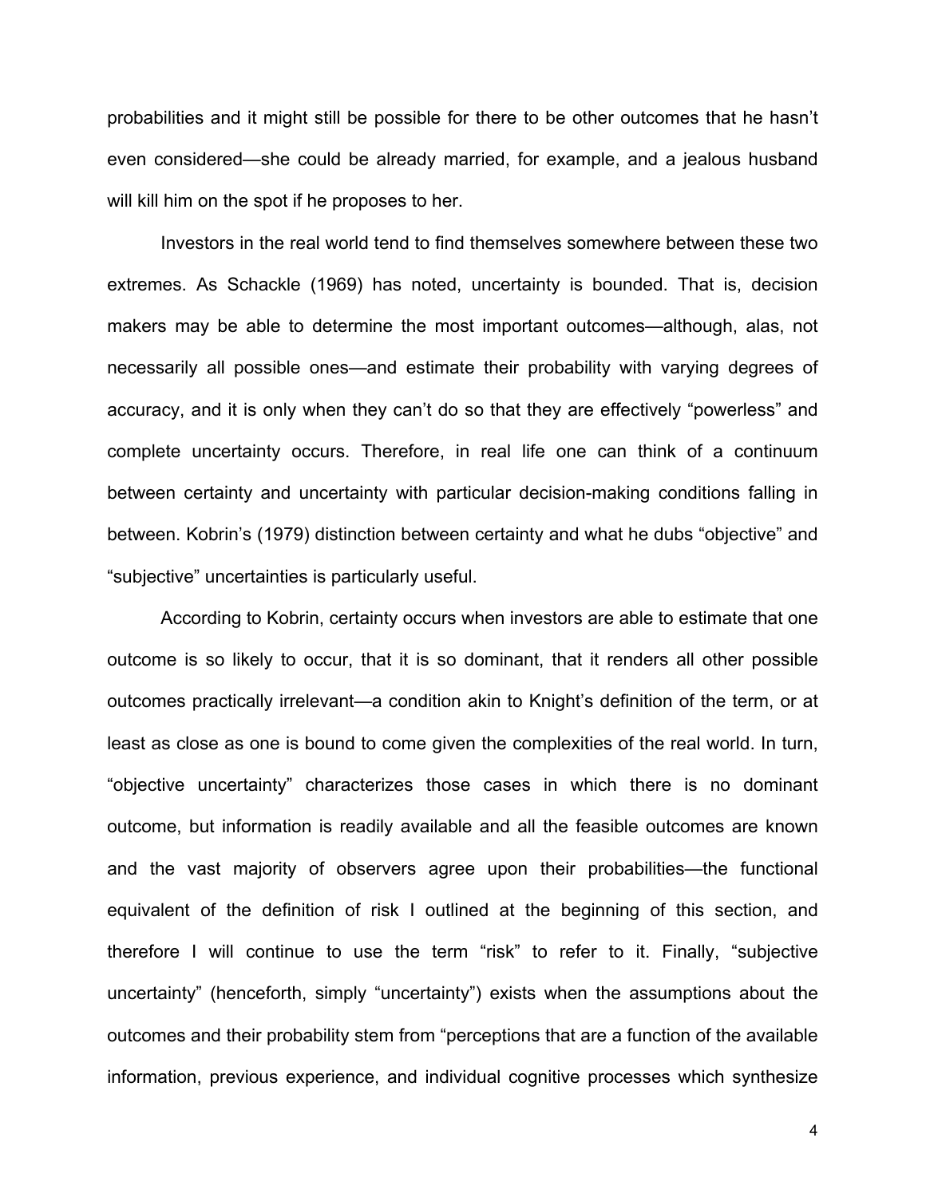probabilities and it might still be possible for there to be other outcomes that he hasn't even considered—she could be already married, for example, and a jealous husband will kill him on the spot if he proposes to her.

Investors in the real world tend to find themselves somewhere between these two extremes. As Schackle (1969) has noted, uncertainty is bounded. That is, decision makers may be able to determine the most important outcomes—although, alas, not necessarily all possible ones—and estimate their probability with varying degrees of accuracy, and it is only when they can't do so that they are effectively "powerless" and complete uncertainty occurs. Therefore, in real life one can think of a continuum between certainty and uncertainty with particular decision-making conditions falling in between. Kobrin's (1979) distinction between certainty and what he dubs "objective" and "subjective" uncertainties is particularly useful.

According to Kobrin, certainty occurs when investors are able to estimate that one outcome is so likely to occur, that it is so dominant, that it renders all other possible outcomes practically irrelevant—a condition akin to Knight's definition of the term, or at least as close as one is bound to come given the complexities of the real world. In turn, "objective uncertainty" characterizes those cases in which there is no dominant outcome, but information is readily available and all the feasible outcomes are known and the vast majority of observers agree upon their probabilities—the functional equivalent of the definition of risk I outlined at the beginning of this section, and therefore I will continue to use the term "risk" to refer to it. Finally, "subjective uncertainty" (henceforth, simply "uncertainty") exists when the assumptions about the outcomes and their probability stem from "perceptions that are a function of the available information, previous experience, and individual cognitive processes which synthesize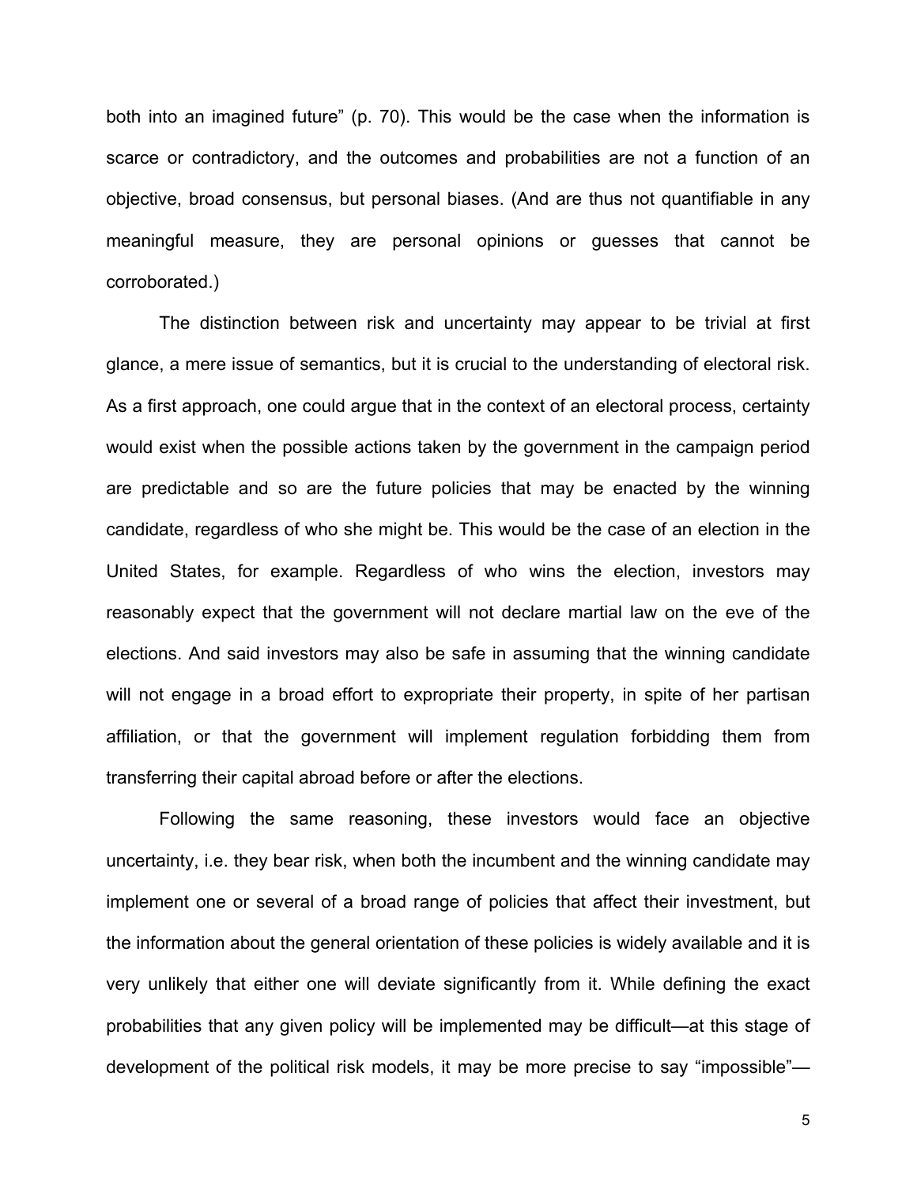both into an imagined future" (p. 70). This would be the case when the information is scarce or contradictory, and the outcomes and probabilities are not a function of an objective, broad consensus, but personal biases. (And are thus not quantifiable in any meaningful measure, they are personal opinions or guesses that cannot be corroborated.)

The distinction between risk and uncertainty may appear to be trivial at first glance, a mere issue of semantics, but it is crucial to the understanding of electoral risk. As a first approach, one could argue that in the context of an electoral process, certainty would exist when the possible actions taken by the government in the campaign period are predictable and so are the future policies that may be enacted by the winning candidate, regardless of who she might be. This would be the case of an election in the United States, for example. Regardless of who wins the election, investors may reasonably expect that the government will not declare martial law on the eve of the elections. And said investors may also be safe in assuming that the winning candidate will not engage in a broad effort to expropriate their property, in spite of her partisan affiliation, or that the government will implement regulation forbidding them from transferring their capital abroad before or after the elections.

Following the same reasoning, these investors would face an objective uncertainty, i.e. they bear risk, when both the incumbent and the winning candidate may implement one or several of a broad range of policies that affect their investment, but the information about the general orientation of these policies is widely available and it is very unlikely that either one will deviate significantly from it. While defining the exact probabilities that any given policy will be implemented may be difficult—at this stage of development of the political risk models, it may be more precise to say "impossible"—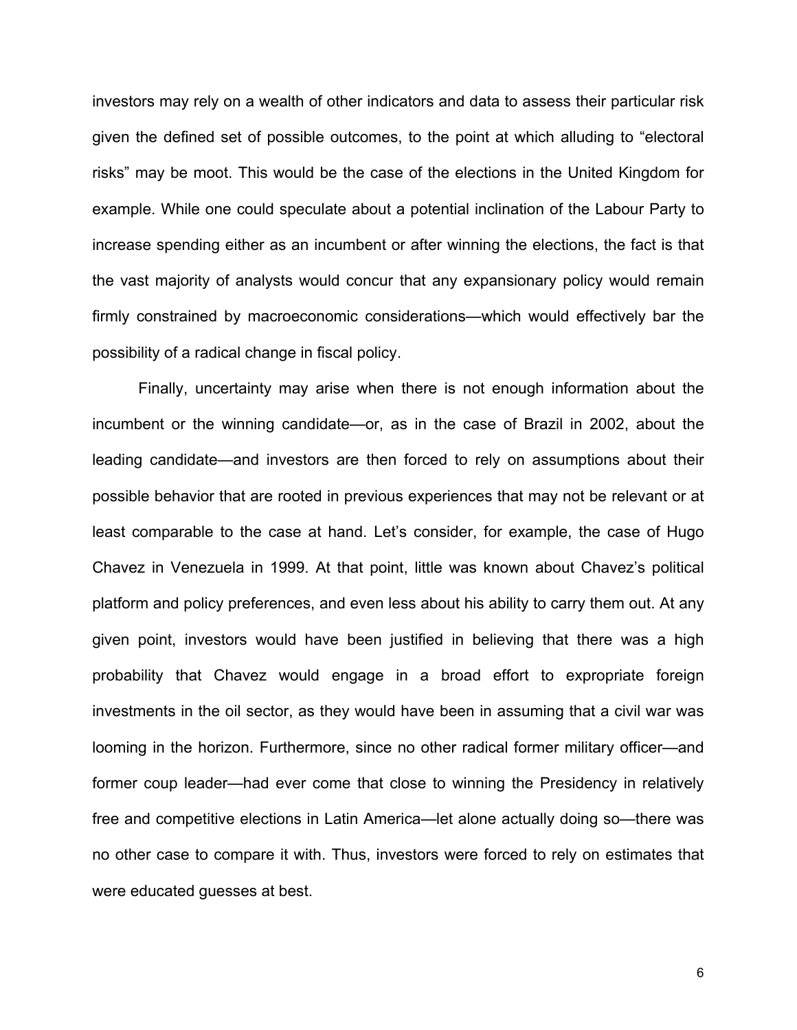investors may rely on a wealth of other indicators and data to assess their particular risk given the defined set of possible outcomes, to the point at which alluding to "electoral risks" may be moot. This would be the case of the elections in the United Kingdom for example. While one could speculate about a potential inclination of the Labour Party to increase spending either as an incumbent or after winning the elections, the fact is that the vast majority of analysts would concur that any expansionary policy would remain firmly constrained by macroeconomic considerations—which would effectively bar the possibility of a radical change in fiscal policy.

Finally, uncertainty may arise when there is not enough information about the incumbent or the winning candidate—or, as in the case of Brazil in 2002, about the leading candidate—and investors are then forced to rely on assumptions about their possible behavior that are rooted in previous experiences that may not be relevant or at least comparable to the case at hand. Let's consider, for example, the case of Hugo Chavez in Venezuela in 1999. At that point, little was known about Chavez's political platform and policy preferences, and even less about his ability to carry them out. At any given point, investors would have been justified in believing that there was a high probability that Chavez would engage in a broad effort to expropriate foreign investments in the oil sector, as they would have been in assuming that a civil war was looming in the horizon. Furthermore, since no other radical former military officer—and former coup leader—had ever come that close to winning the Presidency in relatively free and competitive elections in Latin America—let alone actually doing so—there was no other case to compare it with. Thus, investors were forced to rely on estimates that were educated guesses at best.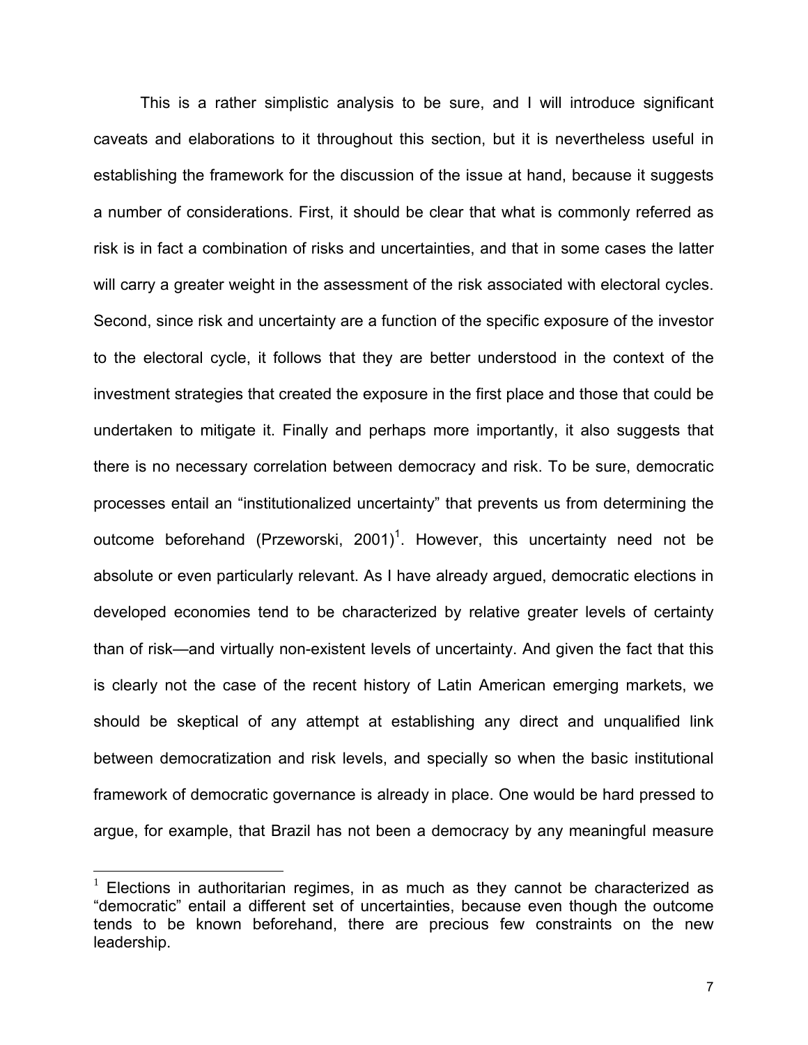This is a rather simplistic analysis to be sure, and I will introduce significant caveats and elaborations to it throughout this section, but it is nevertheless useful in establishing the framework for the discussion of the issue at hand, because it suggests a number of considerations. First, it should be clear that what is commonly referred as risk is in fact a combination of risks and uncertainties, and that in some cases the latter will carry a greater weight in the assessment of the risk associated with electoral cycles. Second, since risk and uncertainty are a function of the specific exposure of the investor to the electoral cycle, it follows that they are better understood in the context of the investment strategies that created the exposure in the first place and those that could be undertaken to mitigate it. Finally and perhaps more importantly, it also suggests that there is no necessary correlation between democracy and risk. To be sure, democratic processes entail an "institutionalized uncertainty" that prevents us from determining the outcome beforehand (Przeworski, 2001)[1]. However, this uncertainty need not be absolute or even particularly relevant. As I have already argued, democratic elections in developed economies tend to be characterized by relative greater levels of certainty than of risk—and virtually non-existent levels of uncertainty. And given the fact that this is clearly not the case of the recent history of Latin American emerging markets, we should be skeptical of any attempt at establishing any direct and unqualified link between democratization and risk levels, and specially so when the basic institutional framework of democratic governance is already in place. One would be hard pressed to argue, for example, that Brazil has not been a democracy by any meaningful measure

[1] Elections in authoritarian regimes, in as much as they cannot be characterized as "democratic" entail a different set of uncertainties, because even though the outcome tends to be known beforehand, there are precious few constraints on the new leadership.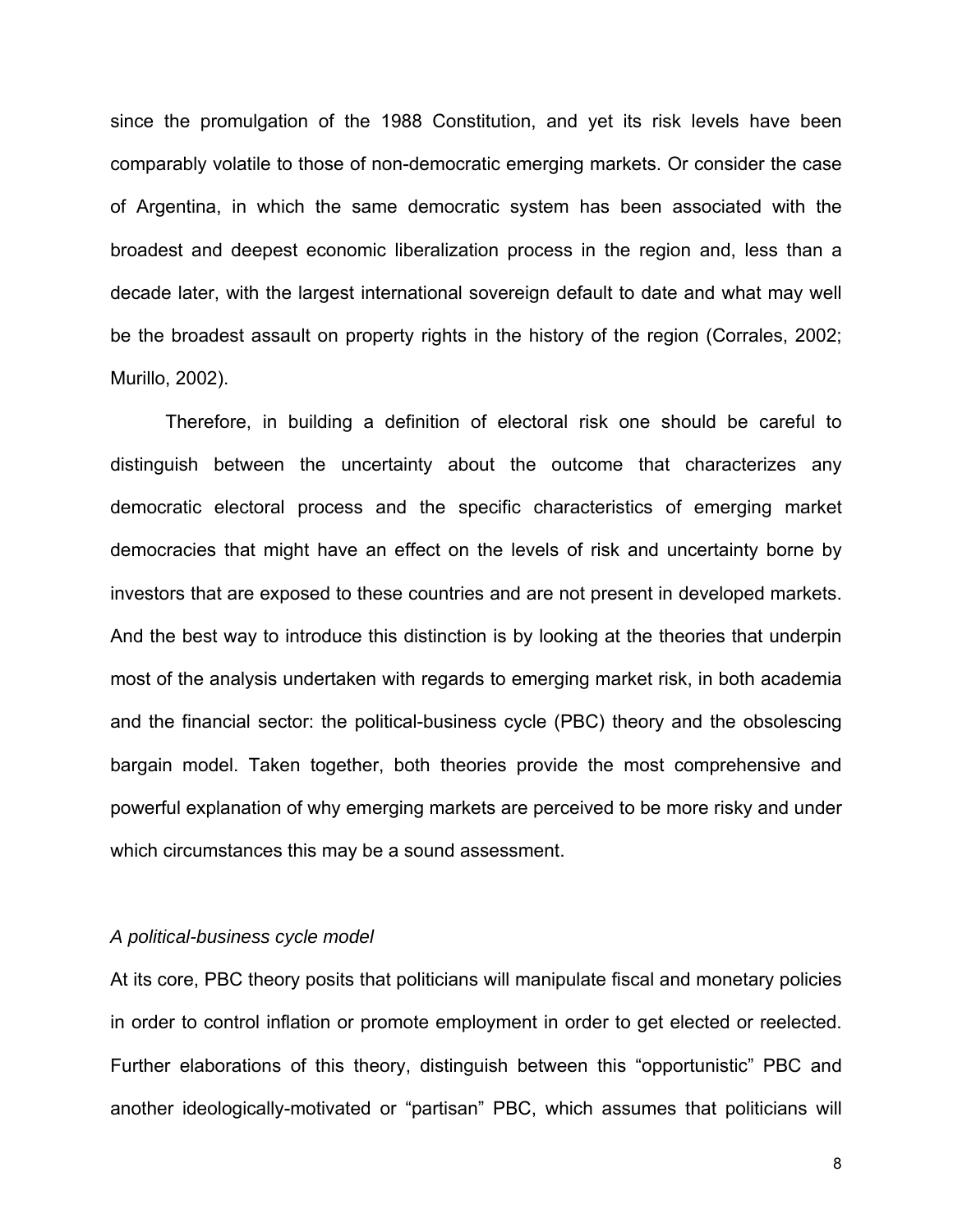since the promulgation of the 1988 Constitution, and yet its risk levels have been comparably volatile to those of non-democratic emerging markets. Or consider the case of Argentina, in which the same democratic system has been associated with the broadest and deepest economic liberalization process in the region and, less than a decade later, with the largest international sovereign default to date and what may well be the broadest assault on property rights in the history of the region (Corrales, 2002; Murillo, 2002).

Therefore, in building a definition of electoral risk one should be careful to distinguish between the uncertainty about the outcome that characterizes any democratic electoral process and the specific characteristics of emerging market democracies that might have an effect on the levels of risk and uncertainty borne by investors that are exposed to these countries and are not present in developed markets. And the best way to introduce this distinction is by looking at the theories that underpin most of the analysis undertaken with regards to emerging market risk, in both academia and the financial sector: the political-business cycle (PBC) theory and the obsolescing bargain model. Taken together, both theories provide the most comprehensive and powerful explanation of why emerging markets are perceived to be more risky and under which circumstances this may be a sound assessment.

*A political-business cycle model*

At its core, PBC theory posits that politicians will manipulate fiscal and monetary policies in order to control inflation or promote employment in order to get elected or reelected. Further elaborations of this theory, distinguish between this "opportunistic" PBC and another ideologically-motivated or "partisan" PBC, which assumes that politicians will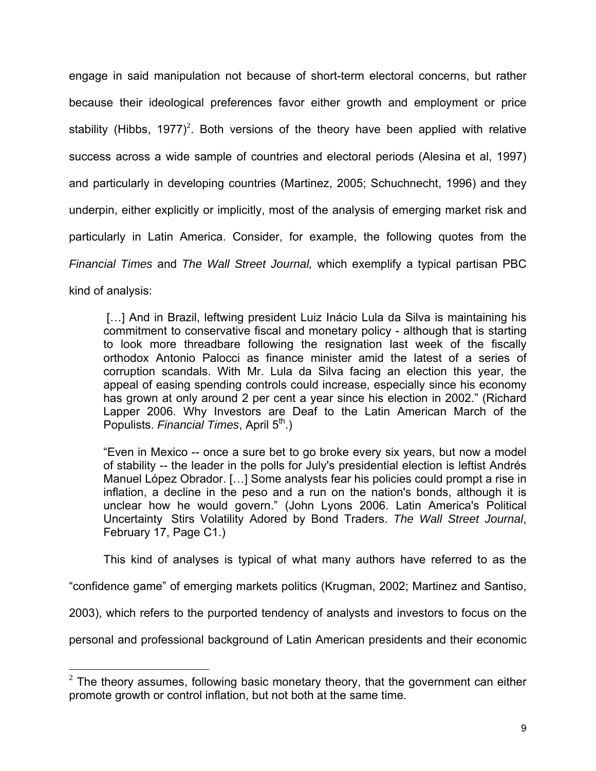engage in said manipulation not because of short-term electoral concerns, but rather because their ideological preferences favor either growth and employment or price stability (Hibbs, 1977)[2]. Both versions of the theory have been applied with relative success across a wide sample of countries and electoral periods (Alesina et al, 1997) and particularly in developing countries (Martinez, 2005; Schuchnecht, 1996) and they underpin, either explicitly or implicitly, most of the analysis of emerging market risk and particularly in Latin America. Consider, for example, the following quotes from the *Financial Times* and *The Wall Street Journal,* which exemplify a typical partisan PBC kind of analysis:

> […] And in Brazil, leftwing president Luiz Inácio Lula da Silva is maintaining his commitment to conservative fiscal and monetary policy - although that is starting to look more threadbare following the resignation last week of the fiscally orthodox Antonio Palocci as finance minister amid the latest of a series of corruption scandals. With Mr. Lula da Silva facing an election this year, the appeal of easing spending controls could increase, especially since his economy has grown at only around 2 per cent a year since his election in 2002." (Richard Lapper 2006. Why Investors are Deaf to the Latin American March of the Populists. *Financial Times*, April 5th.)

> "Even in Mexico -- once a sure bet to go broke every six years, but now a model of stability -- the leader in the polls for July's presidential election is leftist Andrés Manuel López Obrador. […] Some analysts fear his policies could prompt a rise in inflation, a decline in the peso and a run on the nation's bonds, although it is unclear how he would govern." (John Lyons 2006. Latin America's Political Uncertainty Stirs Volatility Adored by Bond Traders. *The Wall Street Journal*, February 17, Page C1.)

This kind of analyses is typical of what many authors have referred to as the "confidence game" of emerging markets politics (Krugman, 2002; Martinez and Santiso, 2003), which refers to the purported tendency of analysts and investors to focus on the personal and professional background of Latin American presidents and their economic

[2] The theory assumes, following basic monetary theory, that the government can either promote growth or control inflation, but not both at the same time.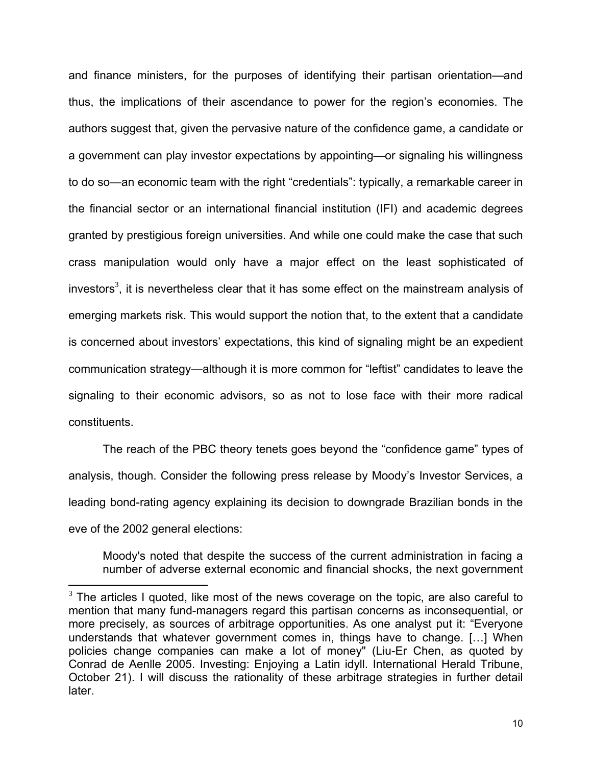and finance ministers, for the purposes of identifying their partisan orientation—and thus, the implications of their ascendance to power for the region's economies. The authors suggest that, given the pervasive nature of the confidence game, a candidate or a government can play investor expectations by appointing—or signaling his willingness to do so—an economic team with the right "credentials": typically, a remarkable career in the financial sector or an international financial institution (IFI) and academic degrees granted by prestigious foreign universities. And while one could make the case that such crass manipulation would only have a major effect on the least sophisticated of investors[3], it is nevertheless clear that it has some effect on the mainstream analysis of emerging markets risk. This would support the notion that, to the extent that a candidate is concerned about investors' expectations, this kind of signaling might be an expedient communication strategy—although it is more common for "leftist" candidates to leave the signaling to their economic advisors, so as not to lose face with their more radical constituents.

The reach of the PBC theory tenets goes beyond the "confidence game" types of analysis, though. Consider the following press release by Moody's Investor Services, a leading bond-rating agency explaining its decision to downgrade Brazilian bonds in the eve of the 2002 general elections:

> Moody's noted that despite the success of the current administration in facing a number of adverse external economic and financial shocks, the next government

[3] The articles I quoted, like most of the news coverage on the topic, are also careful to mention that many fund-managers regard this partisan concerns as inconsequential, or more precisely, as sources of arbitrage opportunities. As one analyst put it: "Everyone understands that whatever government comes in, things have to change. […] When policies change companies can make a lot of money" (Liu-Er Chen, as quoted by Conrad de Aenlle 2005. Investing: Enjoying a Latin idyll. International Herald Tribune, October 21). I will discuss the rationality of these arbitrage strategies in further detail later.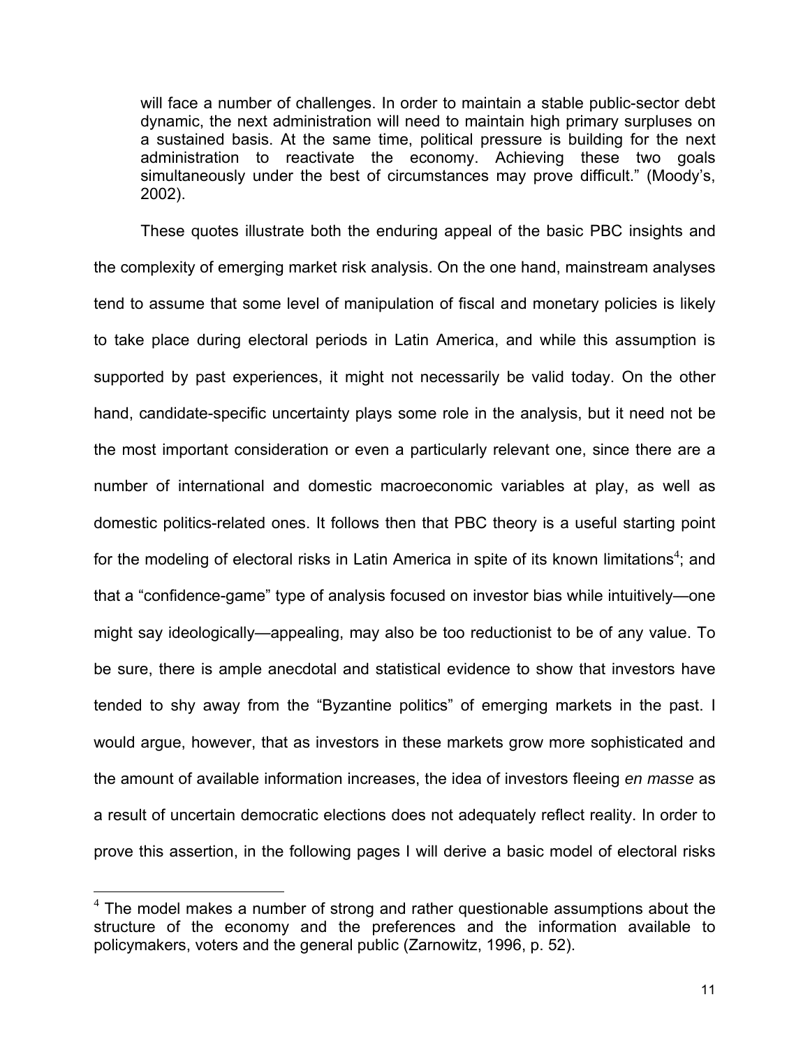> will face a number of challenges. In order to maintain a stable public-sector debt dynamic, the next administration will need to maintain high primary surpluses on a sustained basis. At the same time, political pressure is building for the next administration to reactivate the economy. Achieving these two goals simultaneously under the best of circumstances may prove difficult." (Moody's, 2002).

These quotes illustrate both the enduring appeal of the basic PBC insights and the complexity of emerging market risk analysis. On the one hand, mainstream analyses tend to assume that some level of manipulation of fiscal and monetary policies is likely to take place during electoral periods in Latin America, and while this assumption is supported by past experiences, it might not necessarily be valid today. On the other hand, candidate-specific uncertainty plays some role in the analysis, but it need not be the most important consideration or even a particularly relevant one, since there are a number of international and domestic macroeconomic variables at play, as well as domestic politics-related ones. It follows then that PBC theory is a useful starting point for the modeling of electoral risks in Latin America in spite of its known limitations[4]; and that a "confidence-game" type of analysis focused on investor bias while intuitively—one might say ideologically—appealing, may also be too reductionist to be of any value. To be sure, there is ample anecdotal and statistical evidence to show that investors have tended to shy away from the "Byzantine politics" of emerging markets in the past. I would argue, however, that as investors in these markets grow more sophisticated and the amount of available information increases, the idea of investors fleeing *en masse* as a result of uncertain democratic elections does not adequately reflect reality. In order to prove this assertion, in the following pages I will derive a basic model of electoral risks

[4] The model makes a number of strong and rather questionable assumptions about the structure of the economy and the preferences and the information available to policymakers, voters and the general public (Zarnowitz, 1996, p. 52).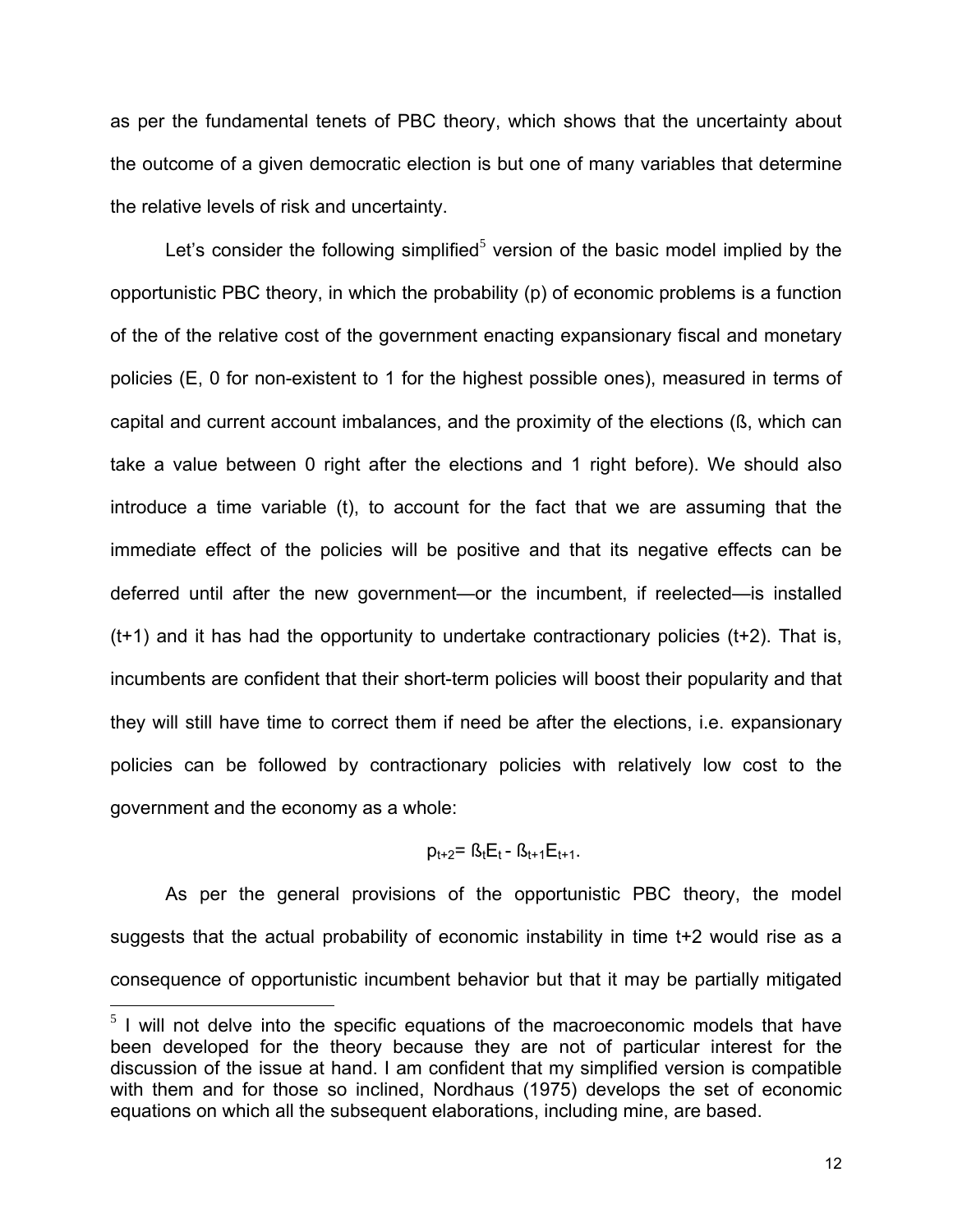as per the fundamental tenets of PBC theory, which shows that the uncertainty about the outcome of a given democratic election is but one of many variables that determine the relative levels of risk and uncertainty.

Let's consider the following simplified[5] version of the basic model implied by the opportunistic PBC theory, in which the probability (p) of economic problems is a function of the of the relative cost of the government enacting expansionary fiscal and monetary policies (E, 0 for non-existent to 1 for the highest possible ones), measured in terms of capital and current account imbalances, and the proximity of the elections (ß, which can take a value between 0 right after the elections and 1 right before). We should also introduce a time variable (t), to account for the fact that we are assuming that the immediate effect of the policies will be positive and that its negative effects can be deferred until after the new government—or the incumbent, if reelected—is installed (t+1) and it has had the opportunity to undertake contractionary policies (t+2). That is, incumbents are confident that their short-term policies will boost their popularity and that they will still have time to correct them if need be after the elections, i.e. expansionary policies can be followed by contractionary policies with relatively low cost to the government and the economy as a whole:

$$p_{t+2} = ß_t E_t - ß_{t+1} E_{t+1}.$$

As per the general provisions of the opportunistic PBC theory, the model suggests that the actual probability of economic instability in time t+2 would rise as a consequence of opportunistic incumbent behavior but that it may be partially mitigated

[5] I will not delve into the specific equations of the macroeconomic models that have been developed for the theory because they are not of particular interest for the discussion of the issue at hand. I am confident that my simplified version is compatible with them and for those so inclined, Nordhaus (1975) develops the set of economic equations on which all the subsequent elaborations, including mine, are based.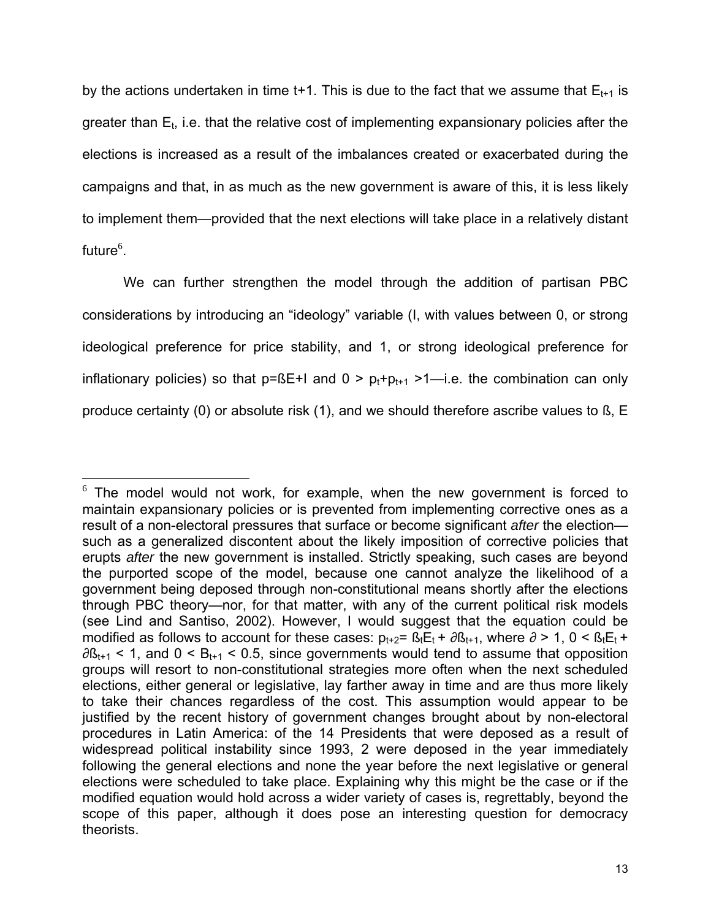by the actions undertaken in time t+1. This is due to the fact that we assume that $E_{t+1}$ is greater than $E_t$, i.e. that the relative cost of implementing expansionary policies after the elections is increased as a result of the imbalances created or exacerbated during the campaigns and that, in as much as the new government is aware of this, it is less likely to implement them—provided that the next elections will take place in a relatively distant future[6].

We can further strengthen the model through the addition of partisan PBC considerations by introducing an "ideology" variable (I, with values between 0, or strong ideological preference for price stability, and 1, or strong ideological preference for inflationary policies) so that $p = ßE + I$ and $0 > p_t + p_{t+1} > 1$—i.e. the combination can only produce certainty (0) or absolute risk (1), and we should therefore ascribe values to ß, E

---

[6] The model would not work, for example, when the new government is forced to maintain expansionary policies or is prevented from implementing corrective ones as a result of a non-electoral pressures that surface or become significant *after* the election—such as a generalized discontent about the likely imposition of corrective policies that erupts *after* the new government is installed. Strictly speaking, such cases are beyond the purported scope of the model, because one cannot analyze the likelihood of a government being deposed through non-constitutional means shortly after the elections through PBC theory—nor, for that matter, with any of the current political risk models (see Lind and Santiso, 2002). However, I would suggest that the equation could be modified as follows to account for these cases: $p_{t+2} = ß_t E_t + \partial ß_{t+1}$, where $\partial > 1$, $0 < ß_t E_t + \partial ß_{t+1} < 1$, and $0 < B_{t+1} < 0.5$, since governments would tend to assume that opposition groups will resort to non-constitutional strategies more often when the next scheduled elections, either general or legislative, lay farther away in time and are thus more likely to take their chances regardless of the cost. This assumption would appear to be justified by the recent history of government changes brought about by non-electoral procedures in Latin America: of the 14 Presidents that were deposed as a result of widespread political instability since 1993, 2 were deposed in the year immediately following the general elections and none the year before the next legislative or general elections were scheduled to take place. Explaining why this might be the case or if the modified equation would hold across a wider variety of cases is, regrettably, beyond the scope of this paper, although it does pose an interesting question for democracy theorists.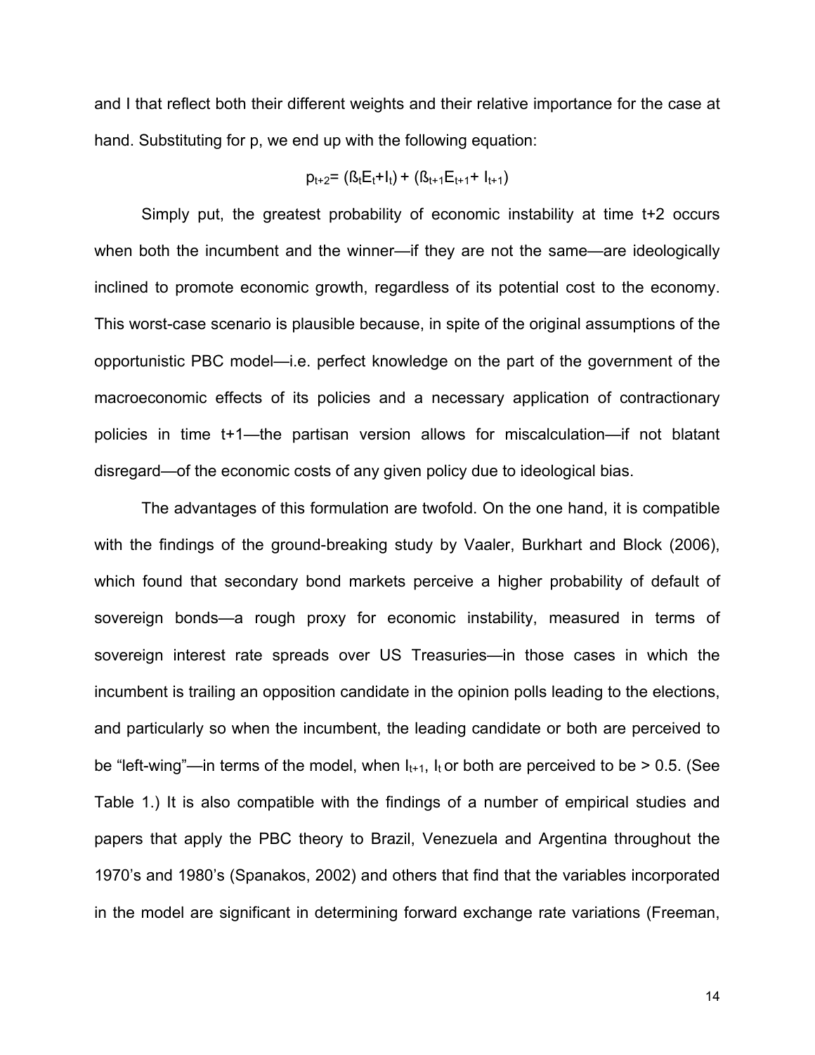and I that reflect both their different weights and their relative importance for the case at hand. Substituting for p, we end up with the following equation:

$$p_{t+2} = (ß_t E_t + I_t) + (ß_{t+1} E_{t+1} + I_{t+1})$$

Simply put, the greatest probability of economic instability at time t+2 occurs when both the incumbent and the winner—if they are not the same—are ideologically inclined to promote economic growth, regardless of its potential cost to the economy. This worst-case scenario is plausible because, in spite of the original assumptions of the opportunistic PBC model—i.e. perfect knowledge on the part of the government of the macroeconomic effects of its policies and a necessary application of contractionary policies in time t+1—the partisan version allows for miscalculation—if not blatant disregard—of the economic costs of any given policy due to ideological bias.

The advantages of this formulation are twofold. On the one hand, it is compatible with the findings of the ground-breaking study by Vaaler, Burkhart and Block (2006), which found that secondary bond markets perceive a higher probability of default of sovereign bonds—a rough proxy for economic instability, measured in terms of sovereign interest rate spreads over US Treasuries—in those cases in which the incumbent is trailing an opposition candidate in the opinion polls leading to the elections, and particularly so when the incumbent, the leading candidate or both are perceived to be "left-wing"—in terms of the model, when $I_{t+1}$, $I_t$ or both are perceived to be > 0.5. (See Table 1.) It is also compatible with the findings of a number of empirical studies and papers that apply the PBC theory to Brazil, Venezuela and Argentina throughout the 1970's and 1980's (Spanakos, 2002) and others that find that the variables incorporated in the model are significant in determining forward exchange rate variations (Freeman,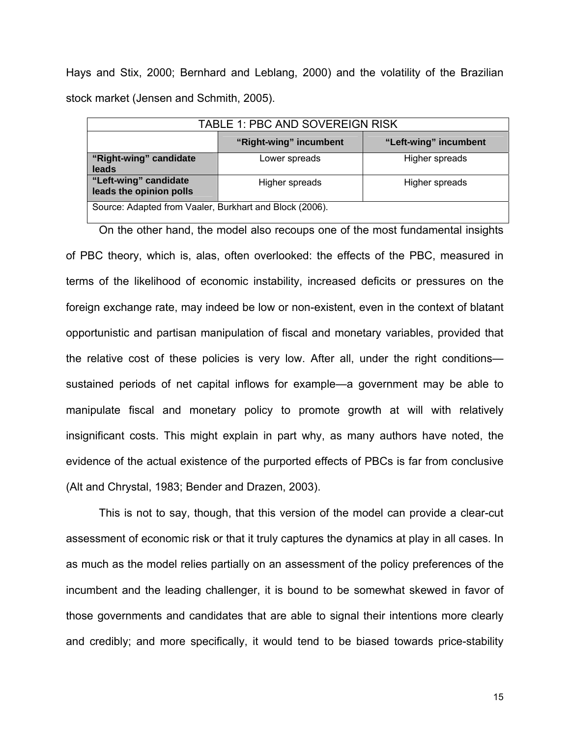Hays and Stix, 2000; Bernhard and Leblang, 2000) and the volatility of the Brazilian stock market (Jensen and Schmith, 2005).

TABLE 1: PBC AND SOVEREIGN RISK

| | **"Right-wing" incumbent** | **"Left-wing" incumbent** |
|---|---|---|
| **"Right-wing" candidate leads** | Lower spreads | Higher spreads |
| **"Left-wing" candidate leads the opinion polls** | Higher spreads | Higher spreads |

Source: Adapted from Vaaler, Burkhart and Block (2006).

On the other hand, the model also recoups one of the most fundamental insights of PBC theory, which is, alas, often overlooked: the effects of the PBC, measured in terms of the likelihood of economic instability, increased deficits or pressures on the foreign exchange rate, may indeed be low or non-existent, even in the context of blatant opportunistic and partisan manipulation of fiscal and monetary variables, provided that the relative cost of these policies is very low. After all, under the right conditions—sustained periods of net capital inflows for example—a government may be able to manipulate fiscal and monetary policy to promote growth at will with relatively insignificant costs. This might explain in part why, as many authors have noted, the evidence of the actual existence of the purported effects of PBCs is far from conclusive (Alt and Chrystal, 1983; Bender and Drazen, 2003).

This is not to say, though, that this version of the model can provide a clear-cut assessment of economic risk or that it truly captures the dynamics at play in all cases. In as much as the model relies partially on an assessment of the policy preferences of the incumbent and the leading challenger, it is bound to be somewhat skewed in favor of those governments and candidates that are able to signal their intentions more clearly and credibly; and more specifically, it would tend to be biased towards price-stability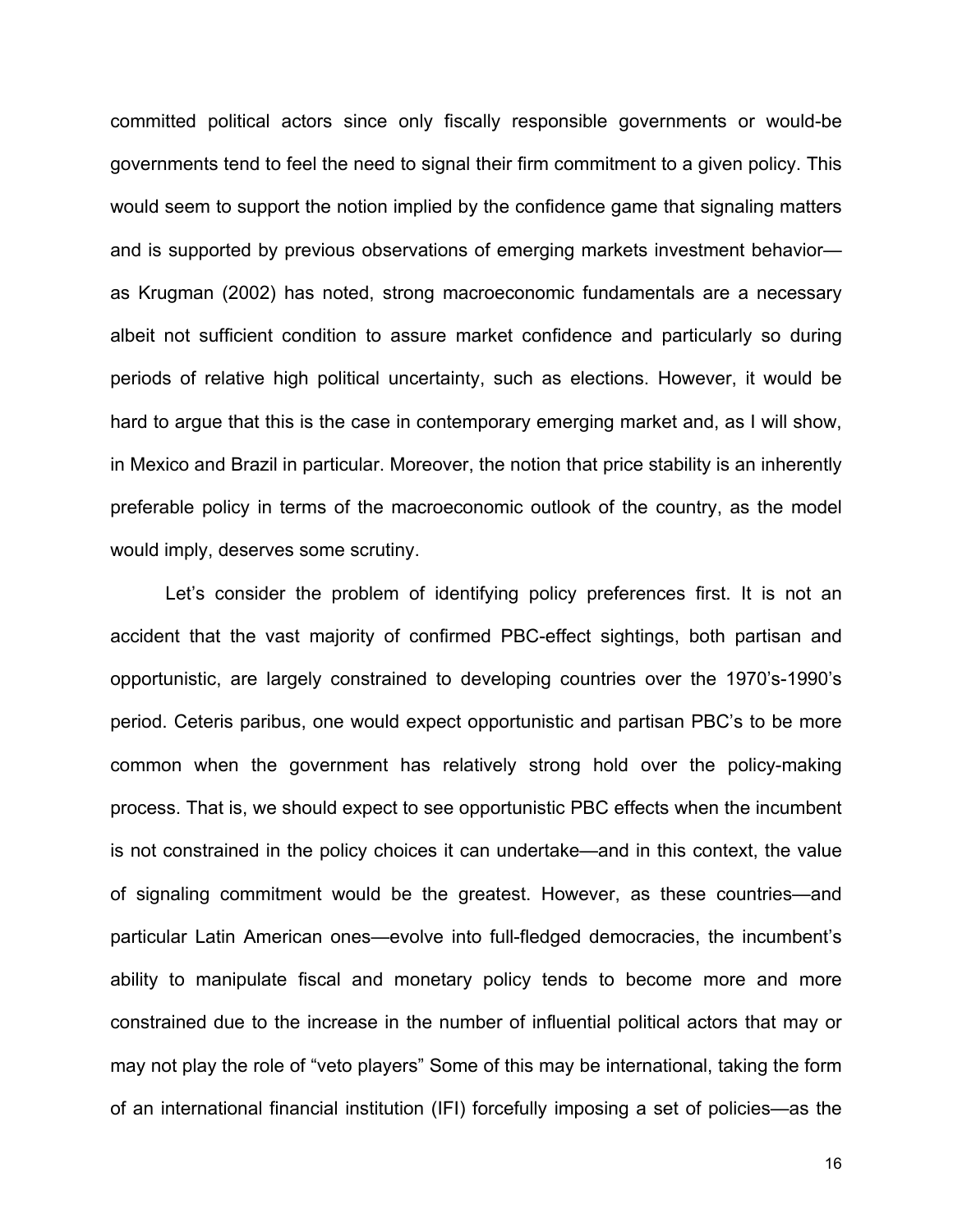committed political actors since only fiscally responsible governments or would-be governments tend to feel the need to signal their firm commitment to a given policy. This would seem to support the notion implied by the confidence game that signaling matters and is supported by previous observations of emerging markets investment behavior—as Krugman (2002) has noted, strong macroeconomic fundamentals are a necessary albeit not sufficient condition to assure market confidence and particularly so during periods of relative high political uncertainty, such as elections. However, it would be hard to argue that this is the case in contemporary emerging market and, as I will show, in Mexico and Brazil in particular. Moreover, the notion that price stability is an inherently preferable policy in terms of the macroeconomic outlook of the country, as the model would imply, deserves some scrutiny.

Let's consider the problem of identifying policy preferences first. It is not an accident that the vast majority of confirmed PBC-effect sightings, both partisan and opportunistic, are largely constrained to developing countries over the 1970's-1990's period. Ceteris paribus, one would expect opportunistic and partisan PBC's to be more common when the government has relatively strong hold over the policy-making process. That is, we should expect to see opportunistic PBC effects when the incumbent is not constrained in the policy choices it can undertake—and in this context, the value of signaling commitment would be the greatest. However, as these countries—and particular Latin American ones—evolve into full-fledged democracies, the incumbent's ability to manipulate fiscal and monetary policy tends to become more and more constrained due to the increase in the number of influential political actors that may or may not play the role of "veto players" Some of this may be international, taking the form of an international financial institution (IFI) forcefully imposing a set of policies—as the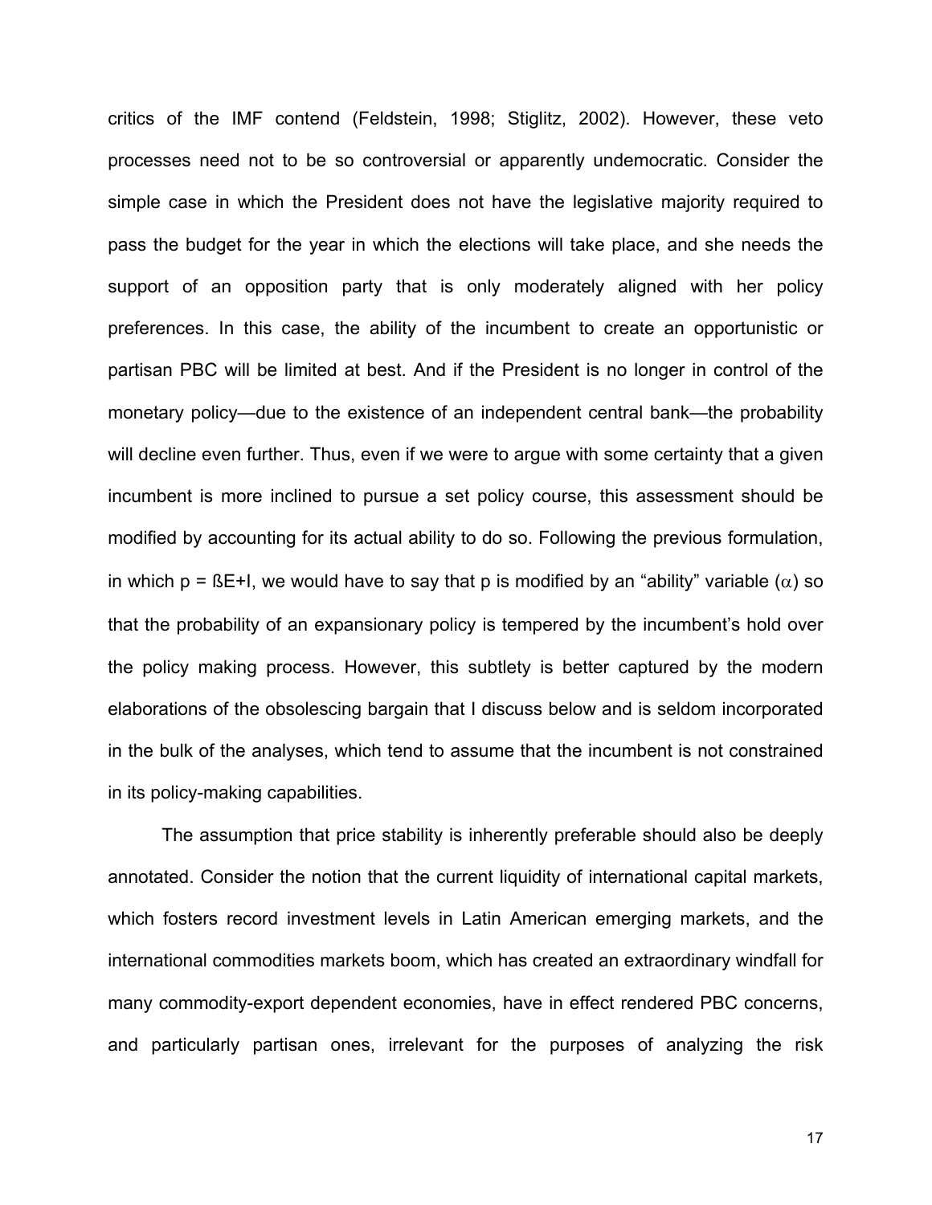critics of the IMF contend (Feldstein, 1998; Stiglitz, 2002). However, these veto processes need not to be so controversial or apparently undemocratic. Consider the simple case in which the President does not have the legislative majority required to pass the budget for the year in which the elections will take place, and she needs the support of an opposition party that is only moderately aligned with her policy preferences. In this case, the ability of the incumbent to create an opportunistic or partisan PBC will be limited at best. And if the President is no longer in control of the monetary policy—due to the existence of an independent central bank—the probability will decline even further. Thus, even if we were to argue with some certainty that a given incumbent is more inclined to pursue a set policy course, this assessment should be modified by accounting for its actual ability to do so. Following the previous formulation, in which $p = ßE+I$, we would have to say that p is modified by an "ability" variable ($\alpha$) so that the probability of an expansionary policy is tempered by the incumbent's hold over the policy making process. However, this subtlety is better captured by the modern elaborations of the obsolescing bargain that I discuss below and is seldom incorporated in the bulk of the analyses, which tend to assume that the incumbent is not constrained in its policy-making capabilities.

The assumption that price stability is inherently preferable should also be deeply annotated. Consider the notion that the current liquidity of international capital markets, which fosters record investment levels in Latin American emerging markets, and the international commodities markets boom, which has created an extraordinary windfall for many commodity-export dependent economies, have in effect rendered PBC concerns, and particularly partisan ones, irrelevant for the purposes of analyzing the risk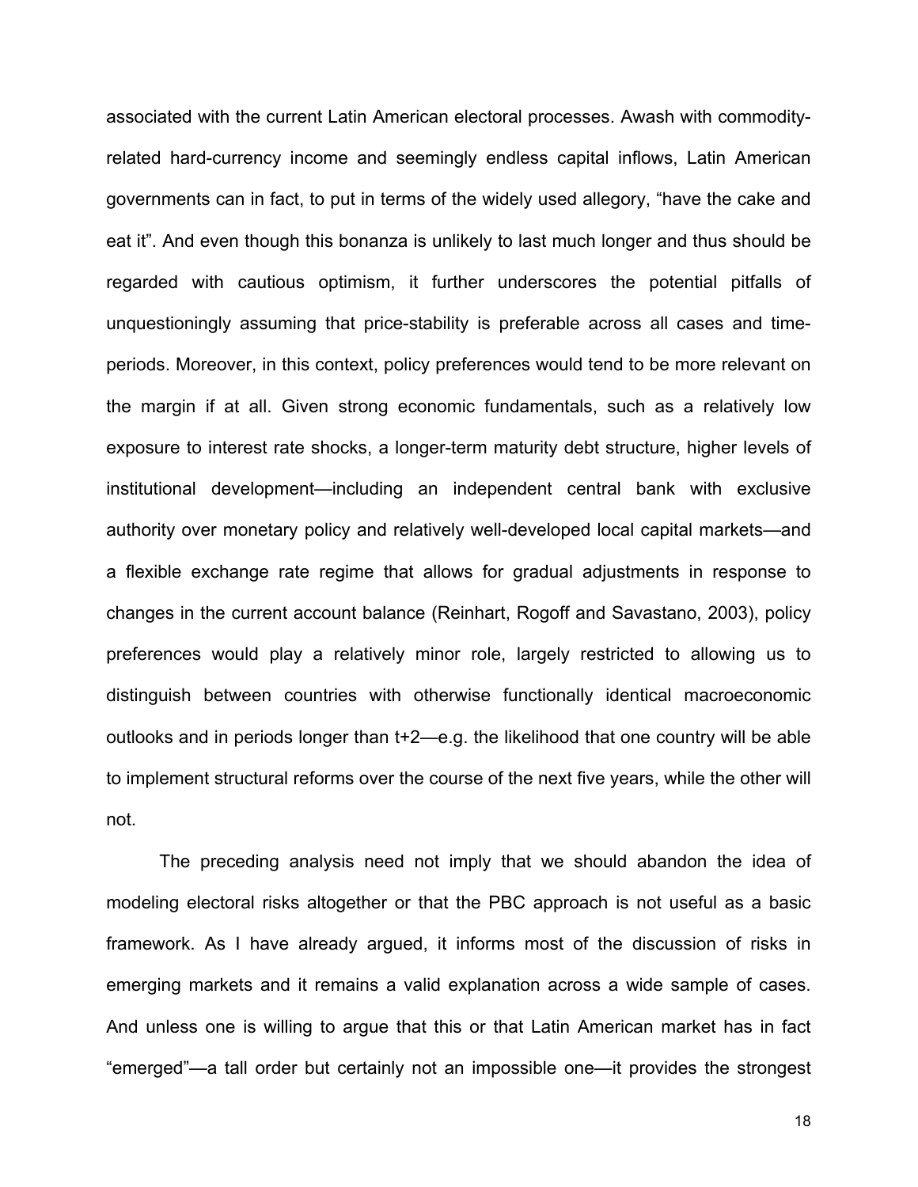associated with the current Latin American electoral processes. Awash with commodity-related hard-currency income and seemingly endless capital inflows, Latin American governments can in fact, to put in terms of the widely used allegory, "have the cake and eat it". And even though this bonanza is unlikely to last much longer and thus should be regarded with cautious optimism, it further underscores the potential pitfalls of unquestioningly assuming that price-stability is preferable across all cases and time-periods. Moreover, in this context, policy preferences would tend to be more relevant on the margin if at all. Given strong economic fundamentals, such as a relatively low exposure to interest rate shocks, a longer-term maturity debt structure, higher levels of institutional development—including an independent central bank with exclusive authority over monetary policy and relatively well-developed local capital markets—and a flexible exchange rate regime that allows for gradual adjustments in response to changes in the current account balance (Reinhart, Rogoff and Savastano, 2003), policy preferences would play a relatively minor role, largely restricted to allowing us to distinguish between countries with otherwise functionally identical macroeconomic outlooks and in periods longer than t+2—e.g. the likelihood that one country will be able to implement structural reforms over the course of the next five years, while the other will not.

The preceding analysis need not imply that we should abandon the idea of modeling electoral risks altogether or that the PBC approach is not useful as a basic framework. As I have already argued, it informs most of the discussion of risks in emerging markets and it remains a valid explanation across a wide sample of cases. And unless one is willing to argue that this or that Latin American market has in fact "emerged"—a tall order but certainly not an impossible one—it provides the strongest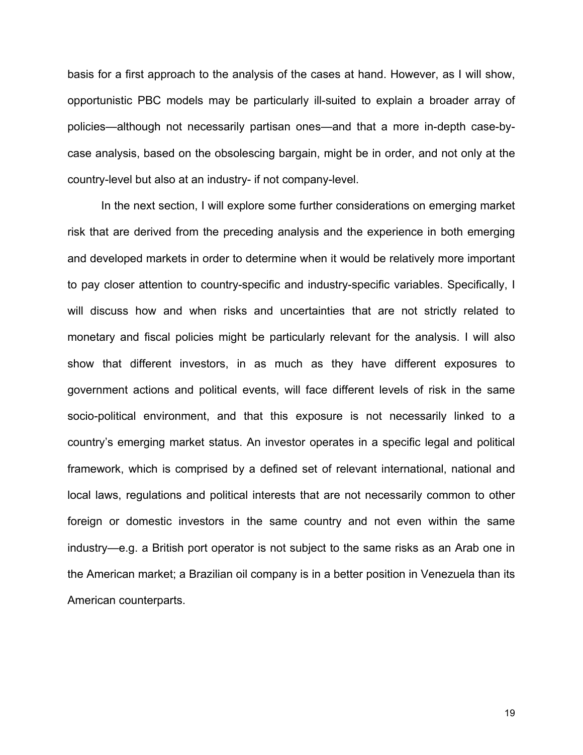basis for a first approach to the analysis of the cases at hand. However, as I will show, opportunistic PBC models may be particularly ill-suited to explain a broader array of policies—although not necessarily partisan ones—and that a more in-depth case-by-case analysis, based on the obsolescing bargain, might be in order, and not only at the country-level but also at an industry- if not company-level.

In the next section, I will explore some further considerations on emerging market risk that are derived from the preceding analysis and the experience in both emerging and developed markets in order to determine when it would be relatively more important to pay closer attention to country-specific and industry-specific variables. Specifically, I will discuss how and when risks and uncertainties that are not strictly related to monetary and fiscal policies might be particularly relevant for the analysis. I will also show that different investors, in as much as they have different exposures to government actions and political events, will face different levels of risk in the same socio-political environment, and that this exposure is not necessarily linked to a country's emerging market status. An investor operates in a specific legal and political framework, which is comprised by a defined set of relevant international, national and local laws, regulations and political interests that are not necessarily common to other foreign or domestic investors in the same country and not even within the same industry—e.g. a British port operator is not subject to the same risks as an Arab one in the American market; a Brazilian oil company is in a better position in Venezuela than its American counterparts.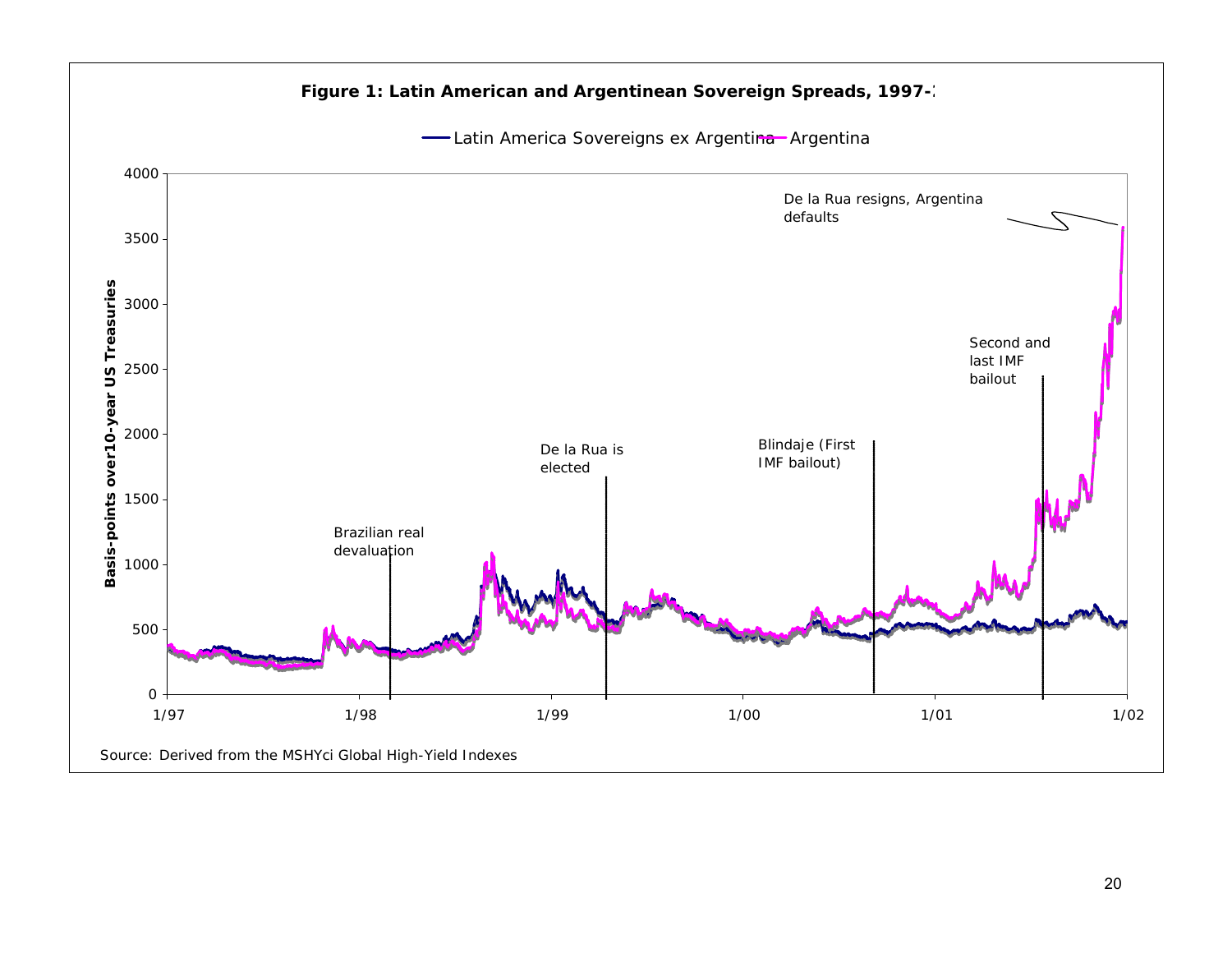**Figure 1: Latin American and Argentinean Sovereign Spreads, 1997-2**

Latin America Sovereigns ex Argentina — Argentina

Basis-points over10-year US Treasuries

Brazilian real devaluation

De la Rua is elected

Blindaje (First IMF bailout)

Second and last IMF bailout

De la Rua resigns, Argentina defaults

Source: Derived from the MSHYci Global High-Yield Indexes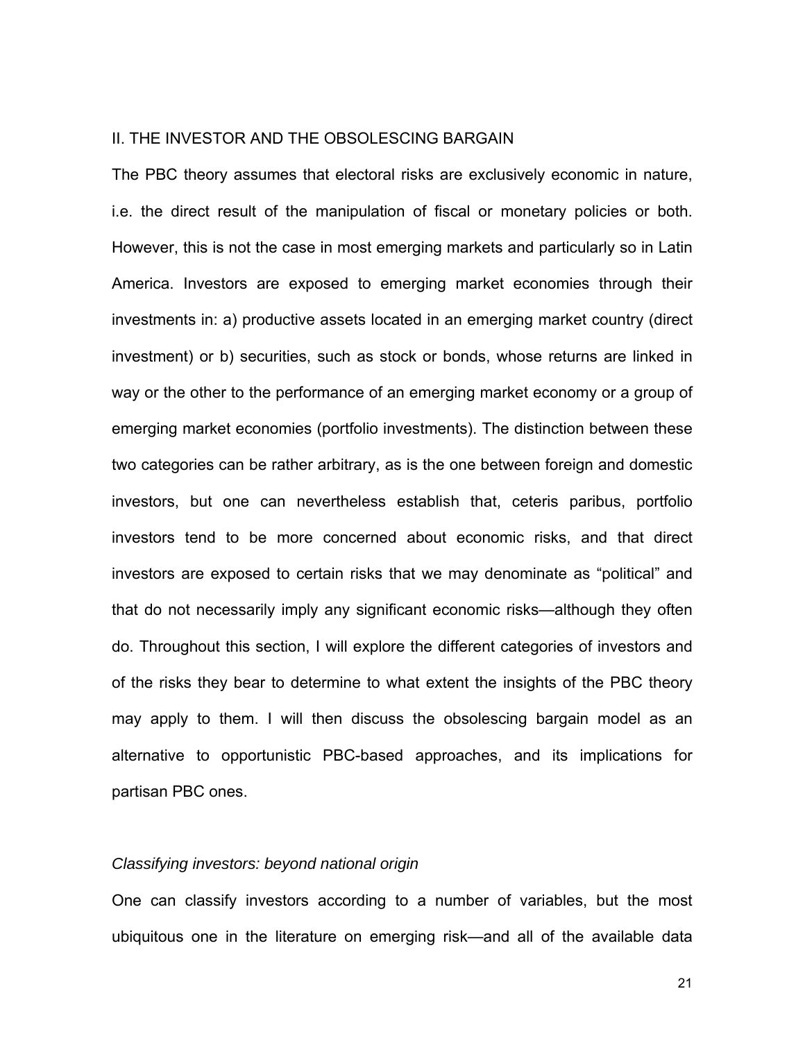## II. THE INVESTOR AND THE OBSOLESCING BARGAIN

The PBC theory assumes that electoral risks are exclusively economic in nature, i.e. the direct result of the manipulation of fiscal or monetary policies or both. However, this is not the case in most emerging markets and particularly so in Latin America. Investors are exposed to emerging market economies through their investments in: a) productive assets located in an emerging market country (direct investment) or b) securities, such as stock or bonds, whose returns are linked in way or the other to the performance of an emerging market economy or a group of emerging market economies (portfolio investments). The distinction between these two categories can be rather arbitrary, as is the one between foreign and domestic investors, but one can nevertheless establish that, ceteris paribus, portfolio investors tend to be more concerned about economic risks, and that direct investors are exposed to certain risks that we may denominate as "political" and that do not necessarily imply any significant economic risks—although they often do. Throughout this section, I will explore the different categories of investors and of the risks they bear to determine to what extent the insights of the PBC theory may apply to them. I will then discuss the obsolescing bargain model as an alternative to opportunistic PBC-based approaches, and its implications for partisan PBC ones.

### *Classifying investors: beyond national origin*

One can classify investors according to a number of variables, but the most ubiquitous one in the literature on emerging risk—and all of the available data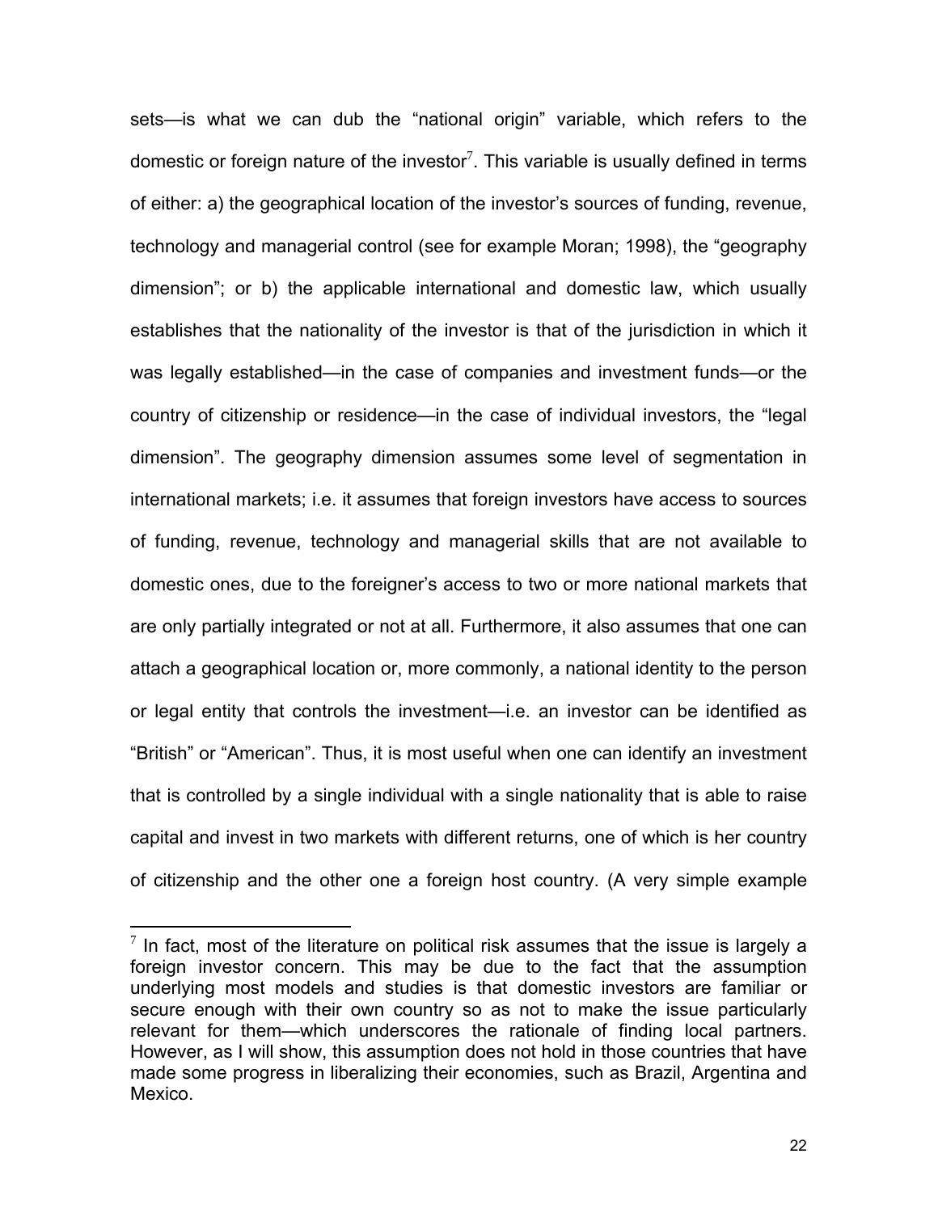sets—is what we can dub the "national origin" variable, which refers to the domestic or foreign nature of the investor[7]. This variable is usually defined in terms of either: a) the geographical location of the investor's sources of funding, revenue, technology and managerial control (see for example Moran; 1998), the "geography dimension"; or b) the applicable international and domestic law, which usually establishes that the nationality of the investor is that of the jurisdiction in which it was legally established—in the case of companies and investment funds—or the country of citizenship or residence—in the case of individual investors, the "legal dimension". The geography dimension assumes some level of segmentation in international markets; i.e. it assumes that foreign investors have access to sources of funding, revenue, technology and managerial skills that are not available to domestic ones, due to the foreigner's access to two or more national markets that are only partially integrated or not at all. Furthermore, it also assumes that one can attach a geographical location or, more commonly, a national identity to the person or legal entity that controls the investment—i.e. an investor can be identified as "British" or "American". Thus, it is most useful when one can identify an investment that is controlled by a single individual with a single nationality that is able to raise capital and invest in two markets with different returns, one of which is her country of citizenship and the other one a foreign host country. (A very simple example

[7] In fact, most of the literature on political risk assumes that the issue is largely a foreign investor concern. This may be due to the fact that the assumption underlying most models and studies is that domestic investors are familiar or secure enough with their own country so as not to make the issue particularly relevant for them—which underscores the rationale of finding local partners. However, as I will show, this assumption does not hold in those countries that have made some progress in liberalizing their economies, such as Brazil, Argentina and Mexico.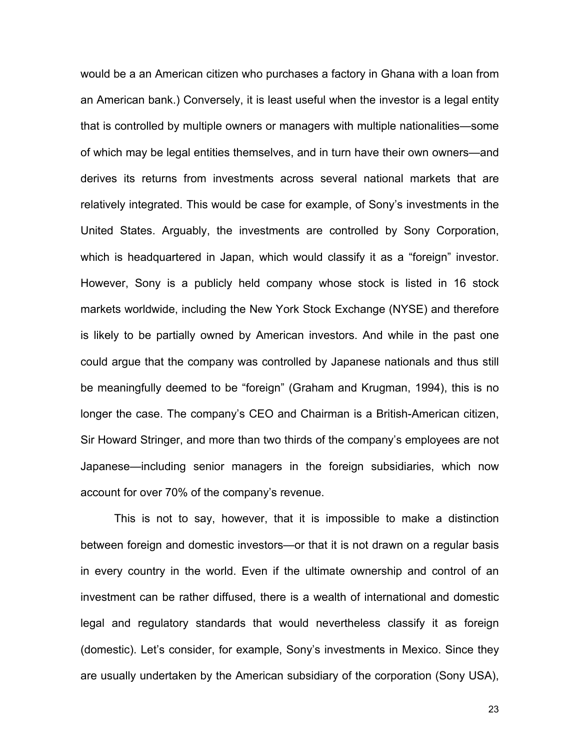would be a an American citizen who purchases a factory in Ghana with a loan from an American bank.) Conversely, it is least useful when the investor is a legal entity that is controlled by multiple owners or managers with multiple nationalities—some of which may be legal entities themselves, and in turn have their own owners—and derives its returns from investments across several national markets that are relatively integrated. This would be case for example, of Sony's investments in the United States. Arguably, the investments are controlled by Sony Corporation, which is headquartered in Japan, which would classify it as a "foreign" investor. However, Sony is a publicly held company whose stock is listed in 16 stock markets worldwide, including the New York Stock Exchange (NYSE) and therefore is likely to be partially owned by American investors. And while in the past one could argue that the company was controlled by Japanese nationals and thus still be meaningfully deemed to be "foreign" (Graham and Krugman, 1994), this is no longer the case. The company's CEO and Chairman is a British-American citizen, Sir Howard Stringer, and more than two thirds of the company's employees are not Japanese—including senior managers in the foreign subsidiaries, which now account for over 70% of the company's revenue.

This is not to say, however, that it is impossible to make a distinction between foreign and domestic investors—or that it is not drawn on a regular basis in every country in the world. Even if the ultimate ownership and control of an investment can be rather diffused, there is a wealth of international and domestic legal and regulatory standards that would nevertheless classify it as foreign (domestic). Let's consider, for example, Sony's investments in Mexico. Since they are usually undertaken by the American subsidiary of the corporation (Sony USA),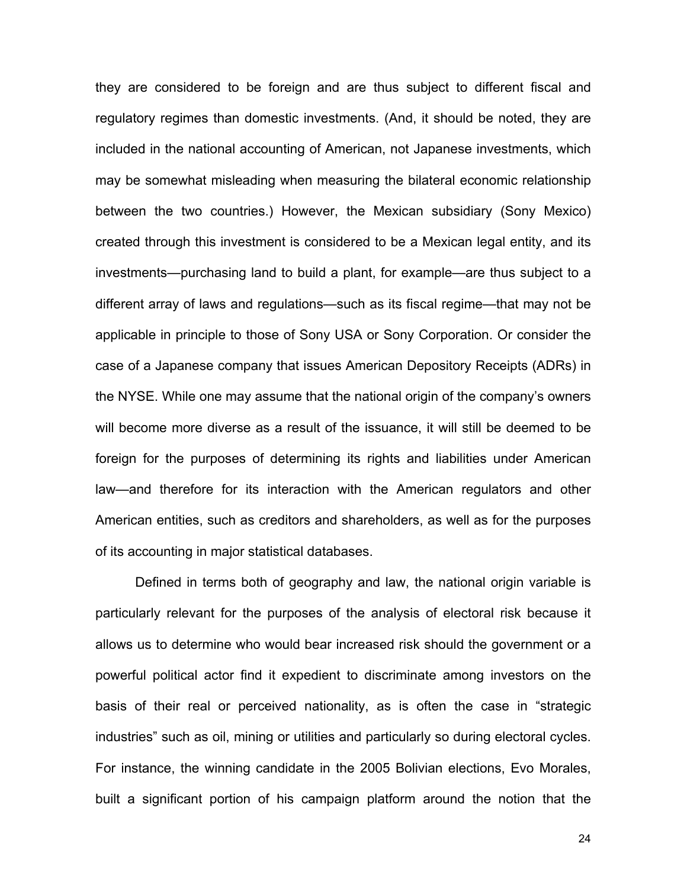they are considered to be foreign and are thus subject to different fiscal and regulatory regimes than domestic investments. (And, it should be noted, they are included in the national accounting of American, not Japanese investments, which may be somewhat misleading when measuring the bilateral economic relationship between the two countries.) However, the Mexican subsidiary (Sony Mexico) created through this investment is considered to be a Mexican legal entity, and its investments—purchasing land to build a plant, for example—are thus subject to a different array of laws and regulations—such as its fiscal regime—that may not be applicable in principle to those of Sony USA or Sony Corporation. Or consider the case of a Japanese company that issues American Depository Receipts (ADRs) in the NYSE. While one may assume that the national origin of the company's owners will become more diverse as a result of the issuance, it will still be deemed to be foreign for the purposes of determining its rights and liabilities under American law—and therefore for its interaction with the American regulators and other American entities, such as creditors and shareholders, as well as for the purposes of its accounting in major statistical databases.

Defined in terms both of geography and law, the national origin variable is particularly relevant for the purposes of the analysis of electoral risk because it allows us to determine who would bear increased risk should the government or a powerful political actor find it expedient to discriminate among investors on the basis of their real or perceived nationality, as is often the case in "strategic industries" such as oil, mining or utilities and particularly so during electoral cycles. For instance, the winning candidate in the 2005 Bolivian elections, Evo Morales, built a significant portion of his campaign platform around the notion that the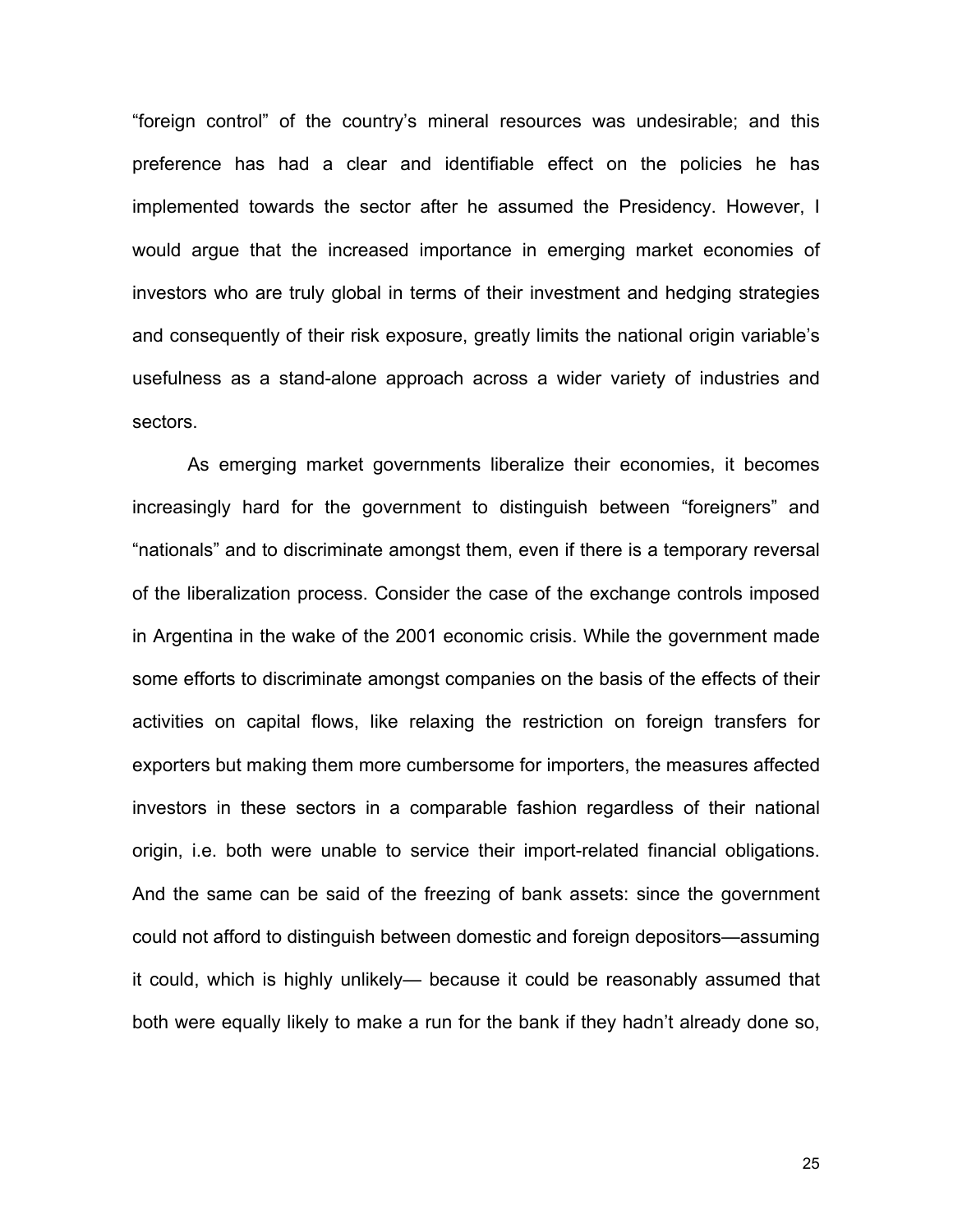"foreign control" of the country's mineral resources was undesirable; and this preference has had a clear and identifiable effect on the policies he has implemented towards the sector after he assumed the Presidency. However, I would argue that the increased importance in emerging market economies of investors who are truly global in terms of their investment and hedging strategies and consequently of their risk exposure, greatly limits the national origin variable's usefulness as a stand-alone approach across a wider variety of industries and sectors.

As emerging market governments liberalize their economies, it becomes increasingly hard for the government to distinguish between "foreigners" and "nationals" and to discriminate amongst them, even if there is a temporary reversal of the liberalization process. Consider the case of the exchange controls imposed in Argentina in the wake of the 2001 economic crisis. While the government made some efforts to discriminate amongst companies on the basis of the effects of their activities on capital flows, like relaxing the restriction on foreign transfers for exporters but making them more cumbersome for importers, the measures affected investors in these sectors in a comparable fashion regardless of their national origin, i.e. both were unable to service their import-related financial obligations. And the same can be said of the freezing of bank assets: since the government could not afford to distinguish between domestic and foreign depositors—assuming it could, which is highly unlikely— because it could be reasonably assumed that both were equally likely to make a run for the bank if they hadn't already done so,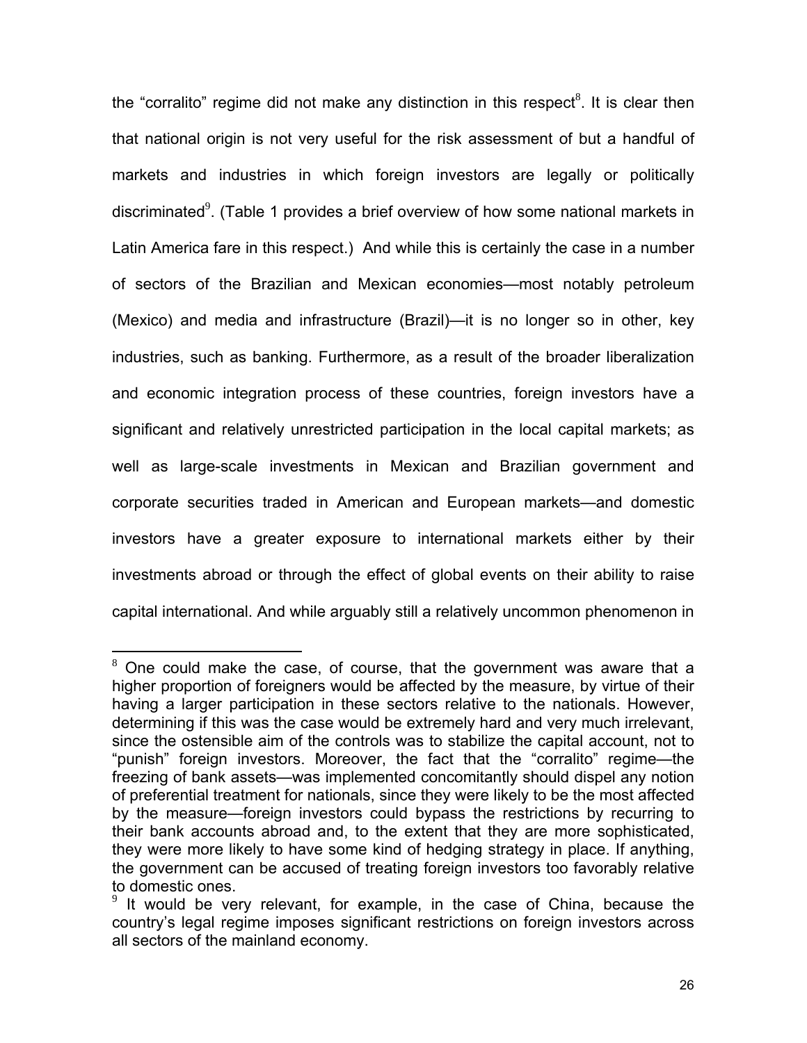the "corralito" regime did not make any distinction in this respect[8]. It is clear then that national origin is not very useful for the risk assessment of but a handful of markets and industries in which foreign investors are legally or politically discriminated[9]. (Table 1 provides a brief overview of how some national markets in Latin America fare in this respect.) And while this is certainly the case in a number of sectors of the Brazilian and Mexican economies—most notably petroleum (Mexico) and media and infrastructure (Brazil)—it is no longer so in other, key industries, such as banking. Furthermore, as a result of the broader liberalization and economic integration process of these countries, foreign investors have a significant and relatively unrestricted participation in the local capital markets; as well as large-scale investments in Mexican and Brazilian government and corporate securities traded in American and European markets—and domestic investors have a greater exposure to international markets either by their investments abroad or through the effect of global events on their ability to raise capital international. And while arguably still a relatively uncommon phenomenon in

---

[8] One could make the case, of course, that the government was aware that a higher proportion of foreigners would be affected by the measure, by virtue of their having a larger participation in these sectors relative to the nationals. However, determining if this was the case would be extremely hard and very much irrelevant, since the ostensible aim of the controls was to stabilize the capital account, not to "punish" foreign investors. Moreover, the fact that the "corralito" regime—the freezing of bank assets—was implemented concomitantly should dispel any notion of preferential treatment for nationals, since they were likely to be the most affected by the measure—foreign investors could bypass the restrictions by recurring to their bank accounts abroad and, to the extent that they are more sophisticated, they were more likely to have some kind of hedging strategy in place. If anything, the government can be accused of treating foreign investors too favorably relative to domestic ones.

[9] It would be very relevant, for example, in the case of China, because the country's legal regime imposes significant restrictions on foreign investors across all sectors of the mainland economy.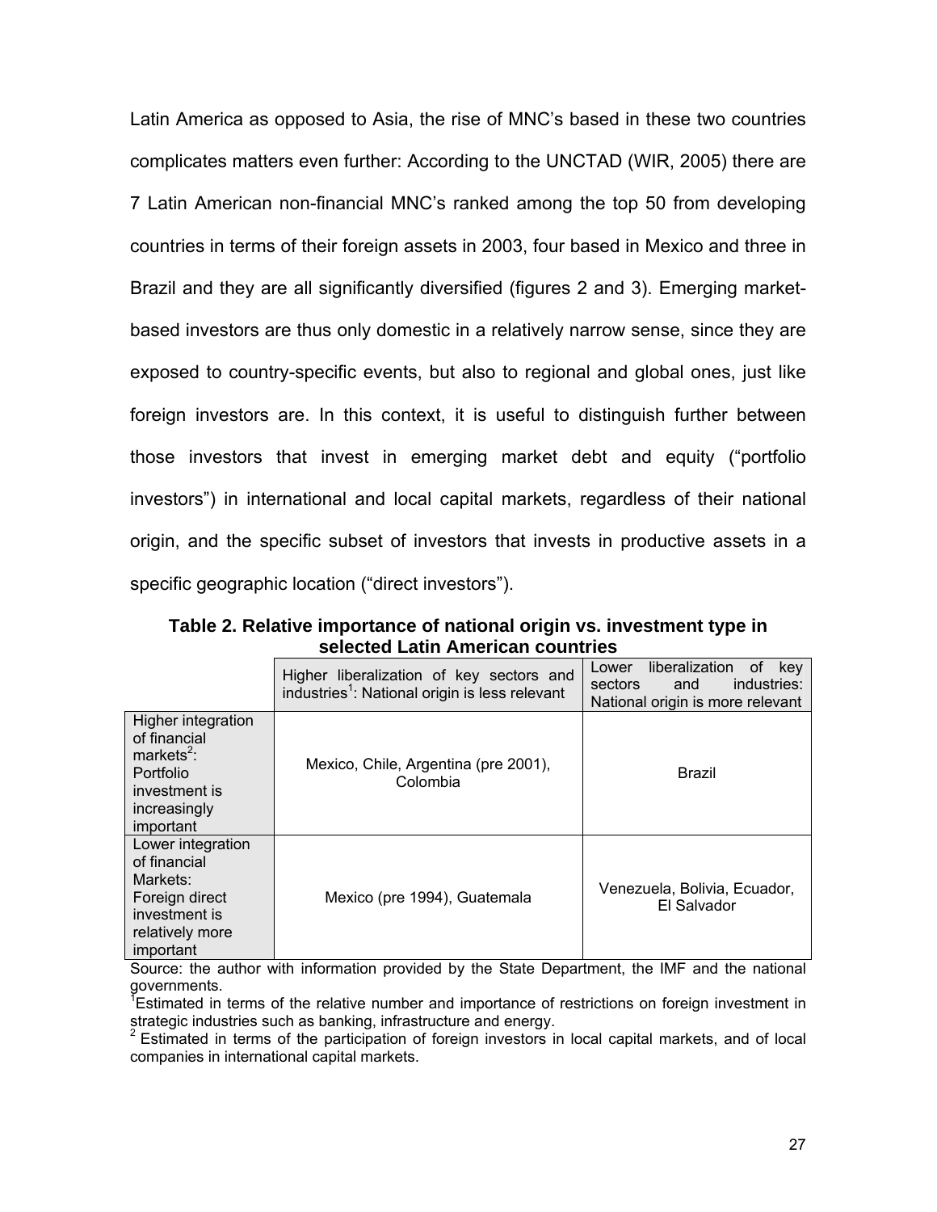Latin America as opposed to Asia, the rise of MNC's based in these two countries complicates matters even further: According to the UNCTAD (WIR, 2005) there are 7 Latin American non-financial MNC's ranked among the top 50 from developing countries in terms of their foreign assets in 2003, four based in Mexico and three in Brazil and they are all significantly diversified (figures 2 and 3). Emerging market-based investors are thus only domestic in a relatively narrow sense, since they are exposed to country-specific events, but also to regional and global ones, just like foreign investors are. In this context, it is useful to distinguish further between those investors that invest in emerging market debt and equity ("portfolio investors") in international and local capital markets, regardless of their national origin, and the specific subset of investors that invests in productive assets in a specific geographic location ("direct investors").

**Table 2. Relative importance of national origin vs. investment type in selected Latin American countries**

| | Higher liberalization of key sectors and industries[1]: National origin is less relevant | Lower liberalization of key sectors and industries: National origin is more relevant |
|---|---|---|
| Higher integration of financial markets[2]: Portfolio investment is increasingly important | Mexico, Chile, Argentina (pre 2001), Colombia | Brazil |
| Lower integration of financial Markets: Foreign direct investment is relatively more important | Mexico (pre 1994), Guatemala | Venezuela, Bolivia, Ecuador, El Salvador |

Source: the author with information provided by the State Department, the IMF and the national governments.

[1]Estimated in terms of the relative number and importance of restrictions on foreign investment in strategic industries such as banking, infrastructure and energy.

[2] Estimated in terms of the participation of foreign investors in local capital markets, and of local companies in international capital markets.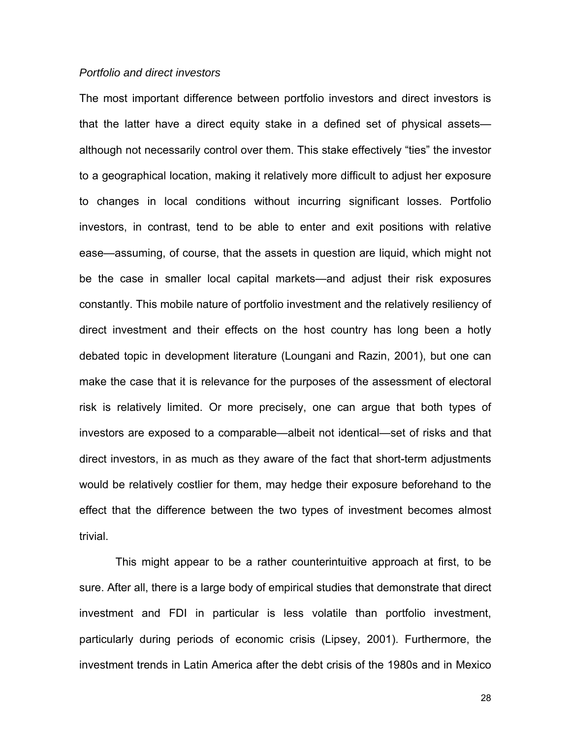*Portfolio and direct investors*

The most important difference between portfolio investors and direct investors is that the latter have a direct equity stake in a defined set of physical assets—although not necessarily control over them. This stake effectively "ties" the investor to a geographical location, making it relatively more difficult to adjust her exposure to changes in local conditions without incurring significant losses. Portfolio investors, in contrast, tend to be able to enter and exit positions with relative ease—assuming, of course, that the assets in question are liquid, which might not be the case in smaller local capital markets—and adjust their risk exposures constantly. This mobile nature of portfolio investment and the relatively resiliency of direct investment and their effects on the host country has long been a hotly debated topic in development literature (Loungani and Razin, 2001), but one can make the case that it is relevance for the purposes of the assessment of electoral risk is relatively limited. Or more precisely, one can argue that both types of investors are exposed to a comparable—albeit not identical—set of risks and that direct investors, in as much as they aware of the fact that short-term adjustments would be relatively costlier for them, may hedge their exposure beforehand to the effect that the difference between the two types of investment becomes almost trivial.

This might appear to be a rather counterintuitive approach at first, to be sure. After all, there is a large body of empirical studies that demonstrate that direct investment and FDI in particular is less volatile than portfolio investment, particularly during periods of economic crisis (Lipsey, 2001). Furthermore, the investment trends in Latin America after the debt crisis of the 1980s and in Mexico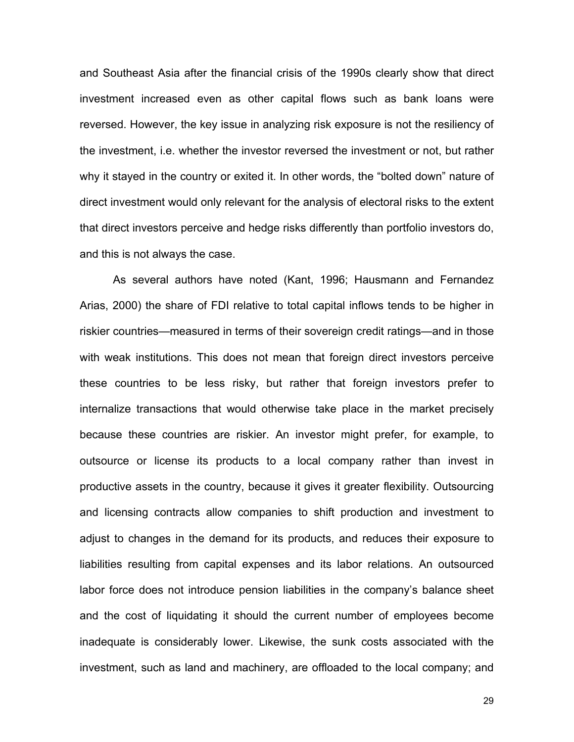and Southeast Asia after the financial crisis of the 1990s clearly show that direct investment increased even as other capital flows such as bank loans were reversed. However, the key issue in analyzing risk exposure is not the resiliency of the investment, i.e. whether the investor reversed the investment or not, but rather why it stayed in the country or exited it. In other words, the "bolted down" nature of direct investment would only relevant for the analysis of electoral risks to the extent that direct investors perceive and hedge risks differently than portfolio investors do, and this is not always the case.

As several authors have noted (Kant, 1996; Hausmann and Fernandez Arias, 2000) the share of FDI relative to total capital inflows tends to be higher in riskier countries—measured in terms of their sovereign credit ratings—and in those with weak institutions. This does not mean that foreign direct investors perceive these countries to be less risky, but rather that foreign investors prefer to internalize transactions that would otherwise take place in the market precisely because these countries are riskier. An investor might prefer, for example, to outsource or license its products to a local company rather than invest in productive assets in the country, because it gives it greater flexibility. Outsourcing and licensing contracts allow companies to shift production and investment to adjust to changes in the demand for its products, and reduces their exposure to liabilities resulting from capital expenses and its labor relations. An outsourced labor force does not introduce pension liabilities in the company's balance sheet and the cost of liquidating it should the current number of employees become inadequate is considerably lower. Likewise, the sunk costs associated with the investment, such as land and machinery, are offloaded to the local company; and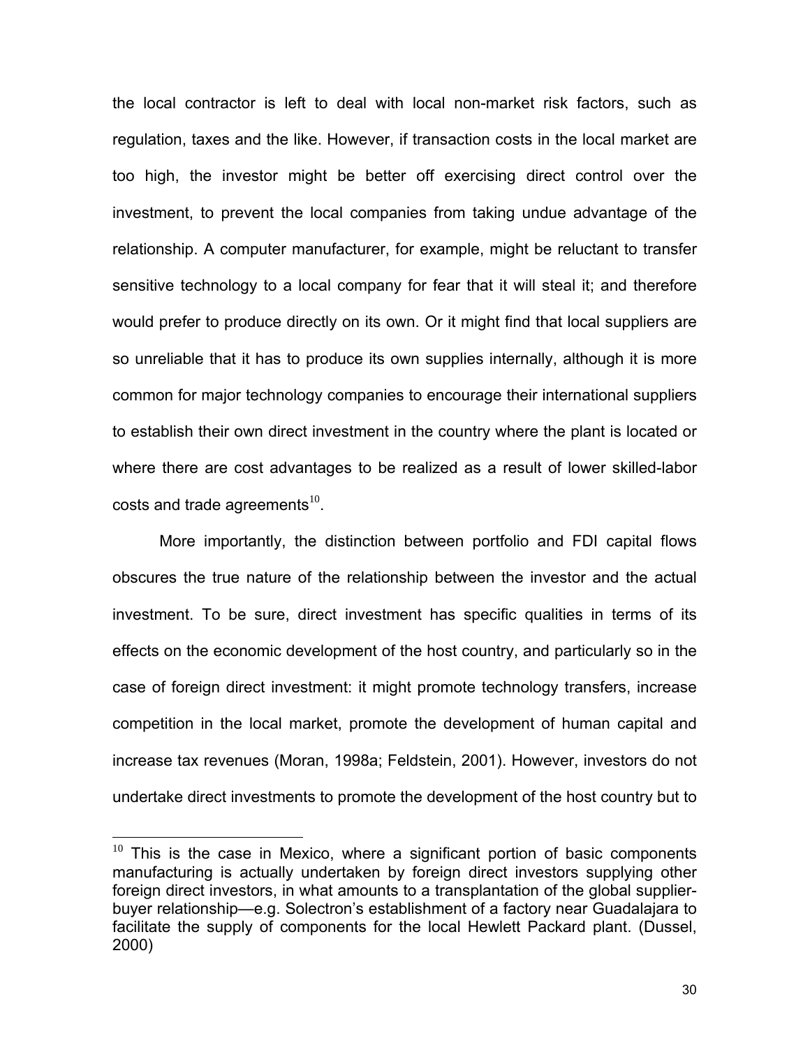the local contractor is left to deal with local non-market risk factors, such as regulation, taxes and the like. However, if transaction costs in the local market are too high, the investor might be better off exercising direct control over the investment, to prevent the local companies from taking undue advantage of the relationship. A computer manufacturer, for example, might be reluctant to transfer sensitive technology to a local company for fear that it will steal it; and therefore would prefer to produce directly on its own. Or it might find that local suppliers are so unreliable that it has to produce its own supplies internally, although it is more common for major technology companies to encourage their international suppliers to establish their own direct investment in the country where the plant is located or where there are cost advantages to be realized as a result of lower skilled-labor costs and trade agreements[10].

More importantly, the distinction between portfolio and FDI capital flows obscures the true nature of the relationship between the investor and the actual investment. To be sure, direct investment has specific qualities in terms of its effects on the economic development of the host country, and particularly so in the case of foreign direct investment: it might promote technology transfers, increase competition in the local market, promote the development of human capital and increase tax revenues (Moran, 1998a; Feldstein, 2001). However, investors do not undertake direct investments to promote the development of the host country but to

---

[10] This is the case in Mexico, where a significant portion of basic components manufacturing is actually undertaken by foreign direct investors supplying other foreign direct investors, in what amounts to a transplantation of the global supplier-buyer relationship—e.g. Solectron's establishment of a factory near Guadalajara to facilitate the supply of components for the local Hewlett Packard plant. (Dussel, 2000)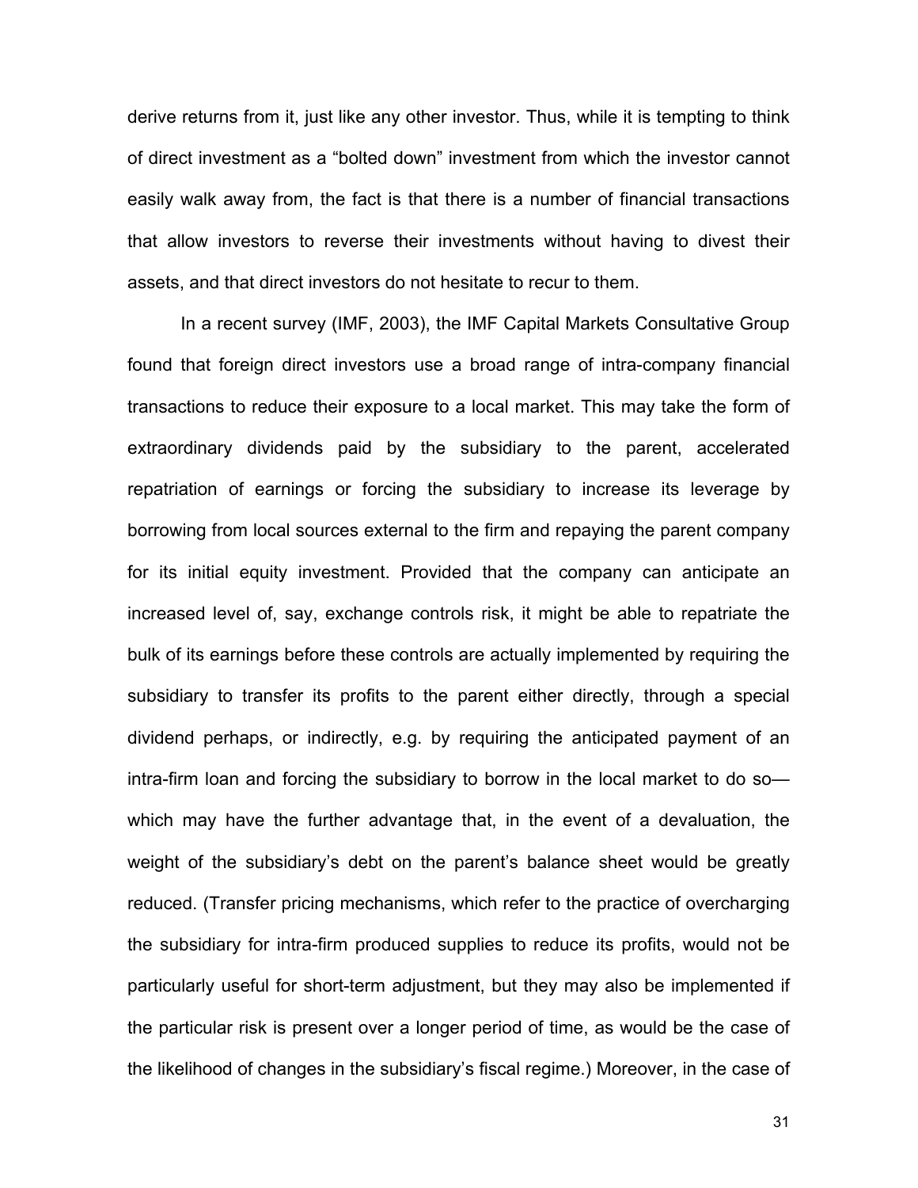derive returns from it, just like any other investor. Thus, while it is tempting to think of direct investment as a "bolted down" investment from which the investor cannot easily walk away from, the fact is that there is a number of financial transactions that allow investors to reverse their investments without having to divest their assets, and that direct investors do not hesitate to recur to them.

In a recent survey (IMF, 2003), the IMF Capital Markets Consultative Group found that foreign direct investors use a broad range of intra-company financial transactions to reduce their exposure to a local market. This may take the form of extraordinary dividends paid by the subsidiary to the parent, accelerated repatriation of earnings or forcing the subsidiary to increase its leverage by borrowing from local sources external to the firm and repaying the parent company for its initial equity investment. Provided that the company can anticipate an increased level of, say, exchange controls risk, it might be able to repatriate the bulk of its earnings before these controls are actually implemented by requiring the subsidiary to transfer its profits to the parent either directly, through a special dividend perhaps, or indirectly, e.g. by requiring the anticipated payment of an intra-firm loan and forcing the subsidiary to borrow in the local market to do so—which may have the further advantage that, in the event of a devaluation, the weight of the subsidiary's debt on the parent's balance sheet would be greatly reduced. (Transfer pricing mechanisms, which refer to the practice of overcharging the subsidiary for intra-firm produced supplies to reduce its profits, would not be particularly useful for short-term adjustment, but they may also be implemented if the particular risk is present over a longer period of time, as would be the case of the likelihood of changes in the subsidiary's fiscal regime.) Moreover, in the case of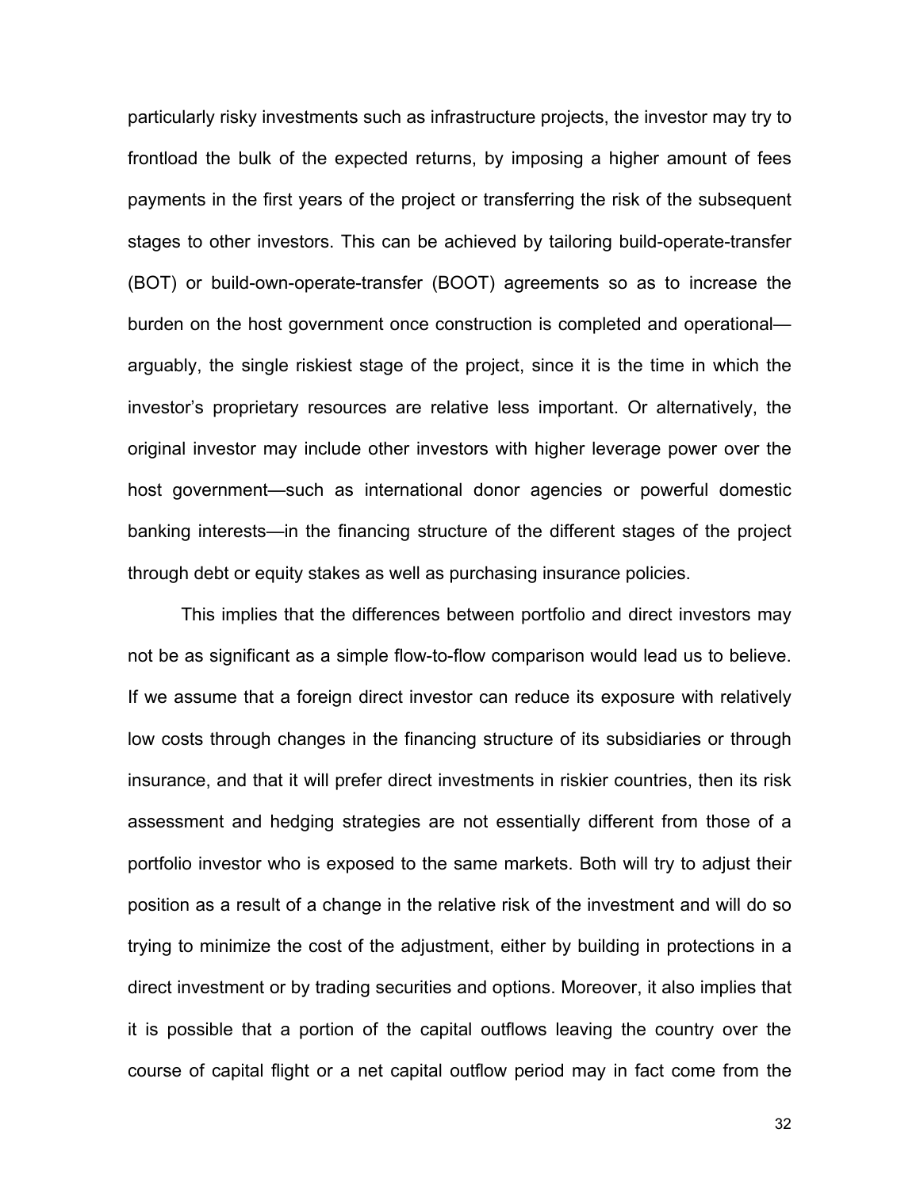particularly risky investments such as infrastructure projects, the investor may try to frontload the bulk of the expected returns, by imposing a higher amount of fees payments in the first years of the project or transferring the risk of the subsequent stages to other investors. This can be achieved by tailoring build-operate-transfer (BOT) or build-own-operate-transfer (BOOT) agreements so as to increase the burden on the host government once construction is completed and operational—arguably, the single riskiest stage of the project, since it is the time in which the investor's proprietary resources are relative less important. Or alternatively, the original investor may include other investors with higher leverage power over the host government—such as international donor agencies or powerful domestic banking interests—in the financing structure of the different stages of the project through debt or equity stakes as well as purchasing insurance policies.

This implies that the differences between portfolio and direct investors may not be as significant as a simple flow-to-flow comparison would lead us to believe. If we assume that a foreign direct investor can reduce its exposure with relatively low costs through changes in the financing structure of its subsidiaries or through insurance, and that it will prefer direct investments in riskier countries, then its risk assessment and hedging strategies are not essentially different from those of a portfolio investor who is exposed to the same markets. Both will try to adjust their position as a result of a change in the relative risk of the investment and will do so trying to minimize the cost of the adjustment, either by building in protections in a direct investment or by trading securities and options. Moreover, it also implies that it is possible that a portion of the capital outflows leaving the country over the course of capital flight or a net capital outflow period may in fact come from the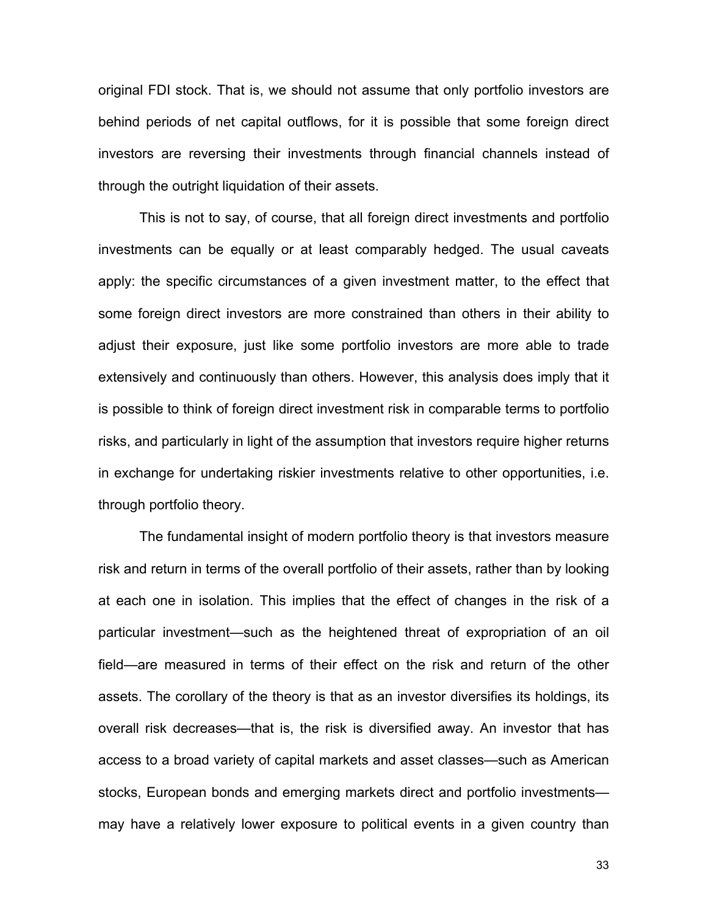original FDI stock. That is, we should not assume that only portfolio investors are behind periods of net capital outflows, for it is possible that some foreign direct investors are reversing their investments through financial channels instead of through the outright liquidation of their assets.

This is not to say, of course, that all foreign direct investments and portfolio investments can be equally or at least comparably hedged. The usual caveats apply: the specific circumstances of a given investment matter, to the effect that some foreign direct investors are more constrained than others in their ability to adjust their exposure, just like some portfolio investors are more able to trade extensively and continuously than others. However, this analysis does imply that it is possible to think of foreign direct investment risk in comparable terms to portfolio risks, and particularly in light of the assumption that investors require higher returns in exchange for undertaking riskier investments relative to other opportunities, i.e. through portfolio theory.

The fundamental insight of modern portfolio theory is that investors measure risk and return in terms of the overall portfolio of their assets, rather than by looking at each one in isolation. This implies that the effect of changes in the risk of a particular investment—such as the heightened threat of expropriation of an oil field—are measured in terms of their effect on the risk and return of the other assets. The corollary of the theory is that as an investor diversifies its holdings, its overall risk decreases—that is, the risk is diversified away. An investor that has access to a broad variety of capital markets and asset classes—such as American stocks, European bonds and emerging markets direct and portfolio investments—may have a relatively lower exposure to political events in a given country than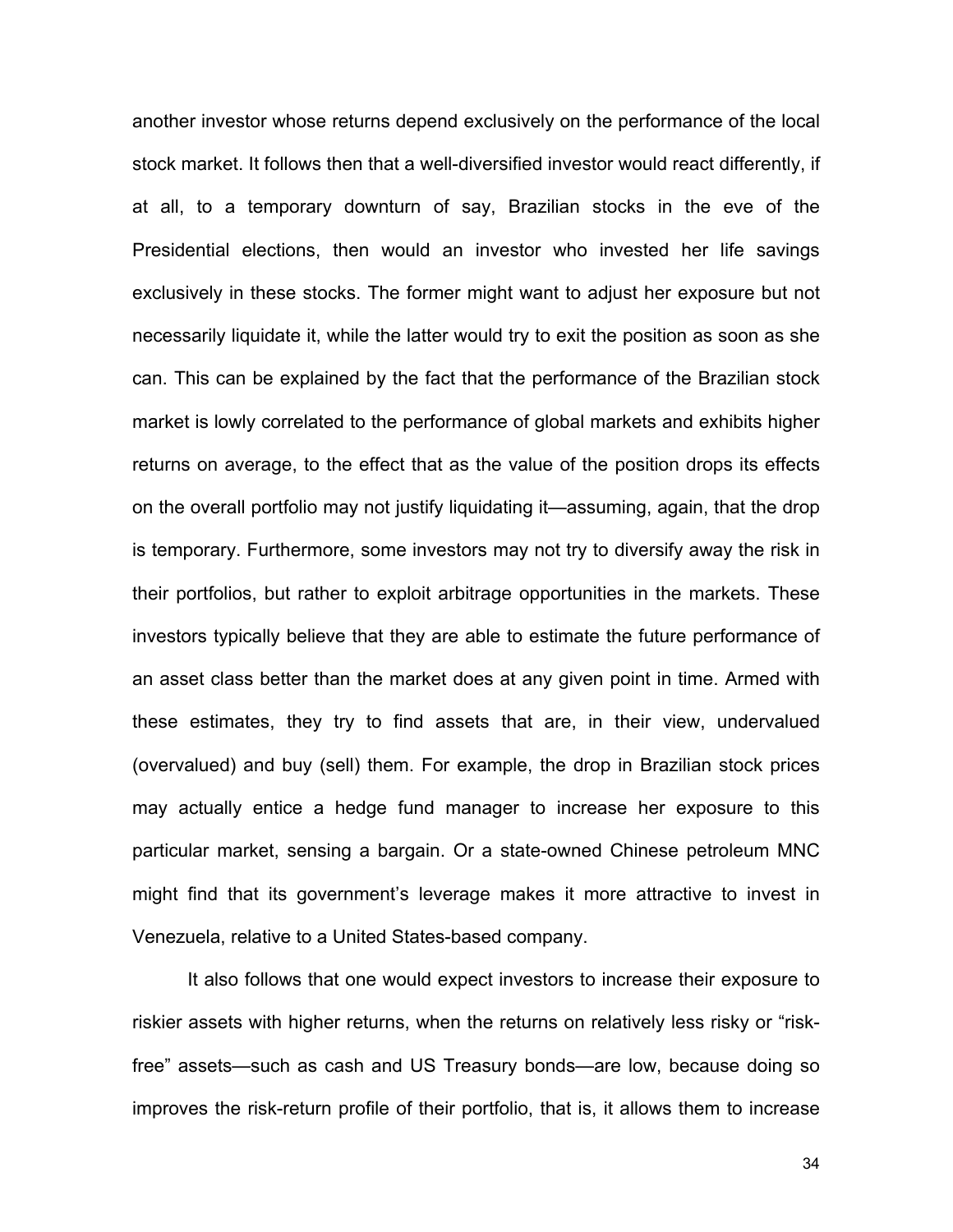another investor whose returns depend exclusively on the performance of the local stock market. It follows then that a well-diversified investor would react differently, if at all, to a temporary downturn of say, Brazilian stocks in the eve of the Presidential elections, then would an investor who invested her life savings exclusively in these stocks. The former might want to adjust her exposure but not necessarily liquidate it, while the latter would try to exit the position as soon as she can. This can be explained by the fact that the performance of the Brazilian stock market is lowly correlated to the performance of global markets and exhibits higher returns on average, to the effect that as the value of the position drops its effects on the overall portfolio may not justify liquidating it—assuming, again, that the drop is temporary. Furthermore, some investors may not try to diversify away the risk in their portfolios, but rather to exploit arbitrage opportunities in the markets. These investors typically believe that they are able to estimate the future performance of an asset class better than the market does at any given point in time. Armed with these estimates, they try to find assets that are, in their view, undervalued (overvalued) and buy (sell) them. For example, the drop in Brazilian stock prices may actually entice a hedge fund manager to increase her exposure to this particular market, sensing a bargain. Or a state-owned Chinese petroleum MNC might find that its government's leverage makes it more attractive to invest in Venezuela, relative to a United States-based company.

It also follows that one would expect investors to increase their exposure to riskier assets with higher returns, when the returns on relatively less risky or "risk-free" assets—such as cash and US Treasury bonds—are low, because doing so improves the risk-return profile of their portfolio, that is, it allows them to increase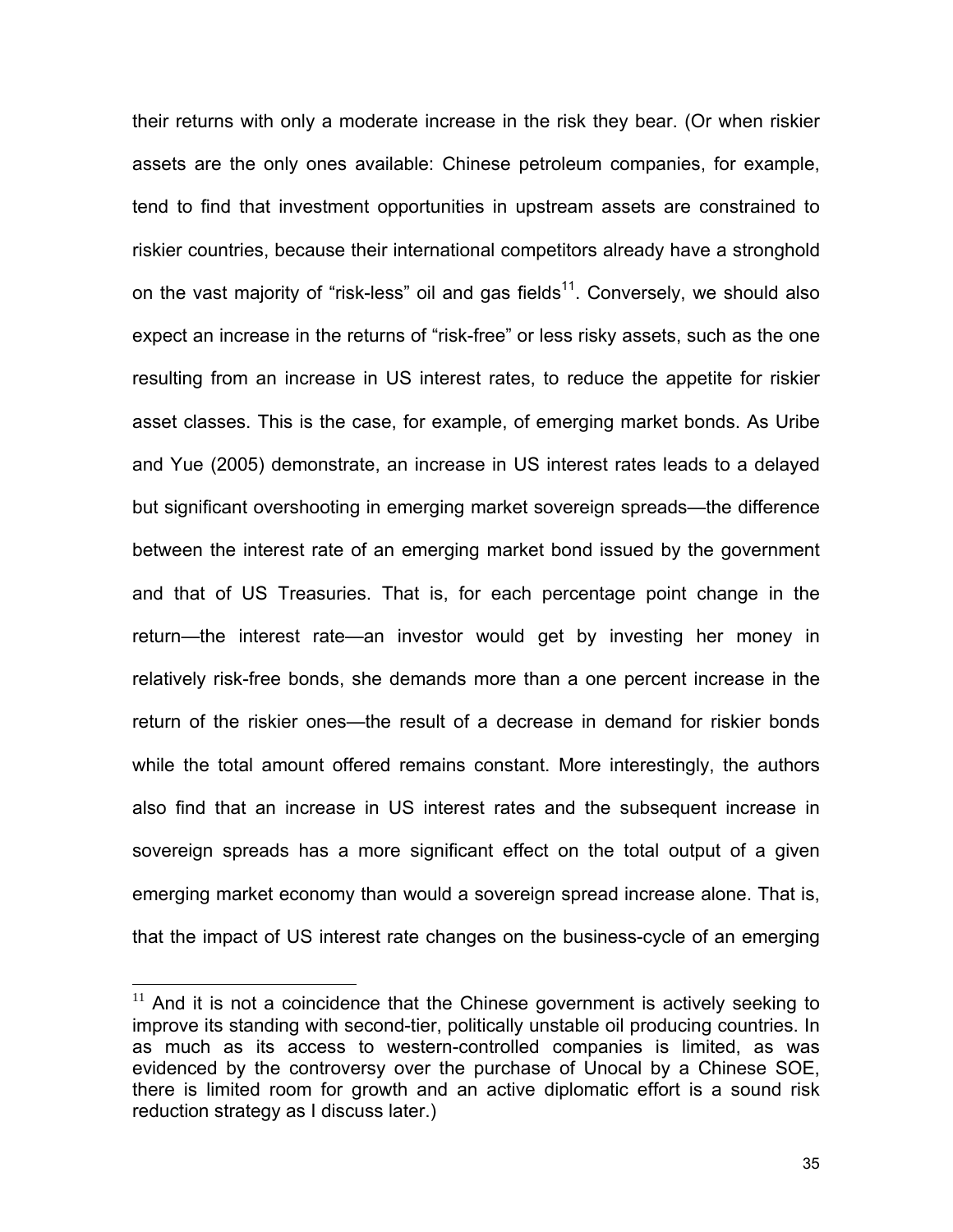their returns with only a moderate increase in the risk they bear. (Or when riskier assets are the only ones available: Chinese petroleum companies, for example, tend to find that investment opportunities in upstream assets are constrained to riskier countries, because their international competitors already have a stronghold on the vast majority of "risk-less" oil and gas fields[11]. Conversely, we should also expect an increase in the returns of "risk-free" or less risky assets, such as the one resulting from an increase in US interest rates, to reduce the appetite for riskier asset classes. This is the case, for example, of emerging market bonds. As Uribe and Yue (2005) demonstrate, an increase in US interest rates leads to a delayed but significant overshooting in emerging market sovereign spreads—the difference between the interest rate of an emerging market bond issued by the government and that of US Treasuries. That is, for each percentage point change in the return—the interest rate—an investor would get by investing her money in relatively risk-free bonds, she demands more than a one percent increase in the return of the riskier ones—the result of a decrease in demand for riskier bonds while the total amount offered remains constant. More interestingly, the authors also find that an increase in US interest rates and the subsequent increase in sovereign spreads has a more significant effect on the total output of a given emerging market economy than would a sovereign spread increase alone. That is, that the impact of US interest rate changes on the business-cycle of an emerging

[11] And it is not a coincidence that the Chinese government is actively seeking to improve its standing with second-tier, politically unstable oil producing countries. In as much as its access to western-controlled companies is limited, as was evidenced by the controversy over the purchase of Unocal by a Chinese SOE, there is limited room for growth and an active diplomatic effort is a sound risk reduction strategy as I discuss later.)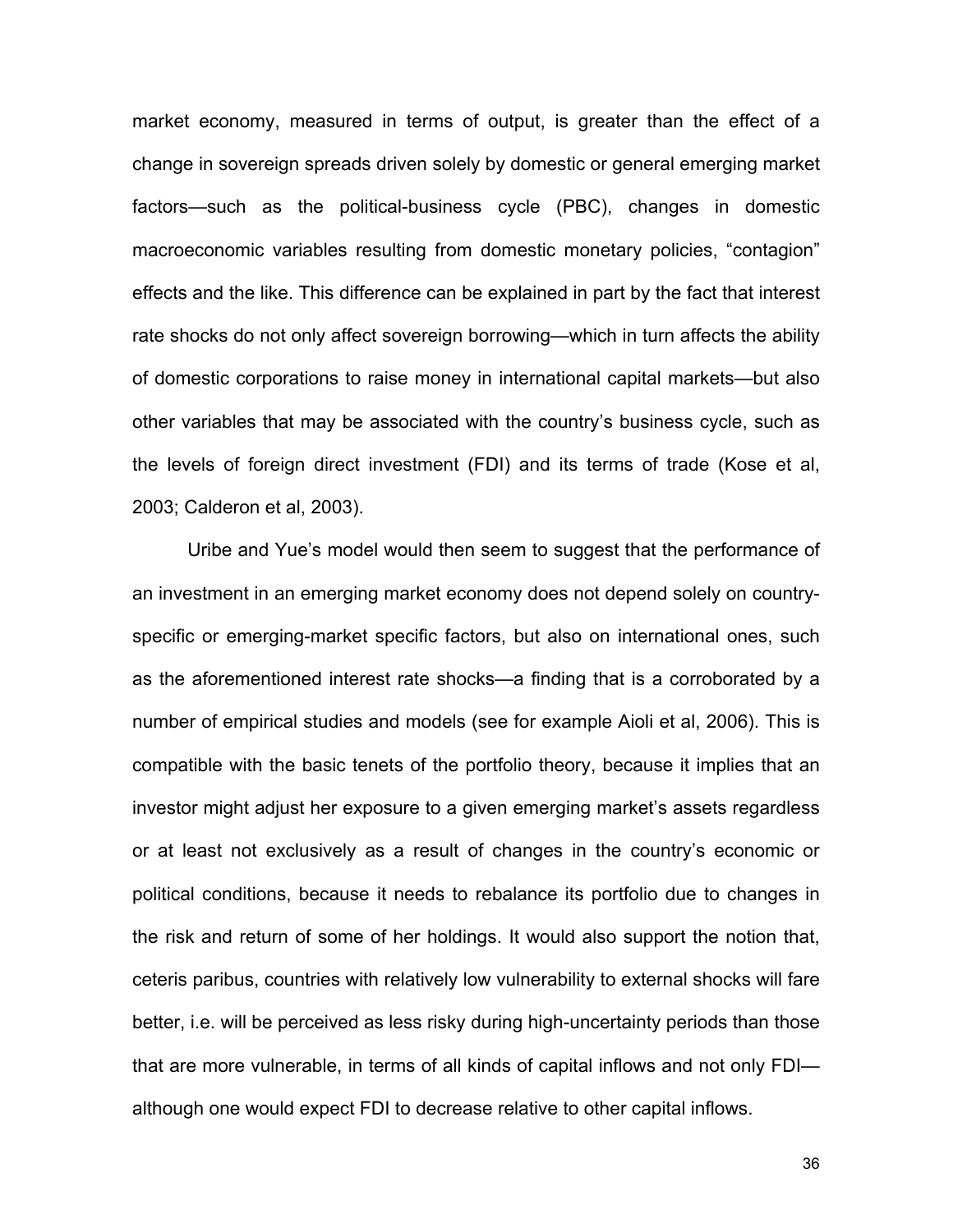market economy, measured in terms of output, is greater than the effect of a change in sovereign spreads driven solely by domestic or general emerging market factors—such as the political-business cycle (PBC), changes in domestic macroeconomic variables resulting from domestic monetary policies, "contagion" effects and the like. This difference can be explained in part by the fact that interest rate shocks do not only affect sovereign borrowing—which in turn affects the ability of domestic corporations to raise money in international capital markets—but also other variables that may be associated with the country's business cycle, such as the levels of foreign direct investment (FDI) and its terms of trade (Kose et al, 2003; Calderon et al, 2003).

Uribe and Yue's model would then seem to suggest that the performance of an investment in an emerging market economy does not depend solely on country-specific or emerging-market specific factors, but also on international ones, such as the aforementioned interest rate shocks—a finding that is a corroborated by a number of empirical studies and models (see for example Aioli et al, 2006). This is compatible with the basic tenets of the portfolio theory, because it implies that an investor might adjust her exposure to a given emerging market's assets regardless or at least not exclusively as a result of changes in the country's economic or political conditions, because it needs to rebalance its portfolio due to changes in the risk and return of some of her holdings. It would also support the notion that, ceteris paribus, countries with relatively low vulnerability to external shocks will fare better, i.e. will be perceived as less risky during high-uncertainty periods than those that are more vulnerable, in terms of all kinds of capital inflows and not only FDI—although one would expect FDI to decrease relative to other capital inflows.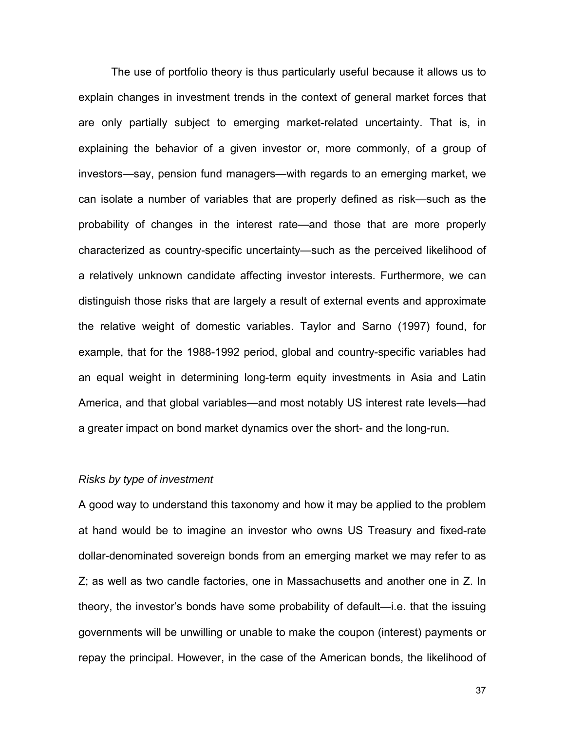The use of portfolio theory is thus particularly useful because it allows us to explain changes in investment trends in the context of general market forces that are only partially subject to emerging market-related uncertainty. That is, in explaining the behavior of a given investor or, more commonly, of a group of investors—say, pension fund managers—with regards to an emerging market, we can isolate a number of variables that are properly defined as risk—such as the probability of changes in the interest rate—and those that are more properly characterized as country-specific uncertainty—such as the perceived likelihood of a relatively unknown candidate affecting investor interests. Furthermore, we can distinguish those risks that are largely a result of external events and approximate the relative weight of domestic variables. Taylor and Sarno (1997) found, for example, that for the 1988-1992 period, global and country-specific variables had an equal weight in determining long-term equity investments in Asia and Latin America, and that global variables—and most notably US interest rate levels—had a greater impact on bond market dynamics over the short- and the long-run.

*Risks by type of investment*

A good way to understand this taxonomy and how it may be applied to the problem at hand would be to imagine an investor who owns US Treasury and fixed-rate dollar-denominated sovereign bonds from an emerging market we may refer to as Z; as well as two candle factories, one in Massachusetts and another one in Z. In theory, the investor's bonds have some probability of default—i.e. that the issuing governments will be unwilling or unable to make the coupon (interest) payments or repay the principal. However, in the case of the American bonds, the likelihood of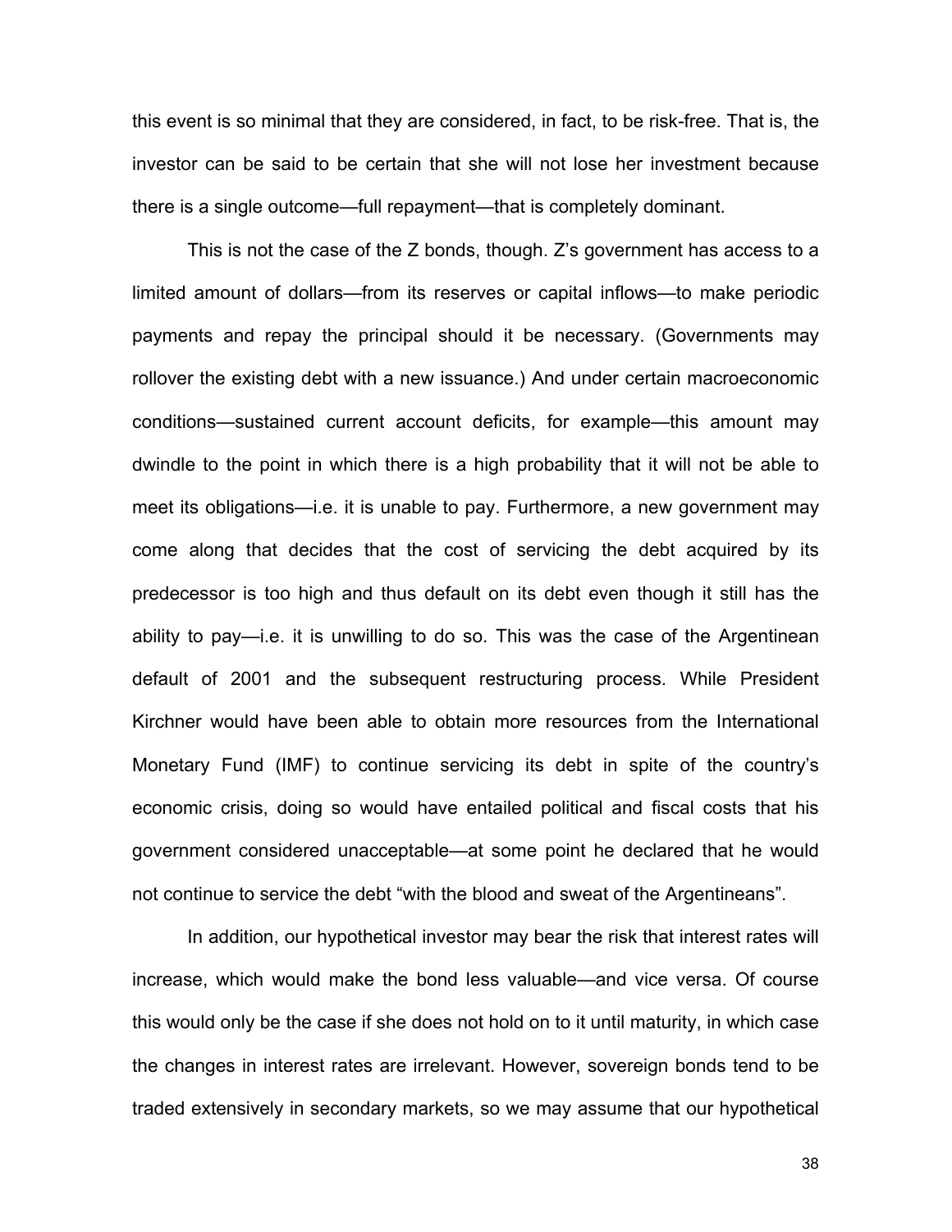this event is so minimal that they are considered, in fact, to be risk-free. That is, the investor can be said to be certain that she will not lose her investment because there is a single outcome—full repayment—that is completely dominant.

This is not the case of the Z bonds, though. Z's government has access to a limited amount of dollars—from its reserves or capital inflows—to make periodic payments and repay the principal should it be necessary. (Governments may rollover the existing debt with a new issuance.) And under certain macroeconomic conditions—sustained current account deficits, for example—this amount may dwindle to the point in which there is a high probability that it will not be able to meet its obligations—i.e. it is unable to pay. Furthermore, a new government may come along that decides that the cost of servicing the debt acquired by its predecessor is too high and thus default on its debt even though it still has the ability to pay—i.e. it is unwilling to do so. This was the case of the Argentinean default of 2001 and the subsequent restructuring process. While President Kirchner would have been able to obtain more resources from the International Monetary Fund (IMF) to continue servicing its debt in spite of the country's economic crisis, doing so would have entailed political and fiscal costs that his government considered unacceptable—at some point he declared that he would not continue to service the debt "with the blood and sweat of the Argentineans".

In addition, our hypothetical investor may bear the risk that interest rates will increase, which would make the bond less valuable—and vice versa. Of course this would only be the case if she does not hold on to it until maturity, in which case the changes in interest rates are irrelevant. However, sovereign bonds tend to be traded extensively in secondary markets, so we may assume that our hypothetical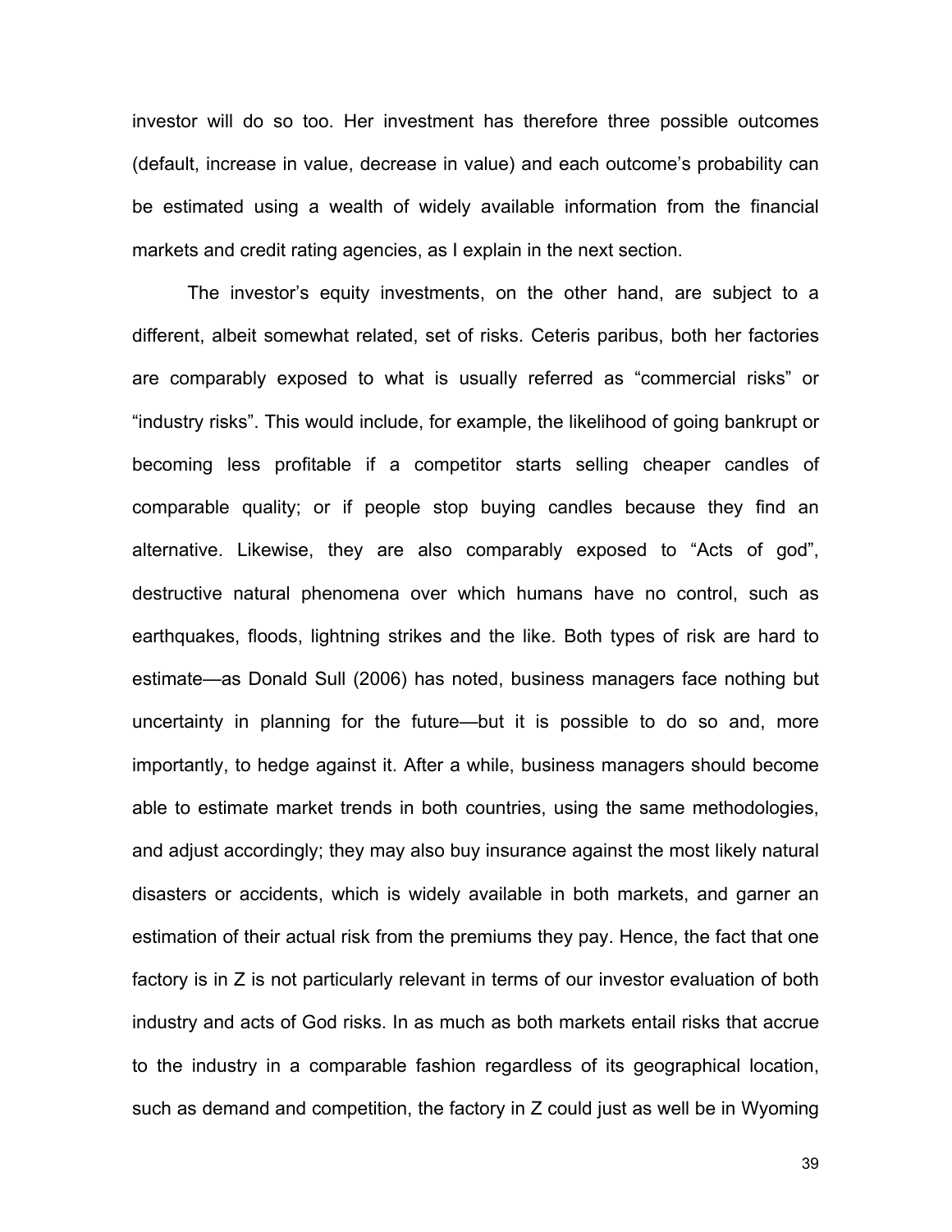investor will do so too. Her investment has therefore three possible outcomes (default, increase in value, decrease in value) and each outcome's probability can be estimated using a wealth of widely available information from the financial markets and credit rating agencies, as I explain in the next section.

The investor's equity investments, on the other hand, are subject to a different, albeit somewhat related, set of risks. Ceteris paribus, both her factories are comparably exposed to what is usually referred as "commercial risks" or "industry risks". This would include, for example, the likelihood of going bankrupt or becoming less profitable if a competitor starts selling cheaper candles of comparable quality; or if people stop buying candles because they find an alternative. Likewise, they are also comparably exposed to "Acts of god", destructive natural phenomena over which humans have no control, such as earthquakes, floods, lightning strikes and the like. Both types of risk are hard to estimate—as Donald Sull (2006) has noted, business managers face nothing but uncertainty in planning for the future—but it is possible to do so and, more importantly, to hedge against it. After a while, business managers should become able to estimate market trends in both countries, using the same methodologies, and adjust accordingly; they may also buy insurance against the most likely natural disasters or accidents, which is widely available in both markets, and garner an estimation of their actual risk from the premiums they pay. Hence, the fact that one factory is in Z is not particularly relevant in terms of our investor evaluation of both industry and acts of God risks. In as much as both markets entail risks that accrue to the industry in a comparable fashion regardless of its geographical location, such as demand and competition, the factory in Z could just as well be in Wyoming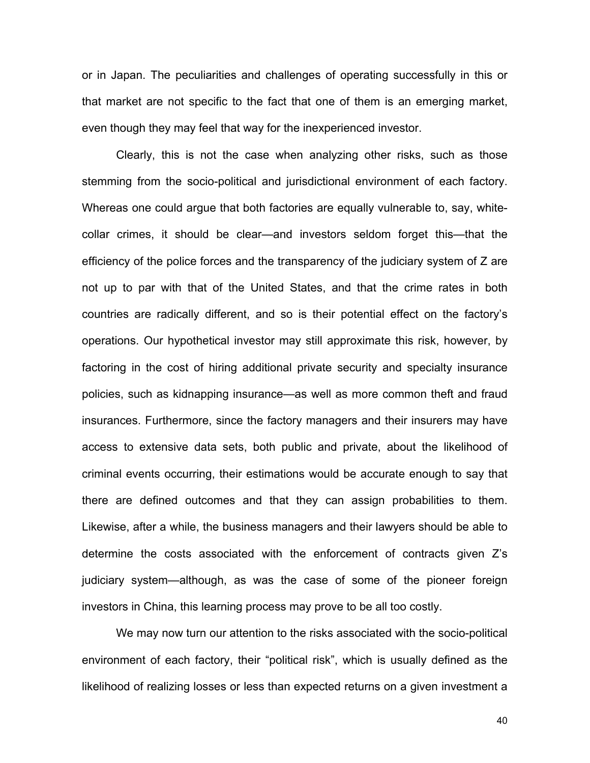or in Japan. The peculiarities and challenges of operating successfully in this or that market are not specific to the fact that one of them is an emerging market, even though they may feel that way for the inexperienced investor.

Clearly, this is not the case when analyzing other risks, such as those stemming from the socio-political and jurisdictional environment of each factory. Whereas one could argue that both factories are equally vulnerable to, say, white-collar crimes, it should be clear—and investors seldom forget this—that the efficiency of the police forces and the transparency of the judiciary system of Z are not up to par with that of the United States, and that the crime rates in both countries are radically different, and so is their potential effect on the factory's operations. Our hypothetical investor may still approximate this risk, however, by factoring in the cost of hiring additional private security and specialty insurance policies, such as kidnapping insurance—as well as more common theft and fraud insurances. Furthermore, since the factory managers and their insurers may have access to extensive data sets, both public and private, about the likelihood of criminal events occurring, their estimations would be accurate enough to say that there are defined outcomes and that they can assign probabilities to them. Likewise, after a while, the business managers and their lawyers should be able to determine the costs associated with the enforcement of contracts given Z's judiciary system—although, as was the case of some of the pioneer foreign investors in China, this learning process may prove to be all too costly.

We may now turn our attention to the risks associated with the socio-political environment of each factory, their "political risk", which is usually defined as the likelihood of realizing losses or less than expected returns on a given investment a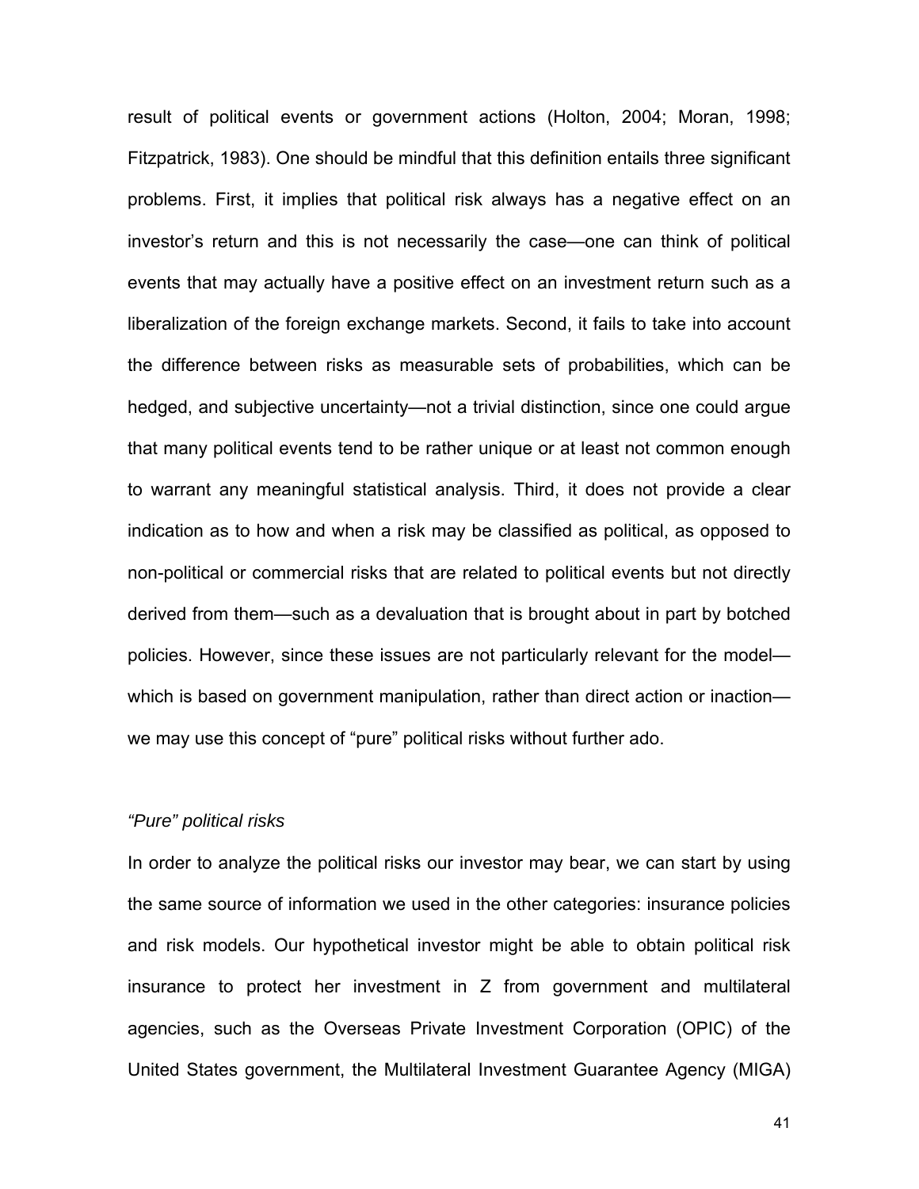result of political events or government actions (Holton, 2004; Moran, 1998; Fitzpatrick, 1983). One should be mindful that this definition entails three significant problems. First, it implies that political risk always has a negative effect on an investor's return and this is not necessarily the case—one can think of political events that may actually have a positive effect on an investment return such as a liberalization of the foreign exchange markets. Second, it fails to take into account the difference between risks as measurable sets of probabilities, which can be hedged, and subjective uncertainty—not a trivial distinction, since one could argue that many political events tend to be rather unique or at least not common enough to warrant any meaningful statistical analysis. Third, it does not provide a clear indication as to how and when a risk may be classified as political, as opposed to non-political or commercial risks that are related to political events but not directly derived from them—such as a devaluation that is brought about in part by botched policies. However, since these issues are not particularly relevant for the model—which is based on government manipulation, rather than direct action or inaction—we may use this concept of "pure" political risks without further ado.

*"Pure" political risks*

In order to analyze the political risks our investor may bear, we can start by using the same source of information we used in the other categories: insurance policies and risk models. Our hypothetical investor might be able to obtain political risk insurance to protect her investment in Z from government and multilateral agencies, such as the Overseas Private Investment Corporation (OPIC) of the United States government, the Multilateral Investment Guarantee Agency (MIGA)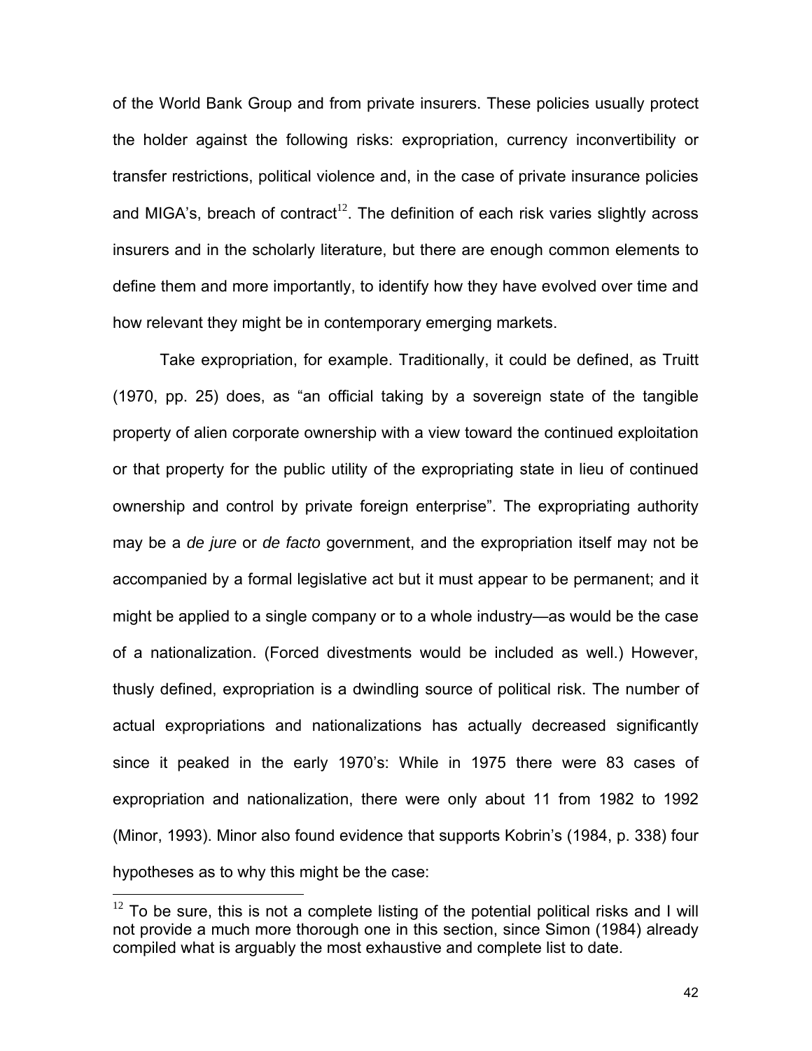of the World Bank Group and from private insurers. These policies usually protect the holder against the following risks: expropriation, currency inconvertibility or transfer restrictions, political violence and, in the case of private insurance policies and MIGA's, breach of contract[12]. The definition of each risk varies slightly across insurers and in the scholarly literature, but there are enough common elements to define them and more importantly, to identify how they have evolved over time and how relevant they might be in contemporary emerging markets.

Take expropriation, for example. Traditionally, it could be defined, as Truitt (1970, pp. 25) does, as "an official taking by a sovereign state of the tangible property of alien corporate ownership with a view toward the continued exploitation or that property for the public utility of the expropriating state in lieu of continued ownership and control by private foreign enterprise". The expropriating authority may be a *de jure* or *de facto* government, and the expropriation itself may not be accompanied by a formal legislative act but it must appear to be permanent; and it might be applied to a single company or to a whole industry—as would be the case of a nationalization. (Forced divestments would be included as well.) However, thusly defined, expropriation is a dwindling source of political risk. The number of actual expropriations and nationalizations has actually decreased significantly since it peaked in the early 1970's: While in 1975 there were 83 cases of expropriation and nationalization, there were only about 11 from 1982 to 1992 (Minor, 1993). Minor also found evidence that supports Kobrin's (1984, p. 338) four hypotheses as to why this might be the case:

[12] To be sure, this is not a complete listing of the potential political risks and I will not provide a much more thorough one in this section, since Simon (1984) already compiled what is arguably the most exhaustive and complete list to date.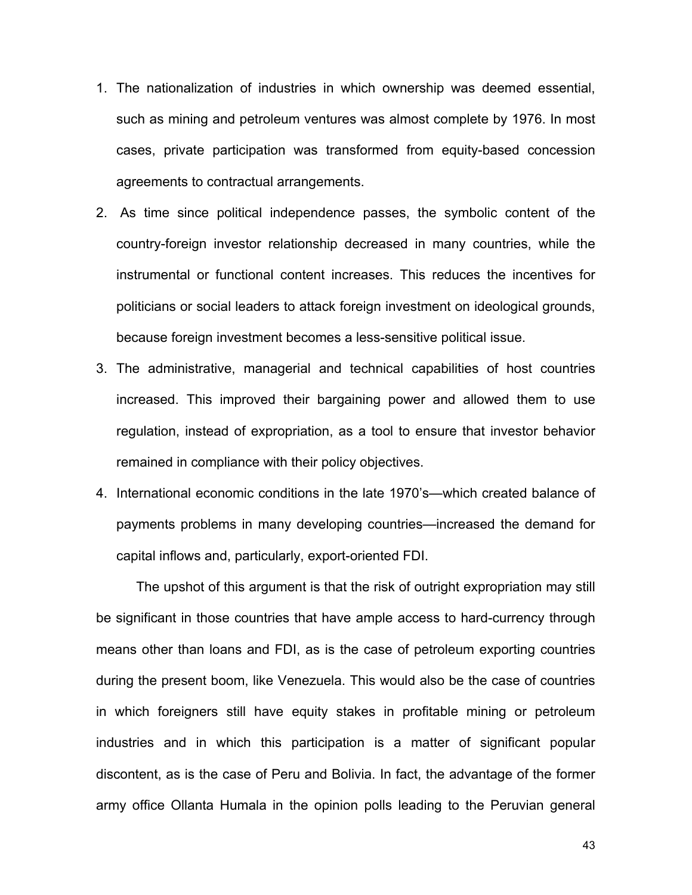1. The nationalization of industries in which ownership was deemed essential, such as mining and petroleum ventures was almost complete by 1976. In most cases, private participation was transformed from equity-based concession agreements to contractual arrangements.
2. As time since political independence passes, the symbolic content of the country-foreign investor relationship decreased in many countries, while the instrumental or functional content increases. This reduces the incentives for politicians or social leaders to attack foreign investment on ideological grounds, because foreign investment becomes a less-sensitive political issue.
3. The administrative, managerial and technical capabilities of host countries increased. This improved their bargaining power and allowed them to use regulation, instead of expropriation, as a tool to ensure that investor behavior remained in compliance with their policy objectives.
4. International economic conditions in the late 1970's—which created balance of payments problems in many developing countries—increased the demand for capital inflows and, particularly, export-oriented FDI.

The upshot of this argument is that the risk of outright expropriation may still be significant in those countries that have ample access to hard-currency through means other than loans and FDI, as is the case of petroleum exporting countries during the present boom, like Venezuela. This would also be the case of countries in which foreigners still have equity stakes in profitable mining or petroleum industries and in which this participation is a matter of significant popular discontent, as is the case of Peru and Bolivia. In fact, the advantage of the former army office Ollanta Humala in the opinion polls leading to the Peruvian general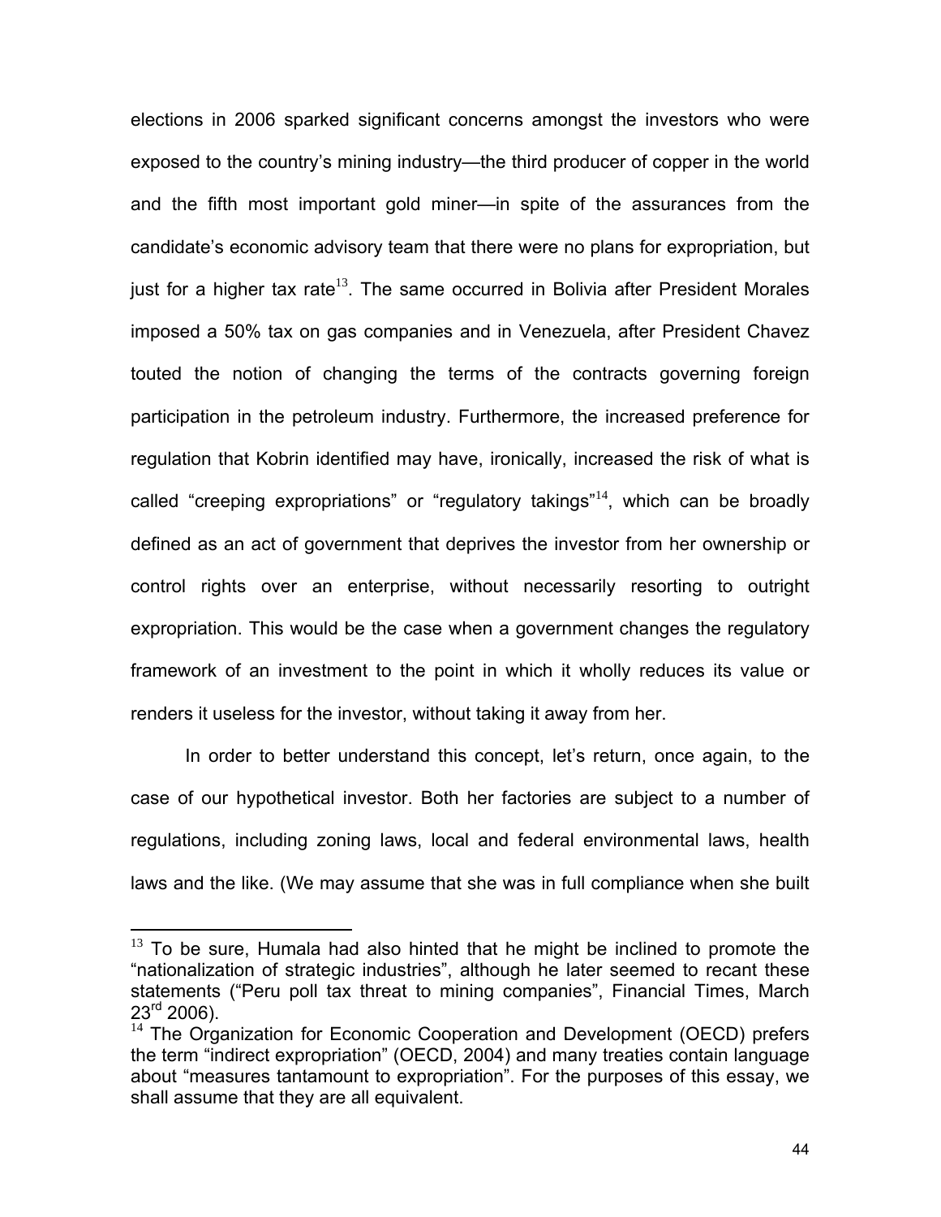elections in 2006 sparked significant concerns amongst the investors who were exposed to the country's mining industry—the third producer of copper in the world and the fifth most important gold miner—in spite of the assurances from the candidate's economic advisory team that there were no plans for expropriation, but just for a higher tax rate[13]. The same occurred in Bolivia after President Morales imposed a 50% tax on gas companies and in Venezuela, after President Chavez touted the notion of changing the terms of the contracts governing foreign participation in the petroleum industry. Furthermore, the increased preference for regulation that Kobrin identified may have, ironically, increased the risk of what is called "creeping expropriations" or "regulatory takings"[14], which can be broadly defined as an act of government that deprives the investor from her ownership or control rights over an enterprise, without necessarily resorting to outright expropriation. This would be the case when a government changes the regulatory framework of an investment to the point in which it wholly reduces its value or renders it useless for the investor, without taking it away from her.

In order to better understand this concept, let's return, once again, to the case of our hypothetical investor. Both her factories are subject to a number of regulations, including zoning laws, local and federal environmental laws, health laws and the like. (We may assume that she was in full compliance when she built

---

[13] To be sure, Humala had also hinted that he might be inclined to promote the "nationalization of strategic industries", although he later seemed to recant these statements ("Peru poll tax threat to mining companies", Financial Times, March 23rd 2006).

[14] The Organization for Economic Cooperation and Development (OECD) prefers the term "indirect expropriation" (OECD, 2004) and many treaties contain language about "measures tantamount to expropriation". For the purposes of this essay, we shall assume that they are all equivalent.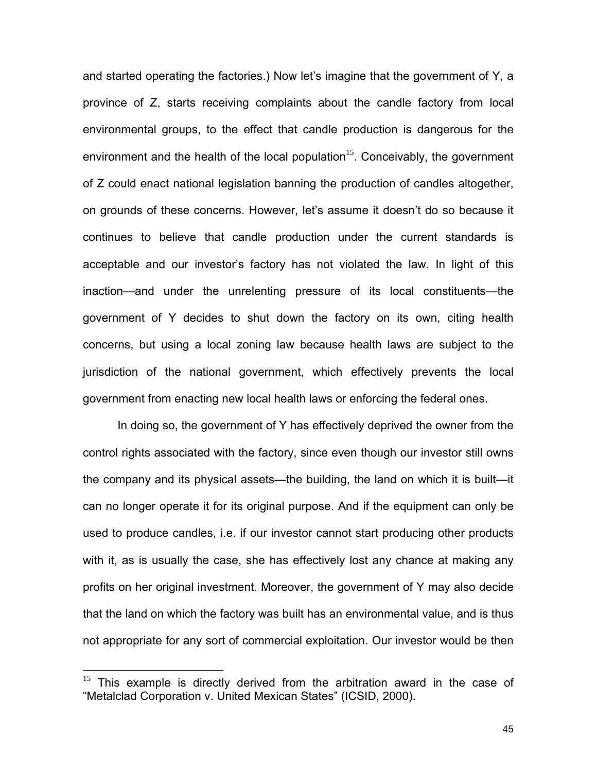and started operating the factories.) Now let's imagine that the government of Y, a province of Z, starts receiving complaints about the candle factory from local environmental groups, to the effect that candle production is dangerous for the environment and the health of the local population[15]. Conceivably, the government of Z could enact national legislation banning the production of candles altogether, on grounds of these concerns. However, let's assume it doesn't do so because it continues to believe that candle production under the current standards is acceptable and our investor's factory has not violated the law. In light of this inaction—and under the unrelenting pressure of its local constituents—the government of Y decides to shut down the factory on its own, citing health concerns, but using a local zoning law because health laws are subject to the jurisdiction of the national government, which effectively prevents the local government from enacting new local health laws or enforcing the federal ones.

In doing so, the government of Y has effectively deprived the owner from the control rights associated with the factory, since even though our investor still owns the company and its physical assets—the building, the land on which it is built—it can no longer operate it for its original purpose. And if the equipment can only be used to produce candles, i.e. if our investor cannot start producing other products with it, as is usually the case, she has effectively lost any chance at making any profits on her original investment. Moreover, the government of Y may also decide that the land on which the factory was built has an environmental value, and is thus not appropriate for any sort of commercial exploitation. Our investor would be then

[15] This example is directly derived from the arbitration award in the case of "Metalclad Corporation v. United Mexican States" (ICSID, 2000).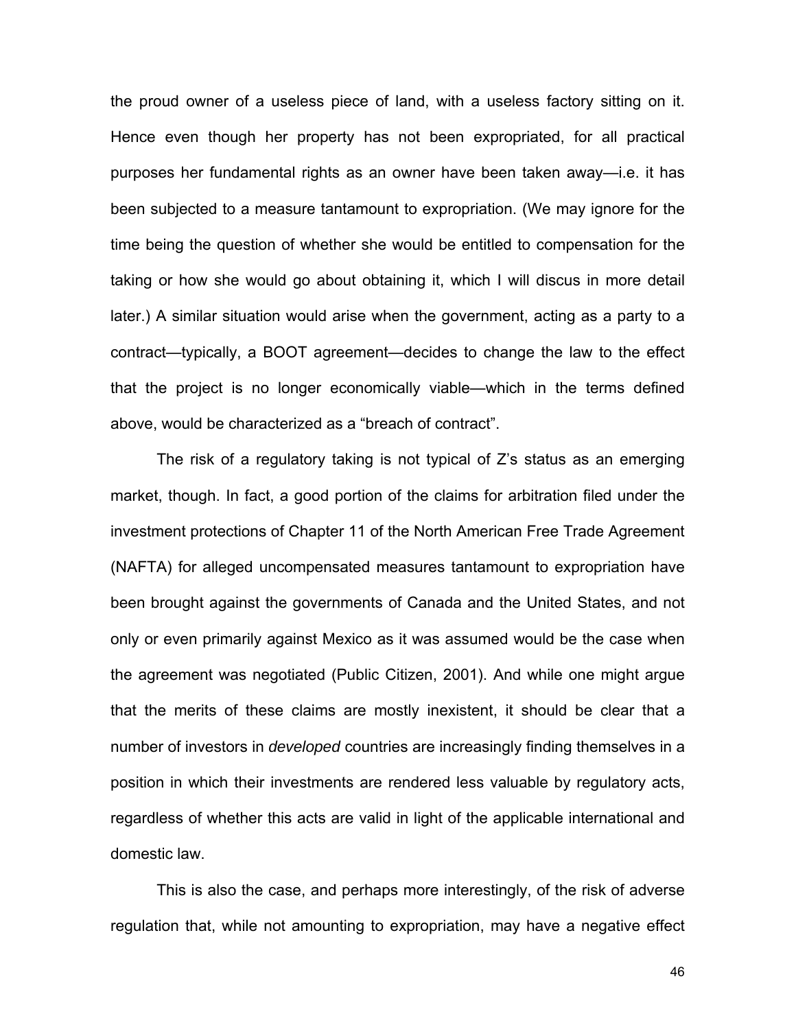the proud owner of a useless piece of land, with a useless factory sitting on it. Hence even though her property has not been expropriated, for all practical purposes her fundamental rights as an owner have been taken away—i.e. it has been subjected to a measure tantamount to expropriation. (We may ignore for the time being the question of whether she would be entitled to compensation for the taking or how she would go about obtaining it, which I will discus in more detail later.) A similar situation would arise when the government, acting as a party to a contract—typically, a BOOT agreement—decides to change the law to the effect that the project is no longer economically viable—which in the terms defined above, would be characterized as a "breach of contract".

The risk of a regulatory taking is not typical of Z's status as an emerging market, though. In fact, a good portion of the claims for arbitration filed under the investment protections of Chapter 11 of the North American Free Trade Agreement (NAFTA) for alleged uncompensated measures tantamount to expropriation have been brought against the governments of Canada and the United States, and not only or even primarily against Mexico as it was assumed would be the case when the agreement was negotiated (Public Citizen, 2001). And while one might argue that the merits of these claims are mostly inexistent, it should be clear that a number of investors in *developed* countries are increasingly finding themselves in a position in which their investments are rendered less valuable by regulatory acts, regardless of whether this acts are valid in light of the applicable international and domestic law.

This is also the case, and perhaps more interestingly, of the risk of adverse regulation that, while not amounting to expropriation, may have a negative effect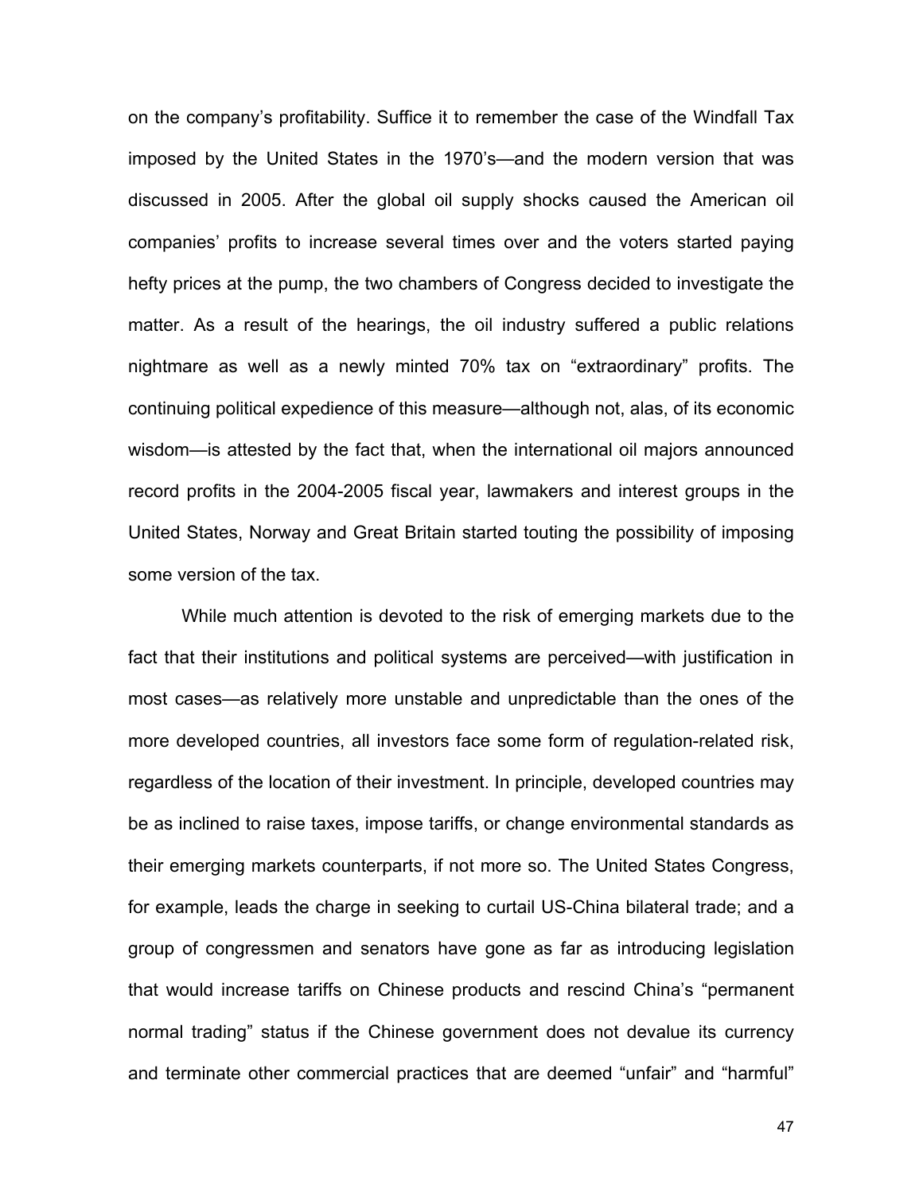on the company's profitability. Suffice it to remember the case of the Windfall Tax imposed by the United States in the 1970's—and the modern version that was discussed in 2005. After the global oil supply shocks caused the American oil companies' profits to increase several times over and the voters started paying hefty prices at the pump, the two chambers of Congress decided to investigate the matter. As a result of the hearings, the oil industry suffered a public relations nightmare as well as a newly minted 70% tax on "extraordinary" profits. The continuing political expedience of this measure—although not, alas, of its economic wisdom—is attested by the fact that, when the international oil majors announced record profits in the 2004-2005 fiscal year, lawmakers and interest groups in the United States, Norway and Great Britain started touting the possibility of imposing some version of the tax.

While much attention is devoted to the risk of emerging markets due to the fact that their institutions and political systems are perceived—with justification in most cases—as relatively more unstable and unpredictable than the ones of the more developed countries, all investors face some form of regulation-related risk, regardless of the location of their investment. In principle, developed countries may be as inclined to raise taxes, impose tariffs, or change environmental standards as their emerging markets counterparts, if not more so. The United States Congress, for example, leads the charge in seeking to curtail US-China bilateral trade; and a group of congressmen and senators have gone as far as introducing legislation that would increase tariffs on Chinese products and rescind China's "permanent normal trading" status if the Chinese government does not devalue its currency and terminate other commercial practices that are deemed "unfair" and "harmful"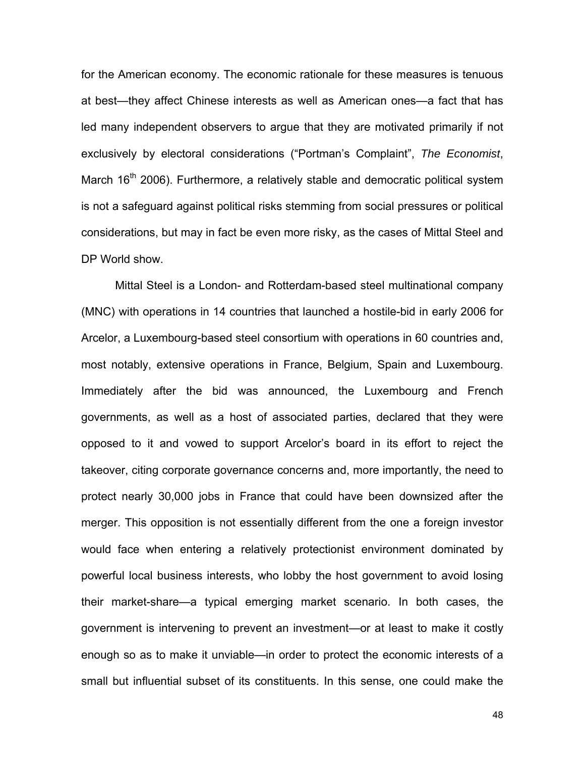for the American economy. The economic rationale for these measures is tenuous at best—they affect Chinese interests as well as American ones—a fact that has led many independent observers to argue that they are motivated primarily if not exclusively by electoral considerations ("Portman's Complaint", *The Economist*, March 16th 2006). Furthermore, a relatively stable and democratic political system is not a safeguard against political risks stemming from social pressures or political considerations, but may in fact be even more risky, as the cases of Mittal Steel and DP World show.

Mittal Steel is a London- and Rotterdam-based steel multinational company (MNC) with operations in 14 countries that launched a hostile-bid in early 2006 for Arcelor, a Luxembourg-based steel consortium with operations in 60 countries and, most notably, extensive operations in France, Belgium, Spain and Luxembourg. Immediately after the bid was announced, the Luxembourg and French governments, as well as a host of associated parties, declared that they were opposed to it and vowed to support Arcelor's board in its effort to reject the takeover, citing corporate governance concerns and, more importantly, the need to protect nearly 30,000 jobs in France that could have been downsized after the merger. This opposition is not essentially different from the one a foreign investor would face when entering a relatively protectionist environment dominated by powerful local business interests, who lobby the host government to avoid losing their market-share—a typical emerging market scenario. In both cases, the government is intervening to prevent an investment—or at least to make it costly enough so as to make it unviable—in order to protect the economic interests of a small but influential subset of its constituents. In this sense, one could make the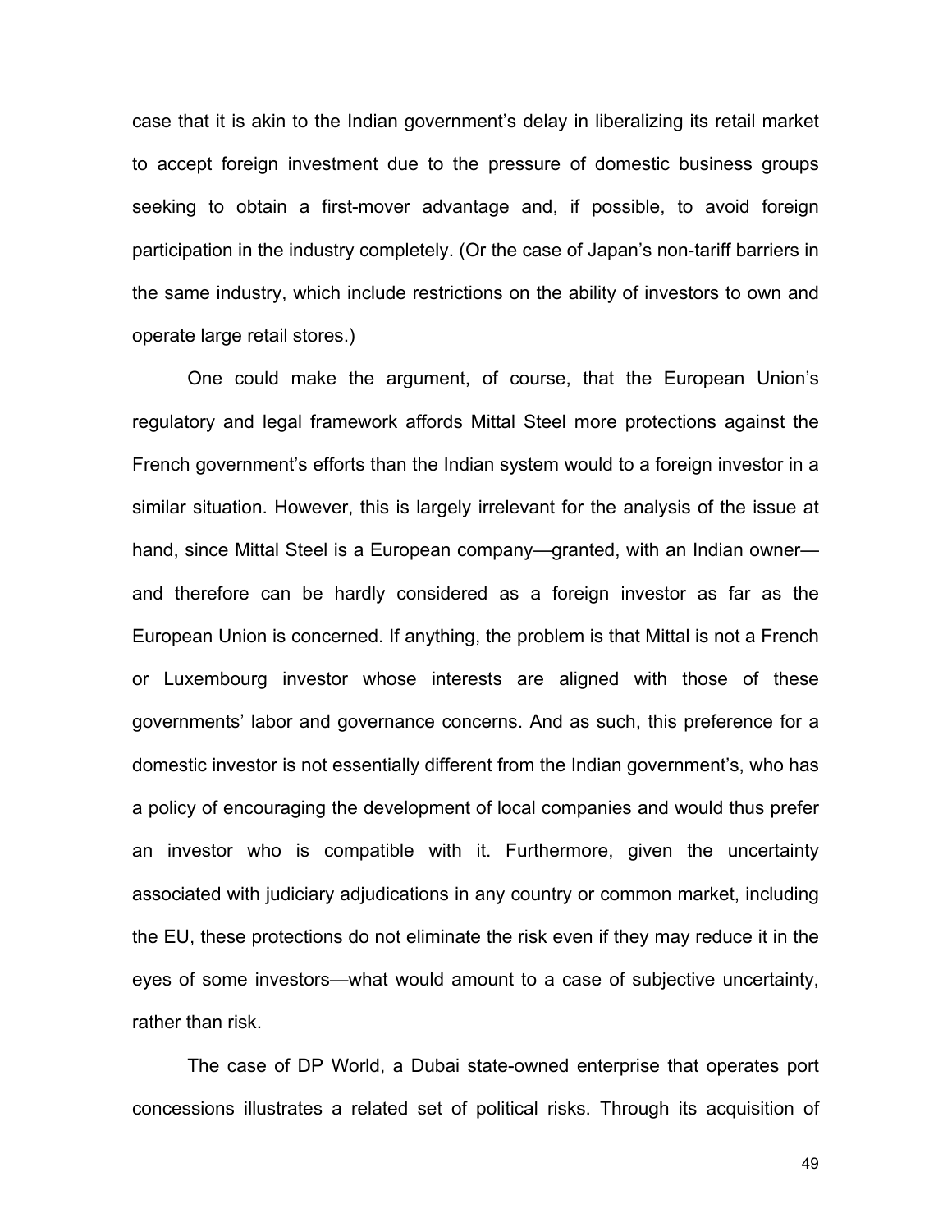case that it is akin to the Indian government's delay in liberalizing its retail market to accept foreign investment due to the pressure of domestic business groups seeking to obtain a first-mover advantage and, if possible, to avoid foreign participation in the industry completely. (Or the case of Japan's non-tariff barriers in the same industry, which include restrictions on the ability of investors to own and operate large retail stores.)

One could make the argument, of course, that the European Union's regulatory and legal framework affords Mittal Steel more protections against the French government's efforts than the Indian system would to a foreign investor in a similar situation. However, this is largely irrelevant for the analysis of the issue at hand, since Mittal Steel is a European company—granted, with an Indian owner—and therefore can be hardly considered as a foreign investor as far as the European Union is concerned. If anything, the problem is that Mittal is not a French or Luxembourg investor whose interests are aligned with those of these governments' labor and governance concerns. And as such, this preference for a domestic investor is not essentially different from the Indian government's, who has a policy of encouraging the development of local companies and would thus prefer an investor who is compatible with it. Furthermore, given the uncertainty associated with judiciary adjudications in any country or common market, including the EU, these protections do not eliminate the risk even if they may reduce it in the eyes of some investors—what would amount to a case of subjective uncertainty, rather than risk.

The case of DP World, a Dubai state-owned enterprise that operates port concessions illustrates a related set of political risks. Through its acquisition of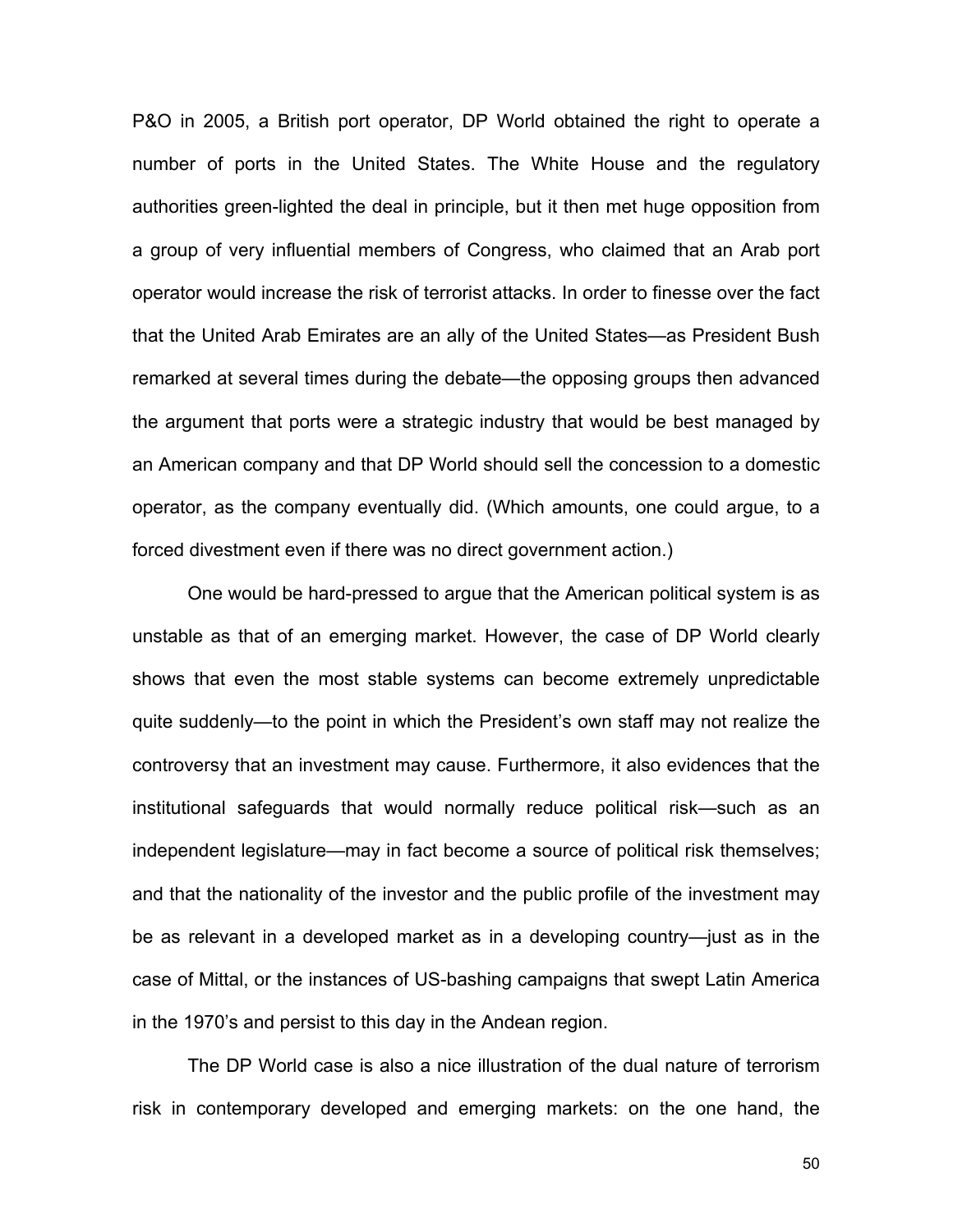P&O in 2005, a British port operator, DP World obtained the right to operate a number of ports in the United States. The White House and the regulatory authorities green-lighted the deal in principle, but it then met huge opposition from a group of very influential members of Congress, who claimed that an Arab port operator would increase the risk of terrorist attacks. In order to finesse over the fact that the United Arab Emirates are an ally of the United States—as President Bush remarked at several times during the debate—the opposing groups then advanced the argument that ports were a strategic industry that would be best managed by an American company and that DP World should sell the concession to a domestic operator, as the company eventually did. (Which amounts, one could argue, to a forced divestment even if there was no direct government action.)

One would be hard-pressed to argue that the American political system is as unstable as that of an emerging market. However, the case of DP World clearly shows that even the most stable systems can become extremely unpredictable quite suddenly—to the point in which the President's own staff may not realize the controversy that an investment may cause. Furthermore, it also evidences that the institutional safeguards that would normally reduce political risk—such as an independent legislature—may in fact become a source of political risk themselves; and that the nationality of the investor and the public profile of the investment may be as relevant in a developed market as in a developing country—just as in the case of Mittal, or the instances of US-bashing campaigns that swept Latin America in the 1970's and persist to this day in the Andean region.

The DP World case is also a nice illustration of the dual nature of terrorism risk in contemporary developed and emerging markets: on the one hand, the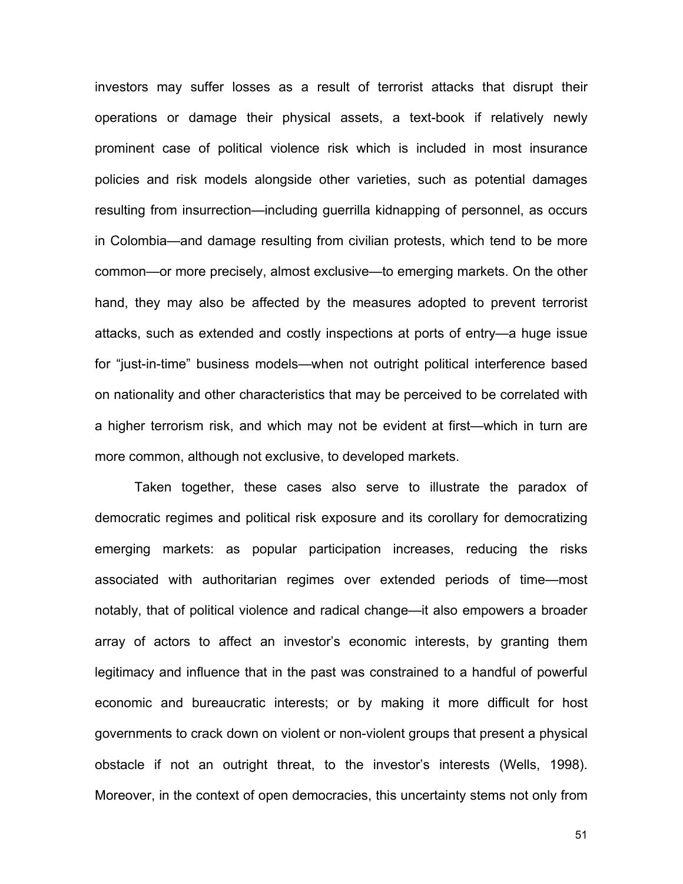investors may suffer losses as a result of terrorist attacks that disrupt their operations or damage their physical assets, a text-book if relatively newly prominent case of political violence risk which is included in most insurance policies and risk models alongside other varieties, such as potential damages resulting from insurrection—including guerrilla kidnapping of personnel, as occurs in Colombia—and damage resulting from civilian protests, which tend to be more common—or more precisely, almost exclusive—to emerging markets. On the other hand, they may also be affected by the measures adopted to prevent terrorist attacks, such as extended and costly inspections at ports of entry—a huge issue for "just-in-time" business models—when not outright political interference based on nationality and other characteristics that may be perceived to be correlated with a higher terrorism risk, and which may not be evident at first—which in turn are more common, although not exclusive, to developed markets.

Taken together, these cases also serve to illustrate the paradox of democratic regimes and political risk exposure and its corollary for democratizing emerging markets: as popular participation increases, reducing the risks associated with authoritarian regimes over extended periods of time—most notably, that of political violence and radical change—it also empowers a broader array of actors to affect an investor's economic interests, by granting them legitimacy and influence that in the past was constrained to a handful of powerful economic and bureaucratic interests; or by making it more difficult for host governments to crack down on violent or non-violent groups that present a physical obstacle if not an outright threat, to the investor's interests (Wells, 1998). Moreover, in the context of open democracies, this uncertainty stems not only from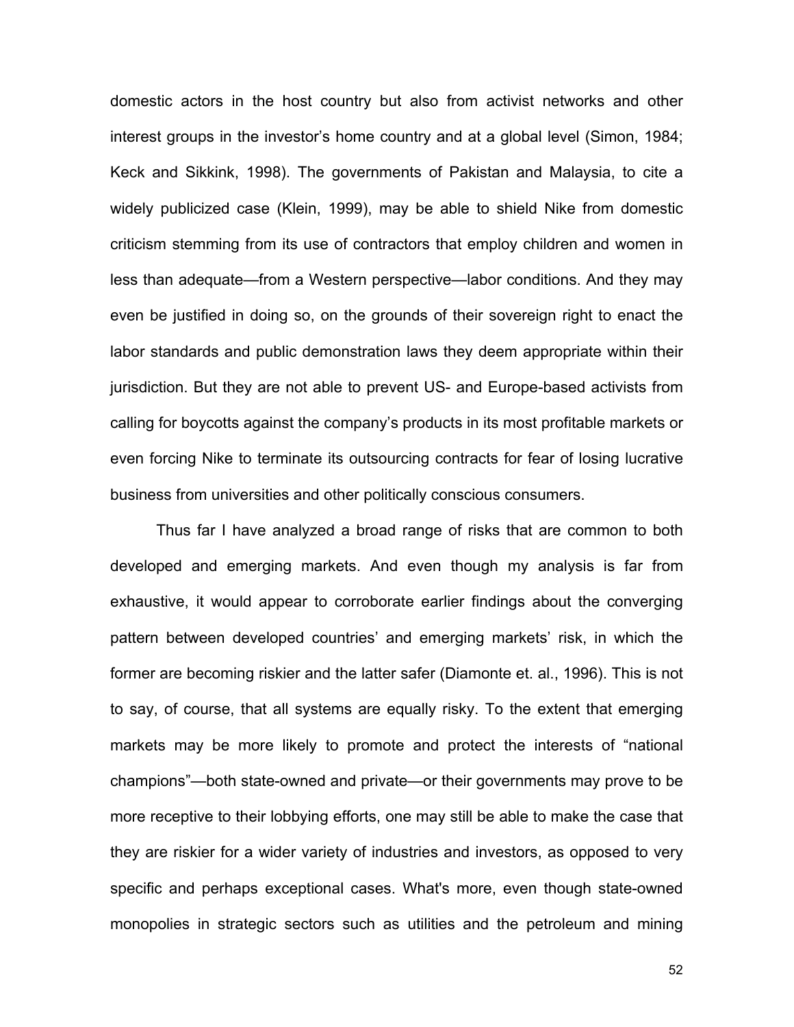domestic actors in the host country but also from activist networks and other interest groups in the investor's home country and at a global level (Simon, 1984; Keck and Sikkink, 1998). The governments of Pakistan and Malaysia, to cite a widely publicized case (Klein, 1999), may be able to shield Nike from domestic criticism stemming from its use of contractors that employ children and women in less than adequate—from a Western perspective—labor conditions. And they may even be justified in doing so, on the grounds of their sovereign right to enact the labor standards and public demonstration laws they deem appropriate within their jurisdiction. But they are not able to prevent US- and Europe-based activists from calling for boycotts against the company's products in its most profitable markets or even forcing Nike to terminate its outsourcing contracts for fear of losing lucrative business from universities and other politically conscious consumers.

Thus far I have analyzed a broad range of risks that are common to both developed and emerging markets. And even though my analysis is far from exhaustive, it would appear to corroborate earlier findings about the converging pattern between developed countries' and emerging markets' risk, in which the former are becoming riskier and the latter safer (Diamonte et. al., 1996). This is not to say, of course, that all systems are equally risky. To the extent that emerging markets may be more likely to promote and protect the interests of "national champions"—both state-owned and private—or their governments may prove to be more receptive to their lobbying efforts, one may still be able to make the case that they are riskier for a wider variety of industries and investors, as opposed to very specific and perhaps exceptional cases. What's more, even though state-owned monopolies in strategic sectors such as utilities and the petroleum and mining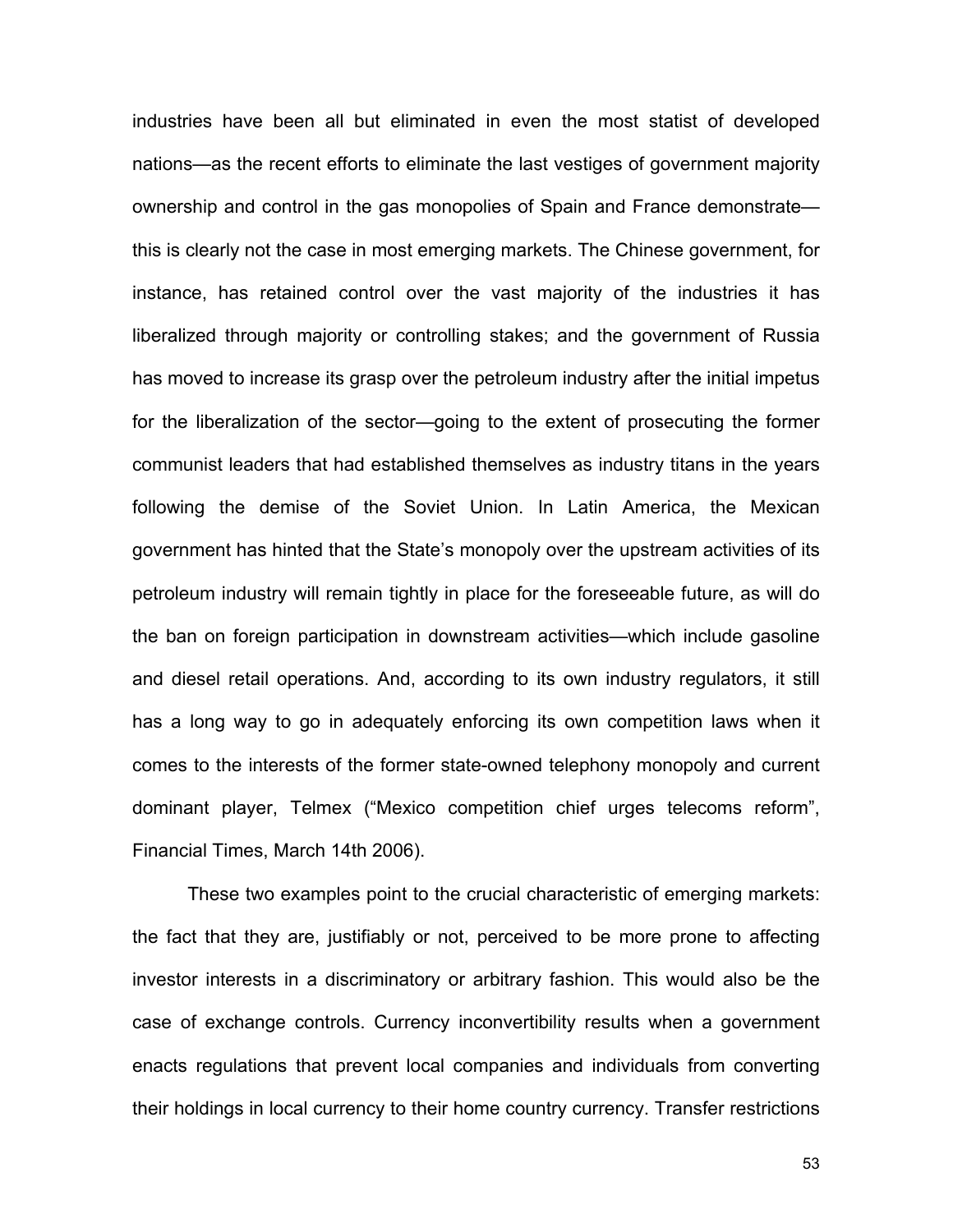industries have been all but eliminated in even the most statist of developed nations—as the recent efforts to eliminate the last vestiges of government majority ownership and control in the gas monopolies of Spain and France demonstrate—this is clearly not the case in most emerging markets. The Chinese government, for instance, has retained control over the vast majority of the industries it has liberalized through majority or controlling stakes; and the government of Russia has moved to increase its grasp over the petroleum industry after the initial impetus for the liberalization of the sector—going to the extent of prosecuting the former communist leaders that had established themselves as industry titans in the years following the demise of the Soviet Union. In Latin America, the Mexican government has hinted that the State's monopoly over the upstream activities of its petroleum industry will remain tightly in place for the foreseeable future, as will do the ban on foreign participation in downstream activities—which include gasoline and diesel retail operations. And, according to its own industry regulators, it still has a long way to go in adequately enforcing its own competition laws when it comes to the interests of the former state-owned telephony monopoly and current dominant player, Telmex ("Mexico competition chief urges telecoms reform", Financial Times, March 14th 2006).

These two examples point to the crucial characteristic of emerging markets: the fact that they are, justifiably or not, perceived to be more prone to affecting investor interests in a discriminatory or arbitrary fashion. This would also be the case of exchange controls. Currency inconvertibility results when a government enacts regulations that prevent local companies and individuals from converting their holdings in local currency to their home country currency. Transfer restrictions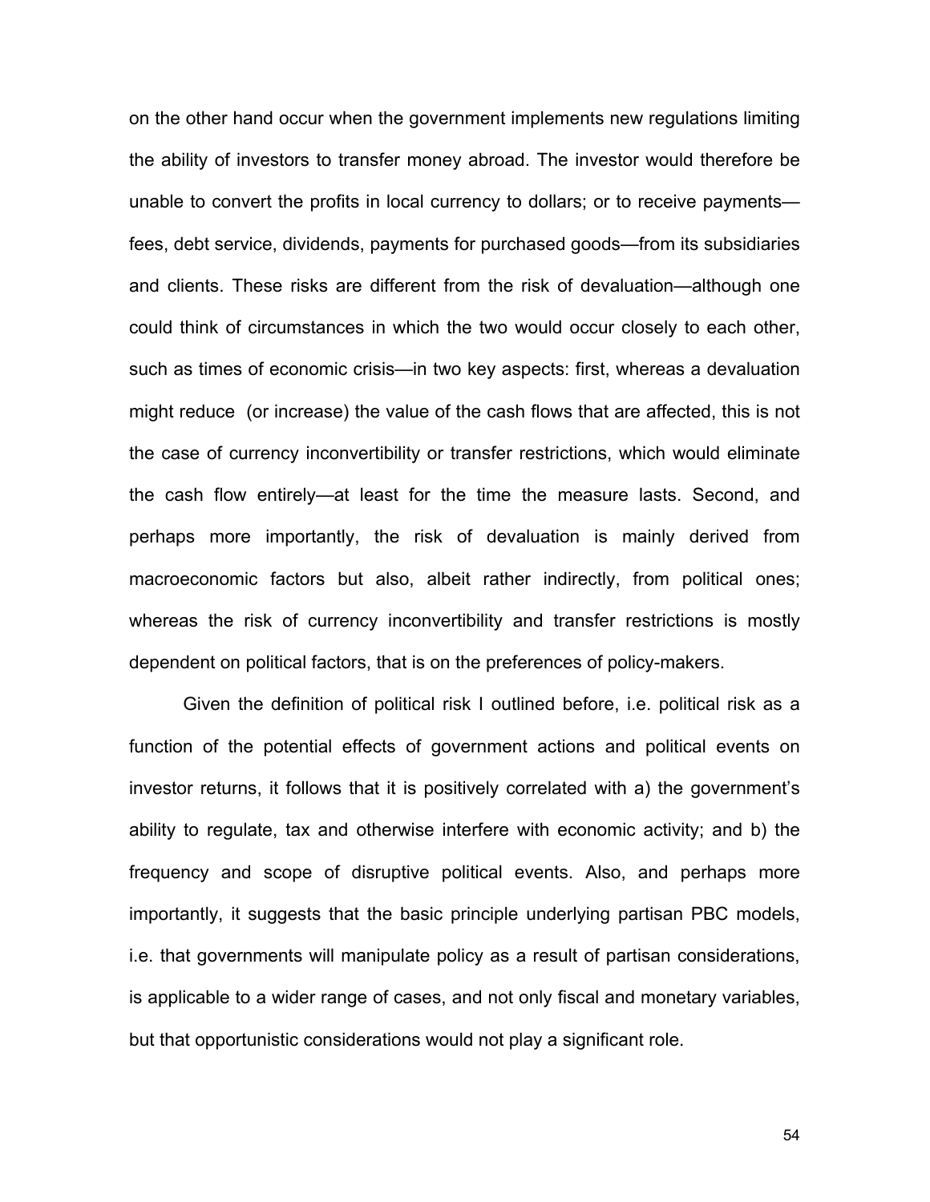on the other hand occur when the government implements new regulations limiting the ability of investors to transfer money abroad. The investor would therefore be unable to convert the profits in local currency to dollars; or to receive payments—fees, debt service, dividends, payments for purchased goods—from its subsidiaries and clients. These risks are different from the risk of devaluation—although one could think of circumstances in which the two would occur closely to each other, such as times of economic crisis—in two key aspects: first, whereas a devaluation might reduce  (or increase) the value of the cash flows that are affected, this is not the case of currency inconvertibility or transfer restrictions, which would eliminate the cash flow entirely—at least for the time the measure lasts. Second, and perhaps more importantly, the risk of devaluation is mainly derived from macroeconomic factors but also, albeit rather indirectly, from political ones; whereas the risk of currency inconvertibility and transfer restrictions is mostly dependent on political factors, that is on the preferences of policy-makers.

Given the definition of political risk I outlined before, i.e. political risk as a function of the potential effects of government actions and political events on investor returns, it follows that it is positively correlated with a) the government's ability to regulate, tax and otherwise interfere with economic activity; and b) the frequency and scope of disruptive political events. Also, and perhaps more importantly, it suggests that the basic principle underlying partisan PBC models, i.e. that governments will manipulate policy as a result of partisan considerations, is applicable to a wider range of cases, and not only fiscal and monetary variables, but that opportunistic considerations would not play a significant role.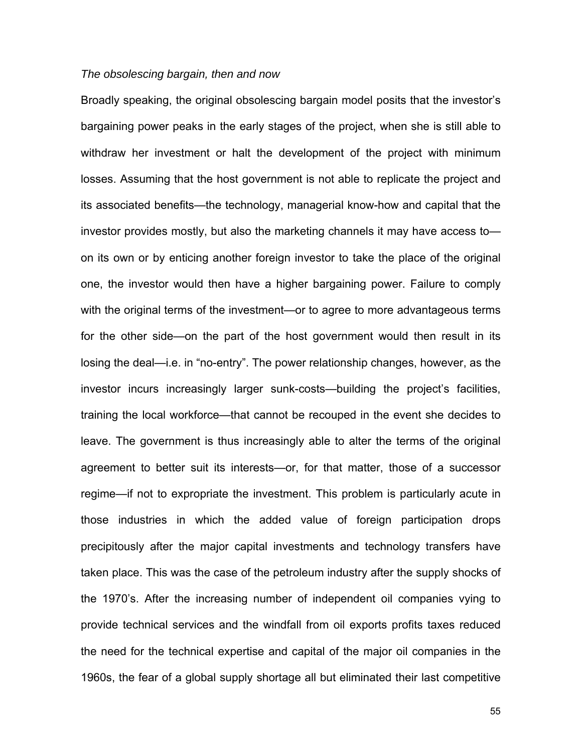*The obsolescing bargain, then and now*

Broadly speaking, the original obsolescing bargain model posits that the investor's bargaining power peaks in the early stages of the project, when she is still able to withdraw her investment or halt the development of the project with minimum losses. Assuming that the host government is not able to replicate the project and its associated benefits—the technology, managerial know-how and capital that the investor provides mostly, but also the marketing channels it may have access to—on its own or by enticing another foreign investor to take the place of the original one, the investor would then have a higher bargaining power. Failure to comply with the original terms of the investment—or to agree to more advantageous terms for the other side—on the part of the host government would then result in its losing the deal—i.e. in "no-entry". The power relationship changes, however, as the investor incurs increasingly larger sunk-costs—building the project's facilities, training the local workforce—that cannot be recouped in the event she decides to leave. The government is thus increasingly able to alter the terms of the original agreement to better suit its interests—or, for that matter, those of a successor regime—if not to expropriate the investment. This problem is particularly acute in those industries in which the added value of foreign participation drops precipitously after the major capital investments and technology transfers have taken place. This was the case of the petroleum industry after the supply shocks of the 1970's. After the increasing number of independent oil companies vying to provide technical services and the windfall from oil exports profits taxes reduced the need for the technical expertise and capital of the major oil companies in the 1960s, the fear of a global supply shortage all but eliminated their last competitive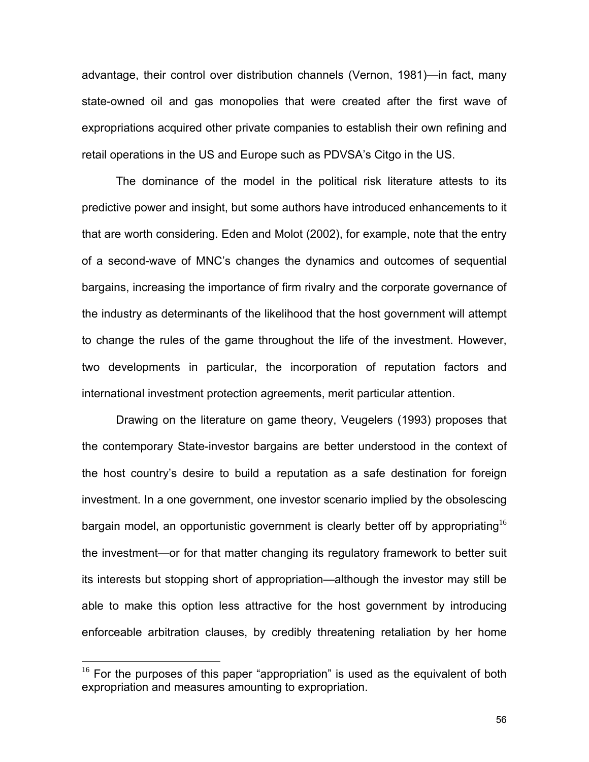advantage, their control over distribution channels (Vernon, 1981)—in fact, many state-owned oil and gas monopolies that were created after the first wave of expropriations acquired other private companies to establish their own refining and retail operations in the US and Europe such as PDVSA's Citgo in the US.

The dominance of the model in the political risk literature attests to its predictive power and insight, but some authors have introduced enhancements to it that are worth considering. Eden and Molot (2002), for example, note that the entry of a second-wave of MNC's changes the dynamics and outcomes of sequential bargains, increasing the importance of firm rivalry and the corporate governance of the industry as determinants of the likelihood that the host government will attempt to change the rules of the game throughout the life of the investment. However, two developments in particular, the incorporation of reputation factors and international investment protection agreements, merit particular attention.

Drawing on the literature on game theory, Veugelers (1993) proposes that the contemporary State-investor bargains are better understood in the context of the host country's desire to build a reputation as a safe destination for foreign investment. In a one government, one investor scenario implied by the obsolescing bargain model, an opportunistic government is clearly better off by appropriating[16] the investment—or for that matter changing its regulatory framework to better suit its interests but stopping short of appropriation—although the investor may still be able to make this option less attractive for the host government by introducing enforceable arbitration clauses, by credibly threatening retaliation by her home

[16] For the purposes of this paper "appropriation" is used as the equivalent of both expropriation and measures amounting to expropriation.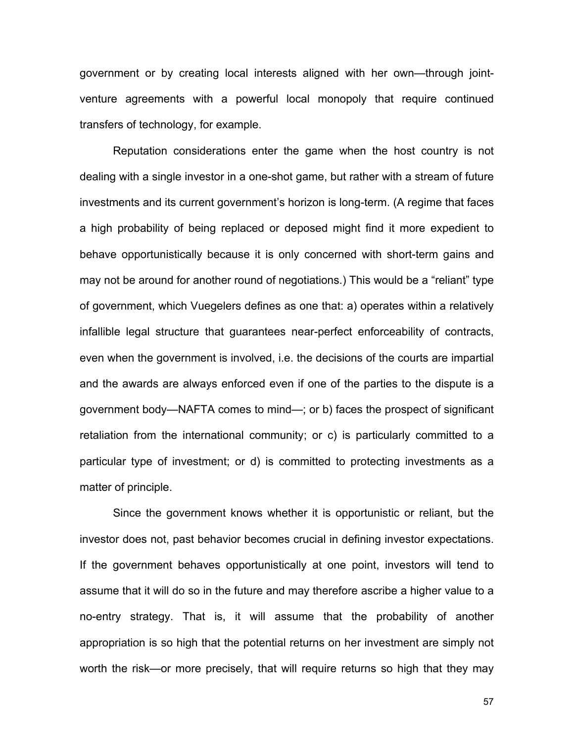government or by creating local interests aligned with her own—through joint-venture agreements with a powerful local monopoly that require continued transfers of technology, for example.

Reputation considerations enter the game when the host country is not dealing with a single investor in a one-shot game, but rather with a stream of future investments and its current government's horizon is long-term. (A regime that faces a high probability of being replaced or deposed might find it more expedient to behave opportunistically because it is only concerned with short-term gains and may not be around for another round of negotiations.) This would be a "reliant" type of government, which Vuegelers defines as one that: a) operates within a relatively infallible legal structure that guarantees near-perfect enforceability of contracts, even when the government is involved, i.e. the decisions of the courts are impartial and the awards are always enforced even if one of the parties to the dispute is a government body—NAFTA comes to mind—; or b) faces the prospect of significant retaliation from the international community; or c) is particularly committed to a particular type of investment; or d) is committed to protecting investments as a matter of principle.

Since the government knows whether it is opportunistic or reliant, but the investor does not, past behavior becomes crucial in defining investor expectations. If the government behaves opportunistically at one point, investors will tend to assume that it will do so in the future and may therefore ascribe a higher value to a no-entry strategy. That is, it will assume that the probability of another appropriation is so high that the potential returns on her investment are simply not worth the risk—or more precisely, that will require returns so high that they may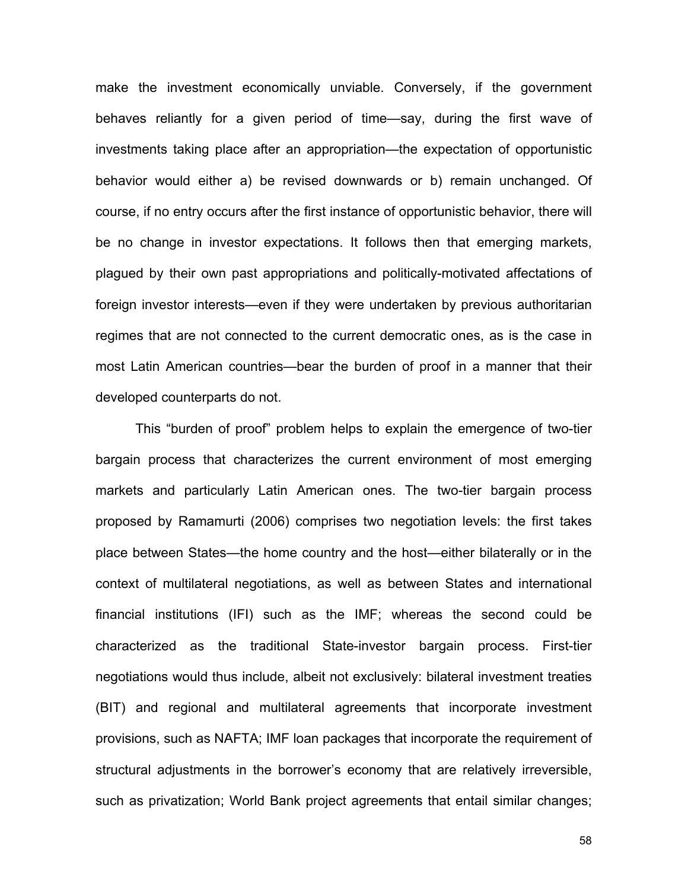make the investment economically unviable. Conversely, if the government behaves reliantly for a given period of time—say, during the first wave of investments taking place after an appropriation—the expectation of opportunistic behavior would either a) be revised downwards or b) remain unchanged. Of course, if no entry occurs after the first instance of opportunistic behavior, there will be no change in investor expectations. It follows then that emerging markets, plagued by their own past appropriations and politically-motivated affectations of foreign investor interests—even if they were undertaken by previous authoritarian regimes that are not connected to the current democratic ones, as is the case in most Latin American countries—bear the burden of proof in a manner that their developed counterparts do not.

This "burden of proof" problem helps to explain the emergence of two-tier bargain process that characterizes the current environment of most emerging markets and particularly Latin American ones. The two-tier bargain process proposed by Ramamurti (2006) comprises two negotiation levels: the first takes place between States—the home country and the host—either bilaterally or in the context of multilateral negotiations, as well as between States and international financial institutions (IFI) such as the IMF; whereas the second could be characterized as the traditional State-investor bargain process. First-tier negotiations would thus include, albeit not exclusively: bilateral investment treaties (BIT) and regional and multilateral agreements that incorporate investment provisions, such as NAFTA; IMF loan packages that incorporate the requirement of structural adjustments in the borrower's economy that are relatively irreversible, such as privatization; World Bank project agreements that entail similar changes;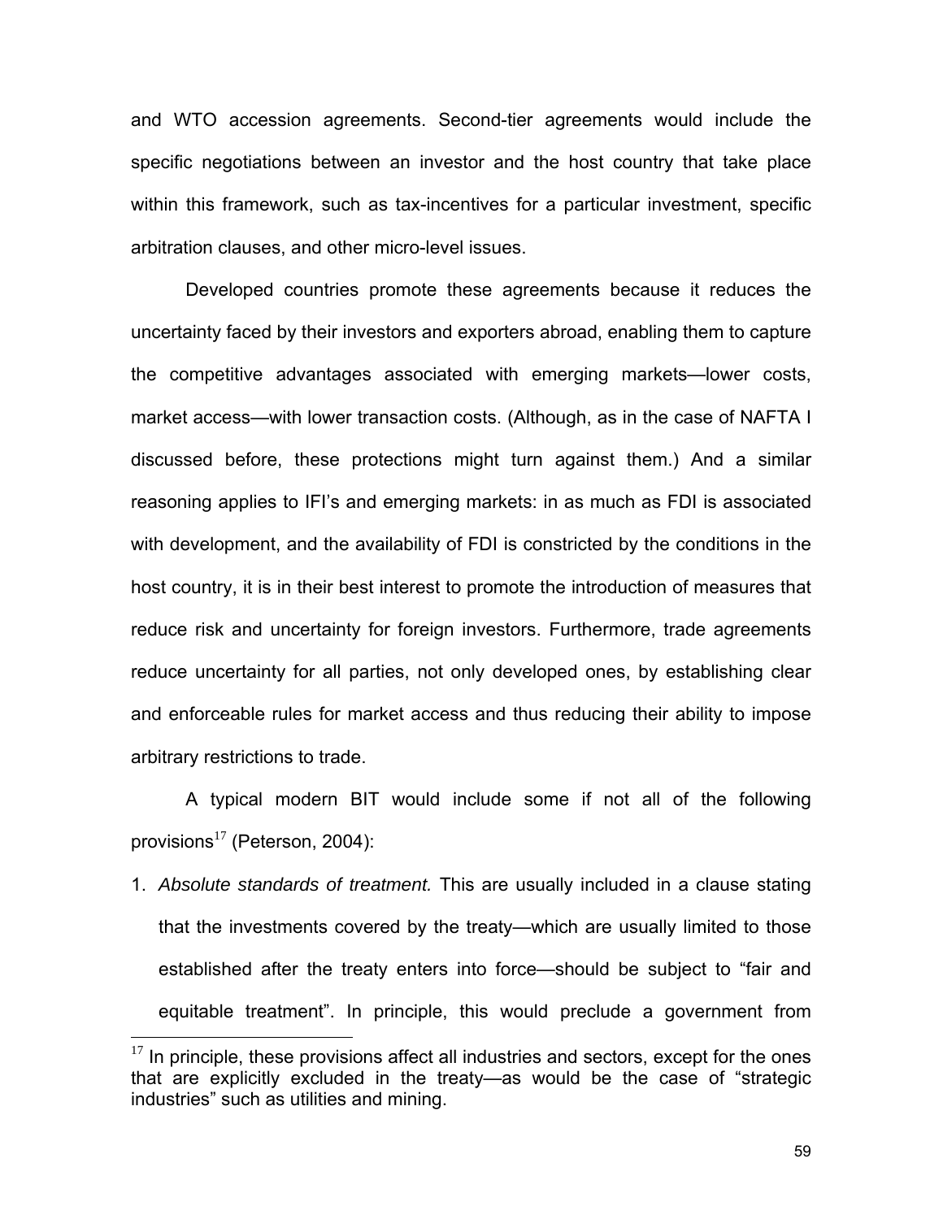and WTO accession agreements. Second-tier agreements would include the specific negotiations between an investor and the host country that take place within this framework, such as tax-incentives for a particular investment, specific arbitration clauses, and other micro-level issues.

Developed countries promote these agreements because it reduces the uncertainty faced by their investors and exporters abroad, enabling them to capture the competitive advantages associated with emerging markets—lower costs, market access—with lower transaction costs. (Although, as in the case of NAFTA I discussed before, these protections might turn against them.) And a similar reasoning applies to IFI's and emerging markets: in as much as FDI is associated with development, and the availability of FDI is constricted by the conditions in the host country, it is in their best interest to promote the introduction of measures that reduce risk and uncertainty for foreign investors. Furthermore, trade agreements reduce uncertainty for all parties, not only developed ones, by establishing clear and enforceable rules for market access and thus reducing their ability to impose arbitrary restrictions to trade.

A typical modern BIT would include some if not all of the following provisions[17] (Peterson, 2004):

1. *Absolute standards of treatment.* This are usually included in a clause stating that the investments covered by the treaty—which are usually limited to those established after the treaty enters into force—should be subject to "fair and equitable treatment". In principle, this would preclude a government from

[17] In principle, these provisions affect all industries and sectors, except for the ones that are explicitly excluded in the treaty—as would be the case of "strategic industries" such as utilities and mining.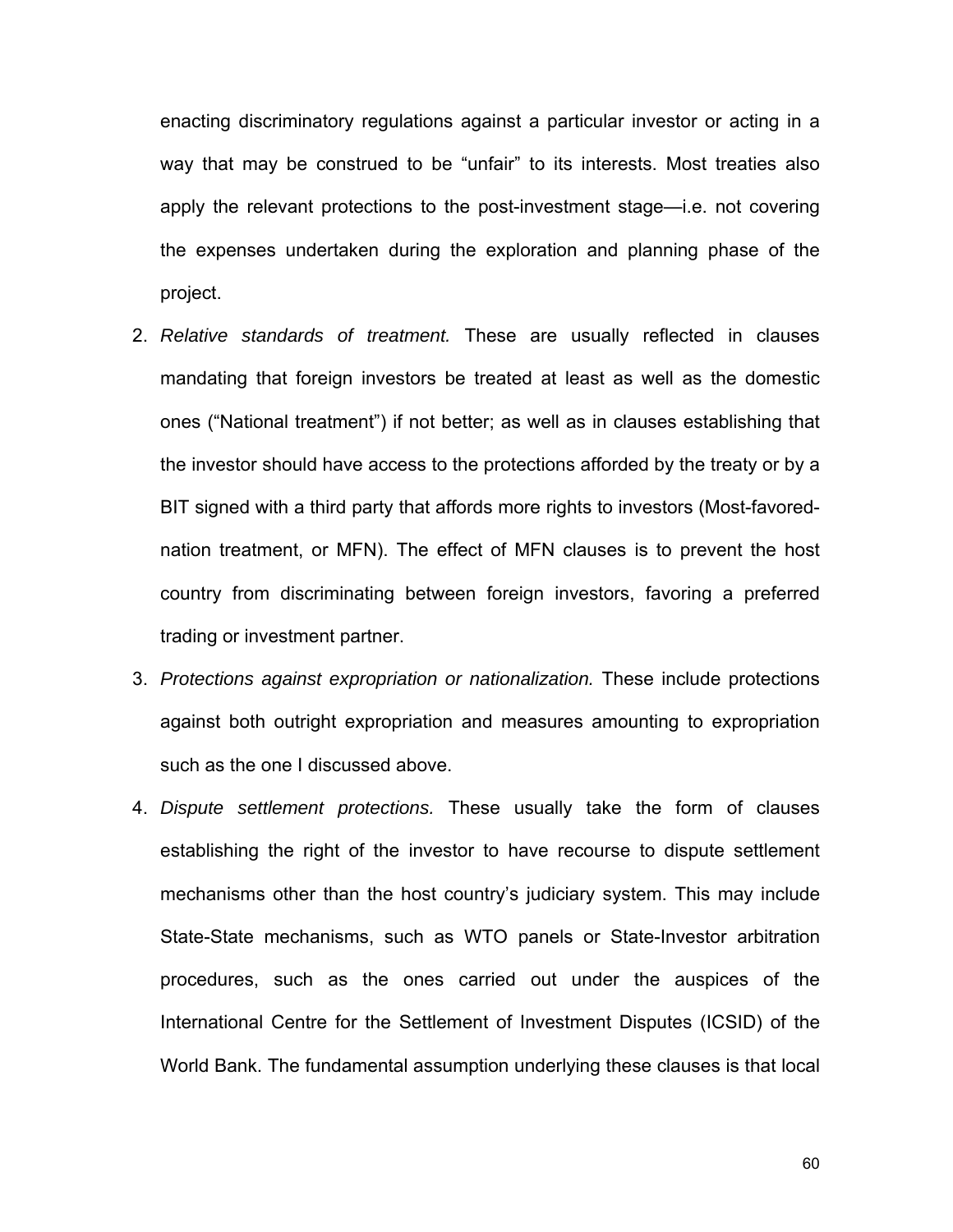enacting discriminatory regulations against a particular investor or acting in a way that may be construed to be "unfair" to its interests. Most treaties also apply the relevant protections to the post-investment stage—i.e. not covering the expenses undertaken during the exploration and planning phase of the project.

2. *Relative standards of treatment.* These are usually reflected in clauses mandating that foreign investors be treated at least as well as the domestic ones ("National treatment") if not better; as well as in clauses establishing that the investor should have access to the protections afforded by the treaty or by a BIT signed with a third party that affords more rights to investors (Most-favored-nation treatment, or MFN). The effect of MFN clauses is to prevent the host country from discriminating between foreign investors, favoring a preferred trading or investment partner.
3. *Protections against expropriation or nationalization.* These include protections against both outright expropriation and measures amounting to expropriation such as the one I discussed above.
4. *Dispute settlement protections.* These usually take the form of clauses establishing the right of the investor to have recourse to dispute settlement mechanisms other than the host country's judiciary system. This may include State-State mechanisms, such as WTO panels or State-Investor arbitration procedures, such as the ones carried out under the auspices of the International Centre for the Settlement of Investment Disputes (ICSID) of the World Bank. The fundamental assumption underlying these clauses is that local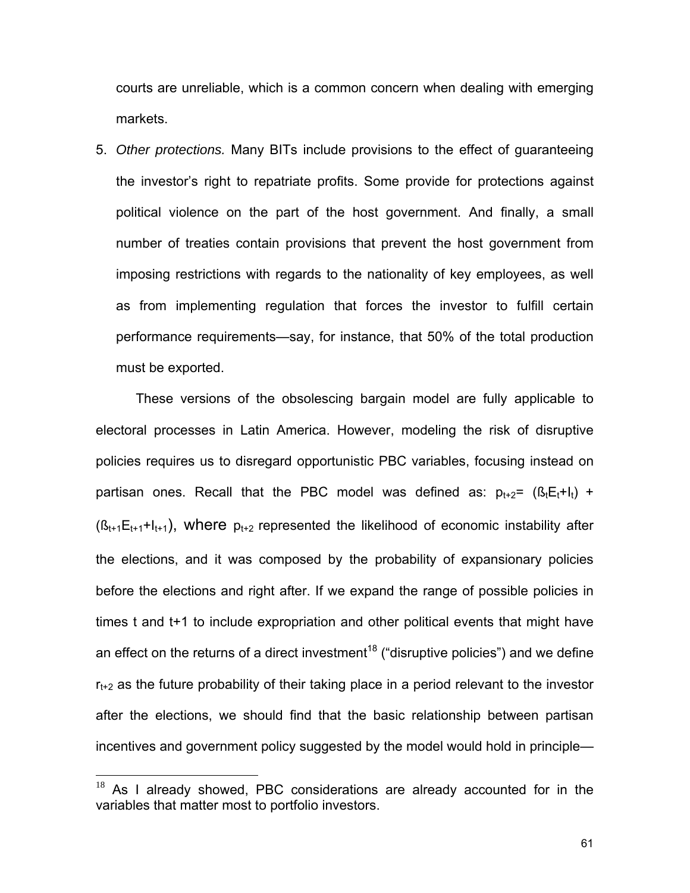courts are unreliable, which is a common concern when dealing with emerging markets.

5. *Other protections.* Many BITs include provisions to the effect of guaranteeing the investor's right to repatriate profits. Some provide for protections against political violence on the part of the host government. And finally, a small number of treaties contain provisions that prevent the host government from imposing restrictions with regards to the nationality of key employees, as well as from implementing regulation that forces the investor to fulfill certain performance requirements—say, for instance, that 50% of the total production must be exported.

These versions of the obsolescing bargain model are fully applicable to electoral processes in Latin America. However, modeling the risk of disruptive policies requires us to disregard opportunistic PBC variables, focusing instead on partisan ones. Recall that the PBC model was defined as: $p_{t+2} = (ß_t E_t + I_t) + (ß_{t+1} E_{t+1} + I_{t+1})$, where $p_{t+2}$ represented the likelihood of economic instability after the elections, and it was composed by the probability of expansionary policies before the elections and right after. If we expand the range of possible policies in times t and t+1 to include expropriation and other political events that might have an effect on the returns of a direct investment[18] ("disruptive policies") and we define $r_{t+2}$ as the future probability of their taking place in a period relevant to the investor after the elections, we should find that the basic relationship between partisan incentives and government policy suggested by the model would hold in principle—

[18] As I already showed, PBC considerations are already accounted for in the variables that matter most to portfolio investors.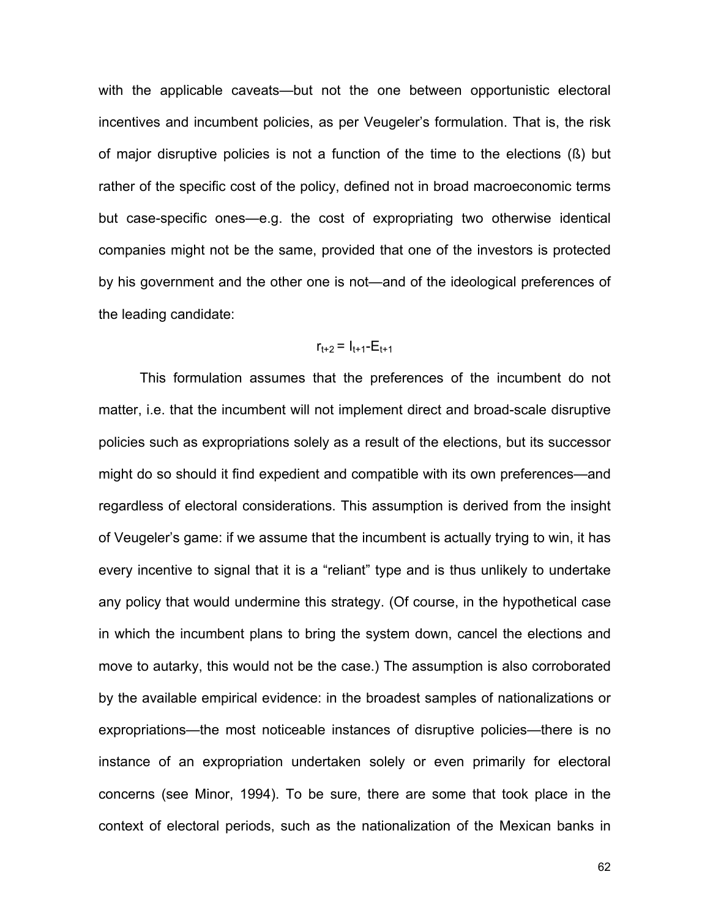with the applicable caveats—but not the one between opportunistic electoral incentives and incumbent policies, as per Veugeler's formulation. That is, the risk of major disruptive policies is not a function of the time to the elections (ß) but rather of the specific cost of the policy, defined not in broad macroeconomic terms but case-specific ones—e.g. the cost of expropriating two otherwise identical companies might not be the same, provided that one of the investors is protected by his government and the other one is not—and of the ideological preferences of the leading candidate:

$$r_{t+2} = I_{t+1} - E_{t+1}$$

This formulation assumes that the preferences of the incumbent do not matter, i.e. that the incumbent will not implement direct and broad-scale disruptive policies such as expropriations solely as a result of the elections, but its successor might do so should it find expedient and compatible with its own preferences—and regardless of electoral considerations. This assumption is derived from the insight of Veugeler's game: if we assume that the incumbent is actually trying to win, it has every incentive to signal that it is a "reliant" type and is thus unlikely to undertake any policy that would undermine this strategy. (Of course, in the hypothetical case in which the incumbent plans to bring the system down, cancel the elections and move to autarky, this would not be the case.) The assumption is also corroborated by the available empirical evidence: in the broadest samples of nationalizations or expropriations—the most noticeable instances of disruptive policies—there is no instance of an expropriation undertaken solely or even primarily for electoral concerns (see Minor, 1994). To be sure, there are some that took place in the context of electoral periods, such as the nationalization of the Mexican banks in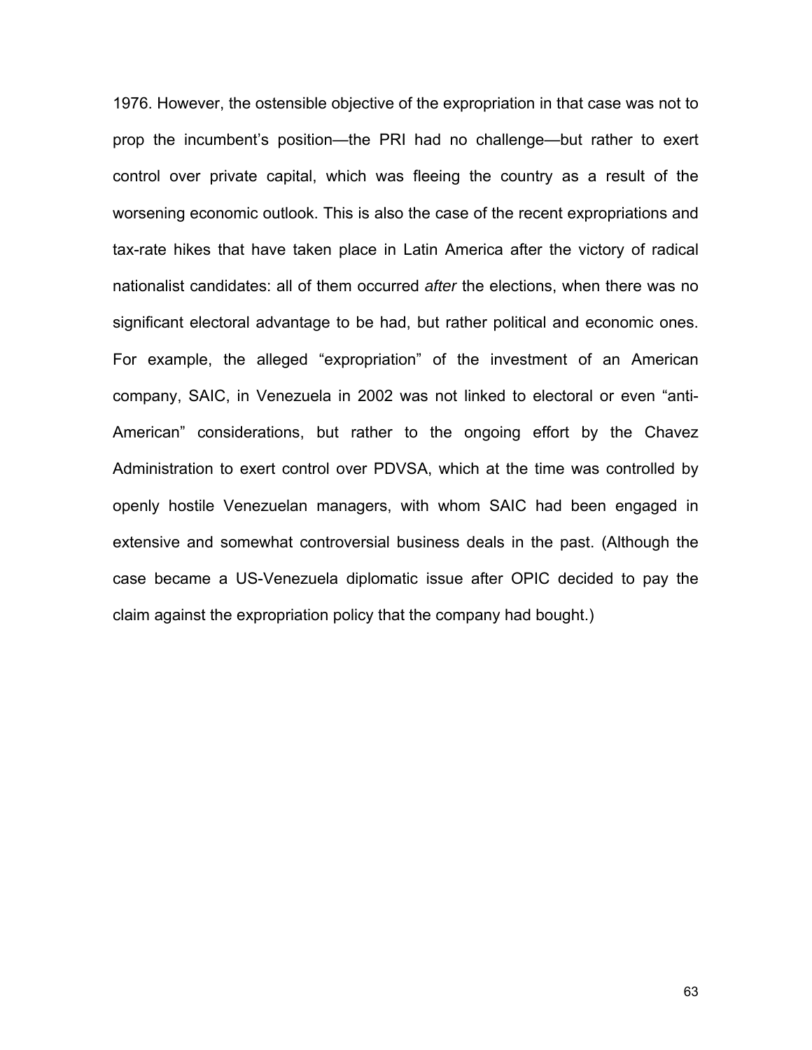1976. However, the ostensible objective of the expropriation in that case was not to prop the incumbent's position—the PRI had no challenge—but rather to exert control over private capital, which was fleeing the country as a result of the worsening economic outlook. This is also the case of the recent expropriations and tax-rate hikes that have taken place in Latin America after the victory of radical nationalist candidates: all of them occurred *after* the elections, when there was no significant electoral advantage to be had, but rather political and economic ones. For example, the alleged "expropriation" of the investment of an American company, SAIC, in Venezuela in 2002 was not linked to electoral or even "anti-American" considerations, but rather to the ongoing effort by the Chavez Administration to exert control over PDVSA, which at the time was controlled by openly hostile Venezuelan managers, with whom SAIC had been engaged in extensive and somewhat controversial business deals in the past. (Although the case became a US-Venezuela diplomatic issue after OPIC decided to pay the claim against the expropriation policy that the company had bought.)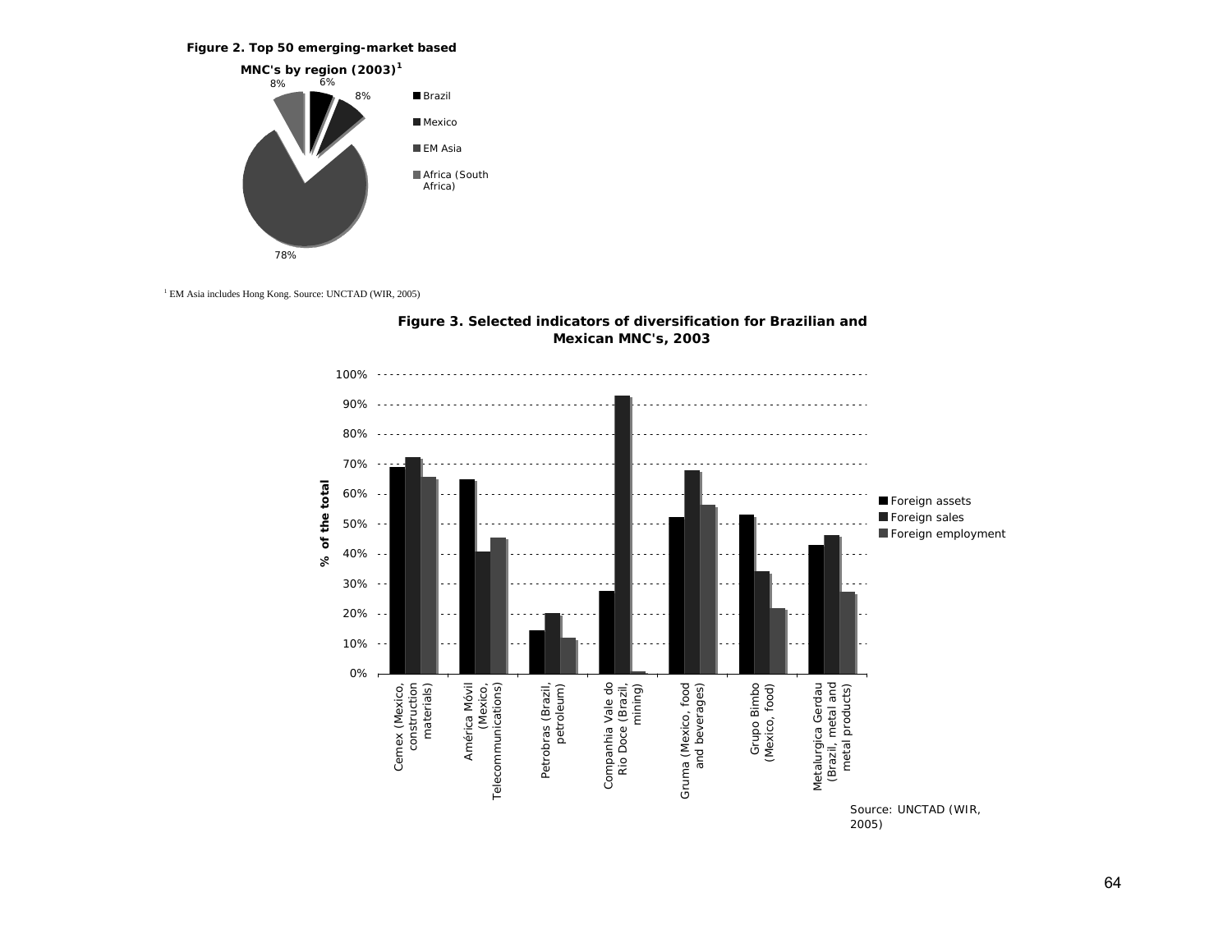**Figure 2. Top 50 emerging-market based MNC's by region (2003)[1]**

| Region | Share |
| --- | --- |
| Brazil | 6% |
| Mexico | 8% |
| EM Asia | 78% |
| Africa (South Africa) | 8% |

[1] EM Asia includes Hong Kong. Source: UNCTAD (WIR, 2005)

**Figure 3. Selected indicators of diversification for Brazilian and Mexican MNC's, 2003**

% of the total

| Company | Foreign assets | Foreign sales | Foreign employment |
| --- | --- | --- | --- |
| Cemex (Mexico, construction materials) | 69% | 72% | 66% |
| América Móvil (Mexico, Telecommunications) | 65% | 41% | 45% |
| Petrobras (Brazil, petroleum) | 14% | 20% | 12% |
| Companhia Vale do Rio Doce (Brazil, mining) | 28% | 93% | 1% |
| Gruma (Mexico, food and beverages) | 52% | 68% | 56% |
| Grupo Bimbo (Mexico, food) | 53% | 34% | 22% |
| Metalurgica Gerdau (Brazil, metal and metal products) | 43% | 46% | 27% |

Source: UNCTAD (WIR, 2005)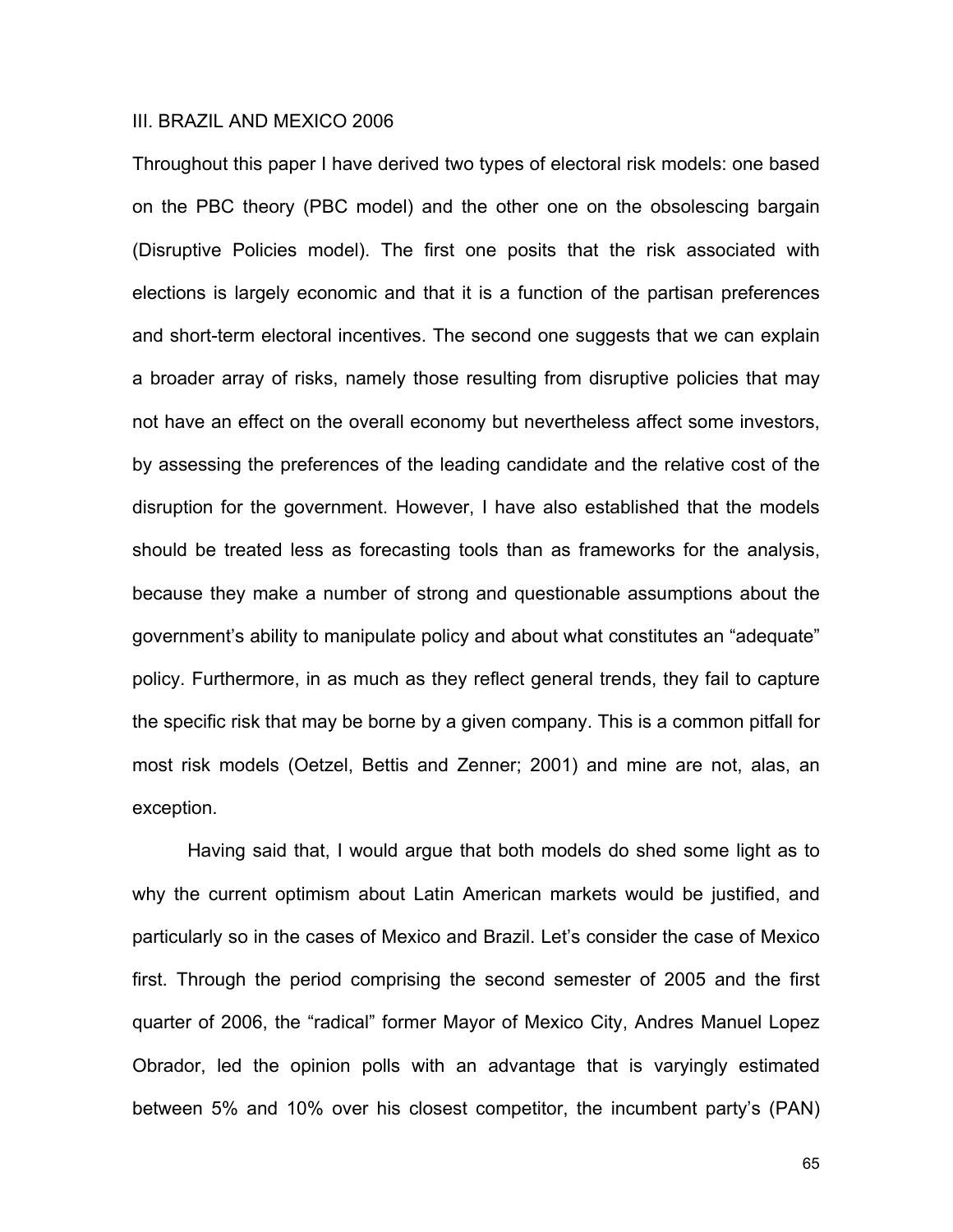## III. BRAZIL AND MEXICO 2006

Throughout this paper I have derived two types of electoral risk models: one based on the PBC theory (PBC model) and the other one on the obsolescing bargain (Disruptive Policies model). The first one posits that the risk associated with elections is largely economic and that it is a function of the partisan preferences and short-term electoral incentives. The second one suggests that we can explain a broader array of risks, namely those resulting from disruptive policies that may not have an effect on the overall economy but nevertheless affect some investors, by assessing the preferences of the leading candidate and the relative cost of the disruption for the government. However, I have also established that the models should be treated less as forecasting tools than as frameworks for the analysis, because they make a number of strong and questionable assumptions about the government's ability to manipulate policy and about what constitutes an "adequate" policy. Furthermore, in as much as they reflect general trends, they fail to capture the specific risk that may be borne by a given company. This is a common pitfall for most risk models (Oetzel, Bettis and Zenner; 2001) and mine are not, alas, an exception.

Having said that, I would argue that both models do shed some light as to why the current optimism about Latin American markets would be justified, and particularly so in the cases of Mexico and Brazil. Let's consider the case of Mexico first. Through the period comprising the second semester of 2005 and the first quarter of 2006, the "radical" former Mayor of Mexico City, Andres Manuel Lopez Obrador, led the opinion polls with an advantage that is varyingly estimated between 5% and 10% over his closest competitor, the incumbent party's (PAN)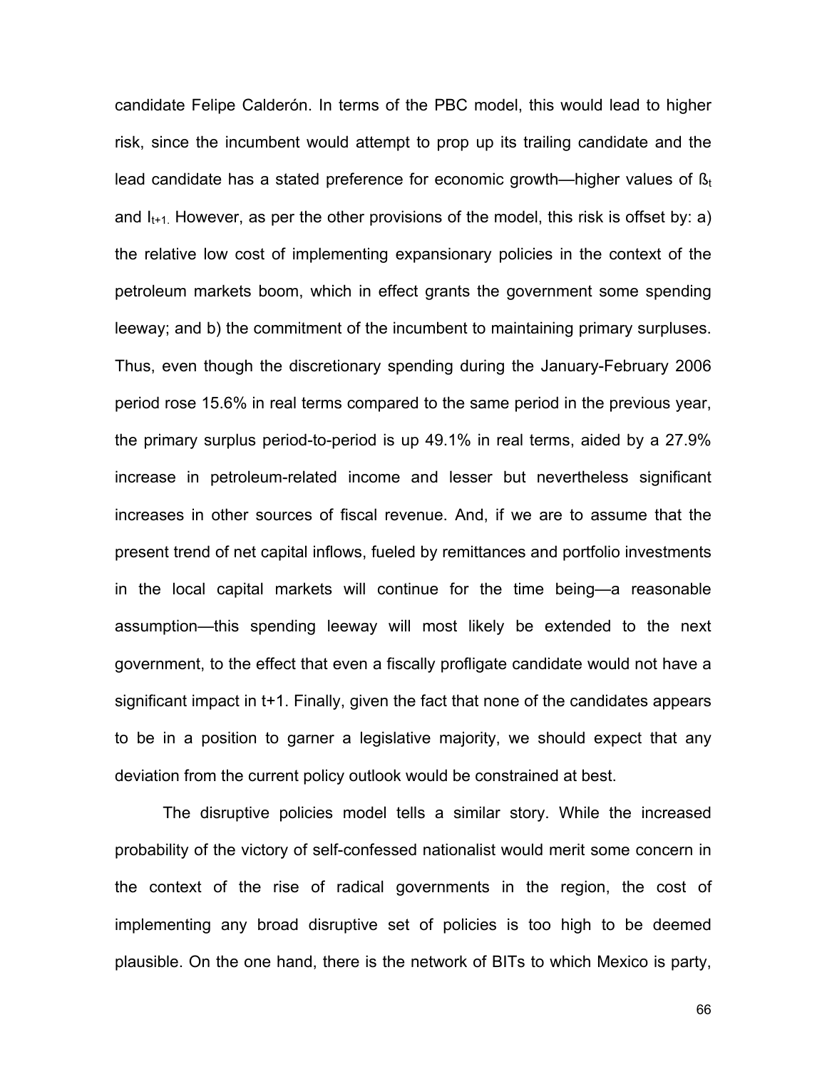candidate Felipe Calderón. In terms of the PBC model, this would lead to higher risk, since the incumbent would attempt to prop up its trailing candidate and the lead candidate has a stated preference for economic growth—higher values of $ß_t$ and $I_{t+1}$. However, as per the other provisions of the model, this risk is offset by: a) the relative low cost of implementing expansionary policies in the context of the petroleum markets boom, which in effect grants the government some spending leeway; and b) the commitment of the incumbent to maintaining primary surpluses. Thus, even though the discretionary spending during the January-February 2006 period rose 15.6% in real terms compared to the same period in the previous year, the primary surplus period-to-period is up 49.1% in real terms, aided by a 27.9% increase in petroleum-related income and lesser but nevertheless significant increases in other sources of fiscal revenue. And, if we are to assume that the present trend of net capital inflows, fueled by remittances and portfolio investments in the local capital markets will continue for the time being—a reasonable assumption—this spending leeway will most likely be extended to the next government, to the effect that even a fiscally profligate candidate would not have a significant impact in t+1. Finally, given the fact that none of the candidates appears to be in a position to garner a legislative majority, we should expect that any deviation from the current policy outlook would be constrained at best.

The disruptive policies model tells a similar story. While the increased probability of the victory of self-confessed nationalist would merit some concern in the context of the rise of radical governments in the region, the cost of implementing any broad disruptive set of policies is too high to be deemed plausible. On the one hand, there is the network of BITs to which Mexico is party,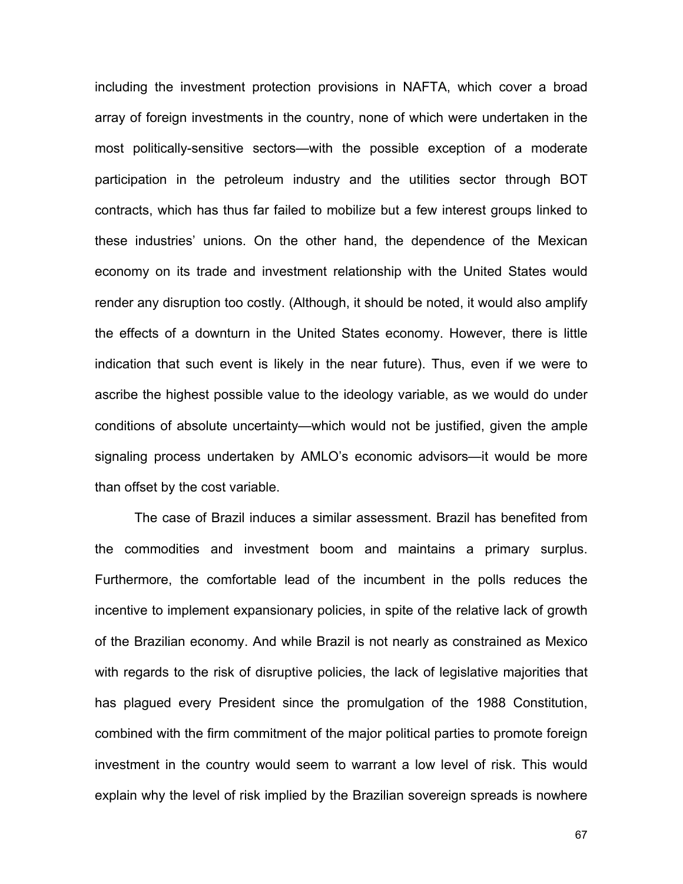including the investment protection provisions in NAFTA, which cover a broad array of foreign investments in the country, none of which were undertaken in the most politically-sensitive sectors—with the possible exception of a moderate participation in the petroleum industry and the utilities sector through BOT contracts, which has thus far failed to mobilize but a few interest groups linked to these industries' unions. On the other hand, the dependence of the Mexican economy on its trade and investment relationship with the United States would render any disruption too costly. (Although, it should be noted, it would also amplify the effects of a downturn in the United States economy. However, there is little indication that such event is likely in the near future). Thus, even if we were to ascribe the highest possible value to the ideology variable, as we would do under conditions of absolute uncertainty—which would not be justified, given the ample signaling process undertaken by AMLO's economic advisors—it would be more than offset by the cost variable.

The case of Brazil induces a similar assessment. Brazil has benefited from the commodities and investment boom and maintains a primary surplus. Furthermore, the comfortable lead of the incumbent in the polls reduces the incentive to implement expansionary policies, in spite of the relative lack of growth of the Brazilian economy. And while Brazil is not nearly as constrained as Mexico with regards to the risk of disruptive policies, the lack of legislative majorities that has plagued every President since the promulgation of the 1988 Constitution, combined with the firm commitment of the major political parties to promote foreign investment in the country would seem to warrant a low level of risk. This would explain why the level of risk implied by the Brazilian sovereign spreads is nowhere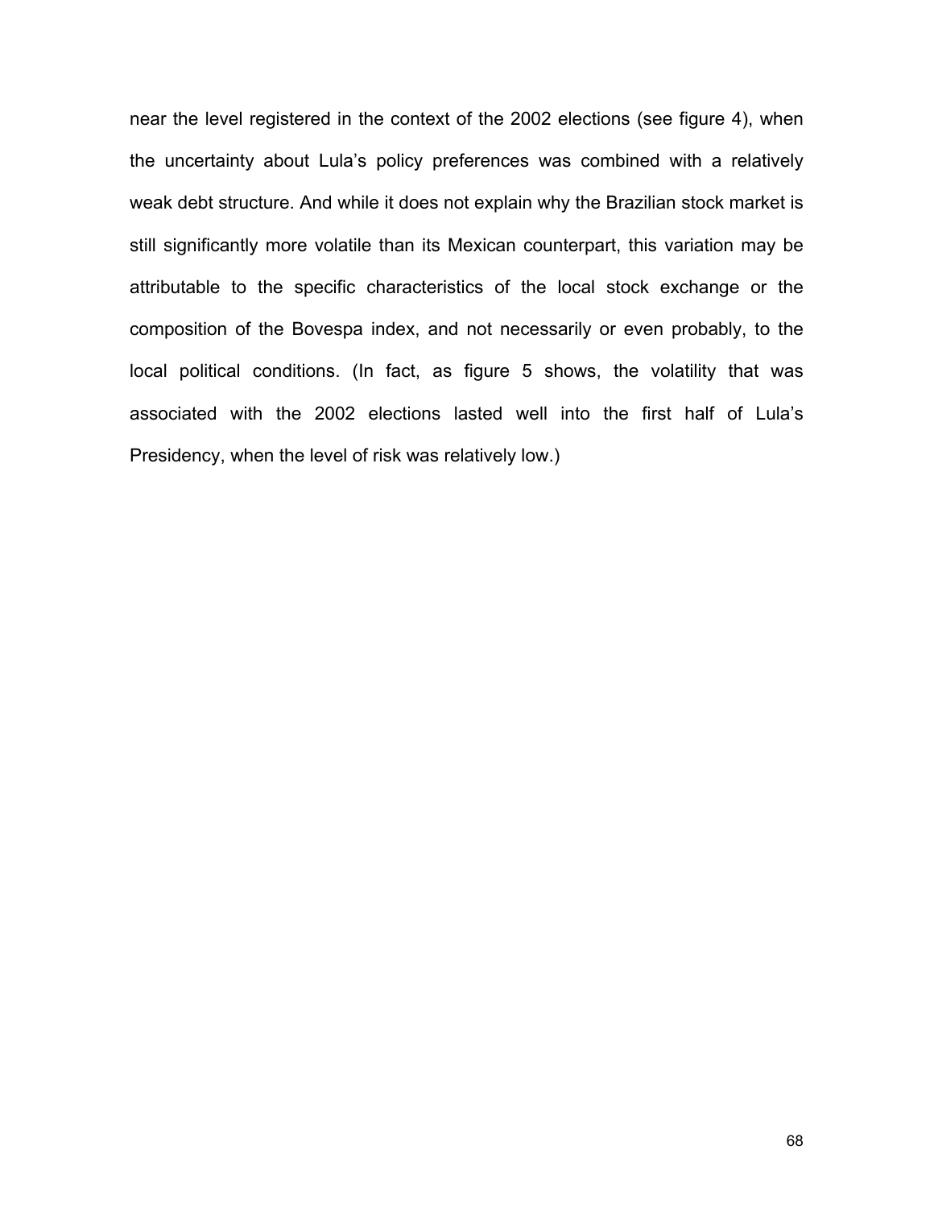near the level registered in the context of the 2002 elections (see figure 4), when the uncertainty about Lula's policy preferences was combined with a relatively weak debt structure. And while it does not explain why the Brazilian stock market is still significantly more volatile than its Mexican counterpart, this variation may be attributable to the specific characteristics of the local stock exchange or the composition of the Bovespa index, and not necessarily or even probably, to the local political conditions. (In fact, as figure 5 shows, the volatility that was associated with the 2002 elections lasted well into the first half of Lula's Presidency, when the level of risk was relatively low.)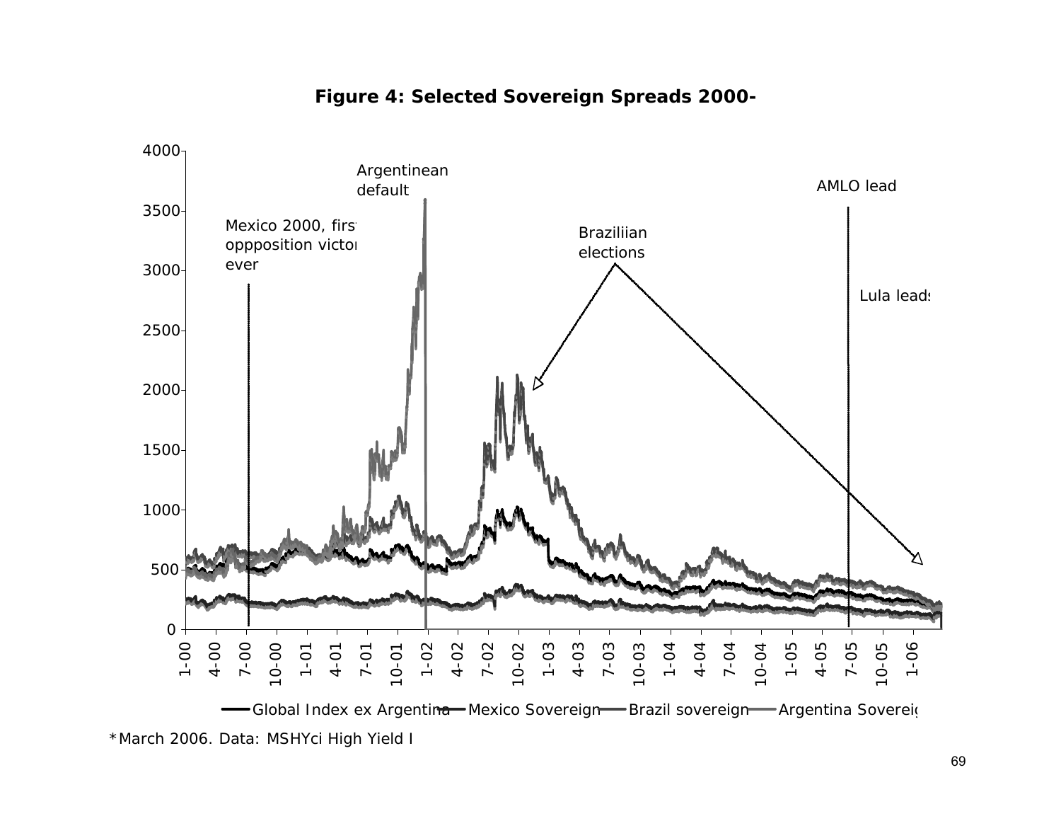## Figure 4: Selected Sovereign Spreads 2000-

Argentinean default

AMLO lead

Mexico 2000, first oppposition victory ever

Braziliian elections

Lula leads

Global Index ex Argentina — Mexico Sovereign — Brazil sovereign — Argentina Sovereign

*March 2006. Data: MSHYci High Yield I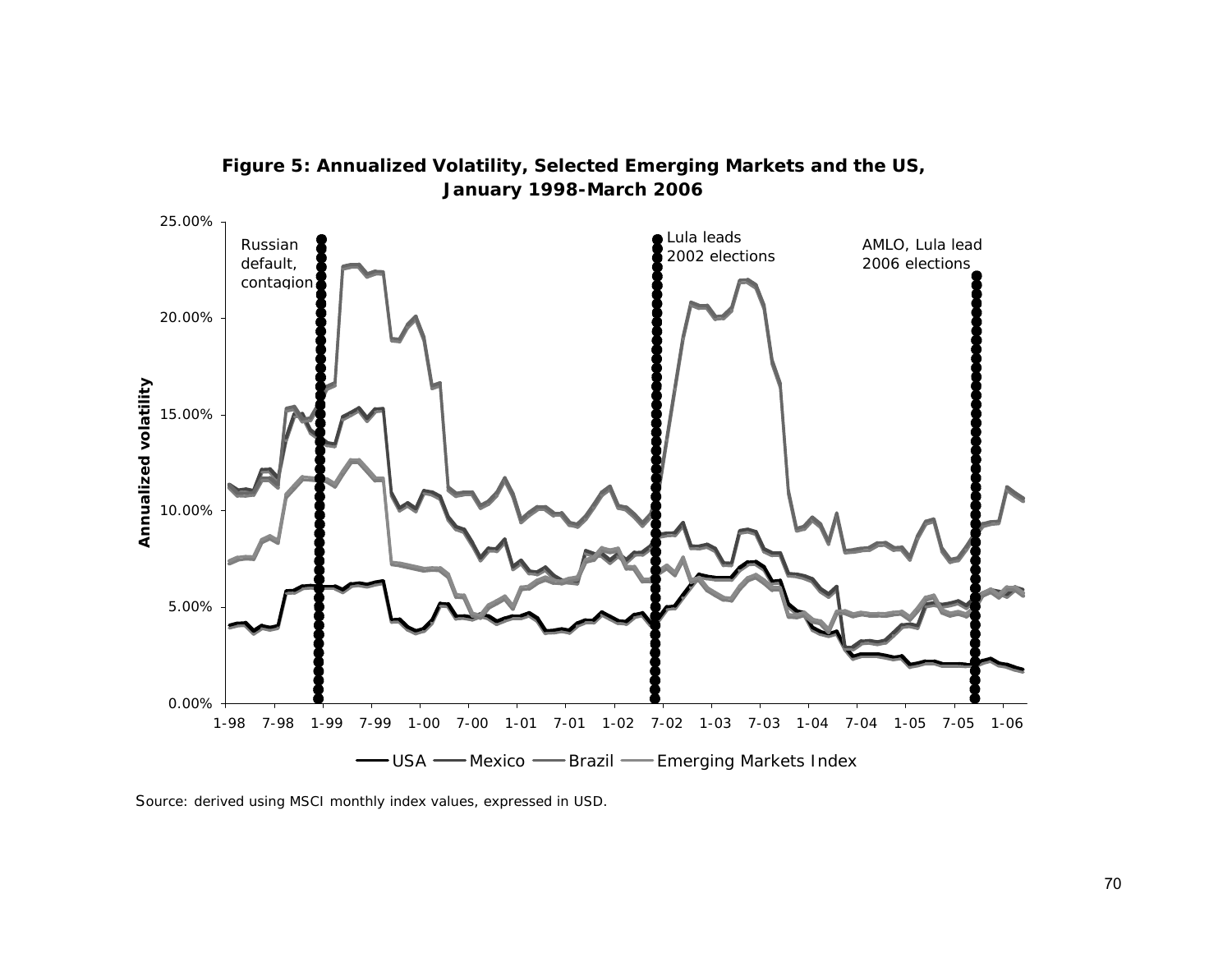**Figure 5: Annualized Volatility, Selected Emerging Markets and the US, January 1998-March 2006**

Source: derived using MSCI monthly index values, expressed in USD.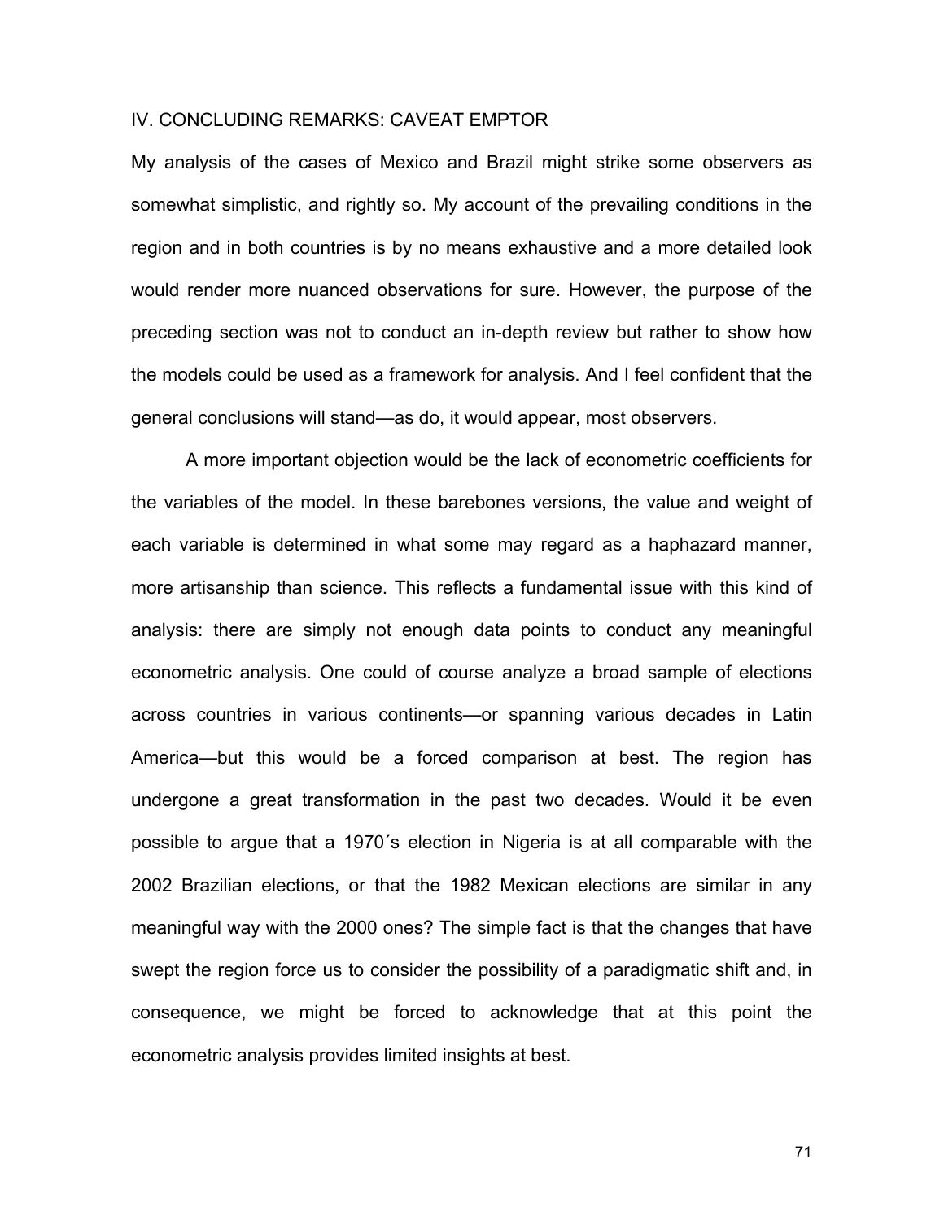## IV. CONCLUDING REMARKS: CAVEAT EMPTOR

My analysis of the cases of Mexico and Brazil might strike some observers as somewhat simplistic, and rightly so. My account of the prevailing conditions in the region and in both countries is by no means exhaustive and a more detailed look would render more nuanced observations for sure. However, the purpose of the preceding section was not to conduct an in-depth review but rather to show how the models could be used as a framework for analysis. And I feel confident that the general conclusions will stand—as do, it would appear, most observers.

A more important objection would be the lack of econometric coefficients for the variables of the model. In these barebones versions, the value and weight of each variable is determined in what some may regard as a haphazard manner, more artisanship than science. This reflects a fundamental issue with this kind of analysis: there are simply not enough data points to conduct any meaningful econometric analysis. One could of course analyze a broad sample of elections across countries in various continents—or spanning various decades in Latin America—but this would be a forced comparison at best. The region has undergone a great transformation in the past two decades. Would it be even possible to argue that a 1970´s election in Nigeria is at all comparable with the 2002 Brazilian elections, or that the 1982 Mexican elections are similar in any meaningful way with the 2000 ones? The simple fact is that the changes that have swept the region force us to consider the possibility of a paradigmatic shift and, in consequence, we might be forced to acknowledge that at this point the econometric analysis provides limited insights at best.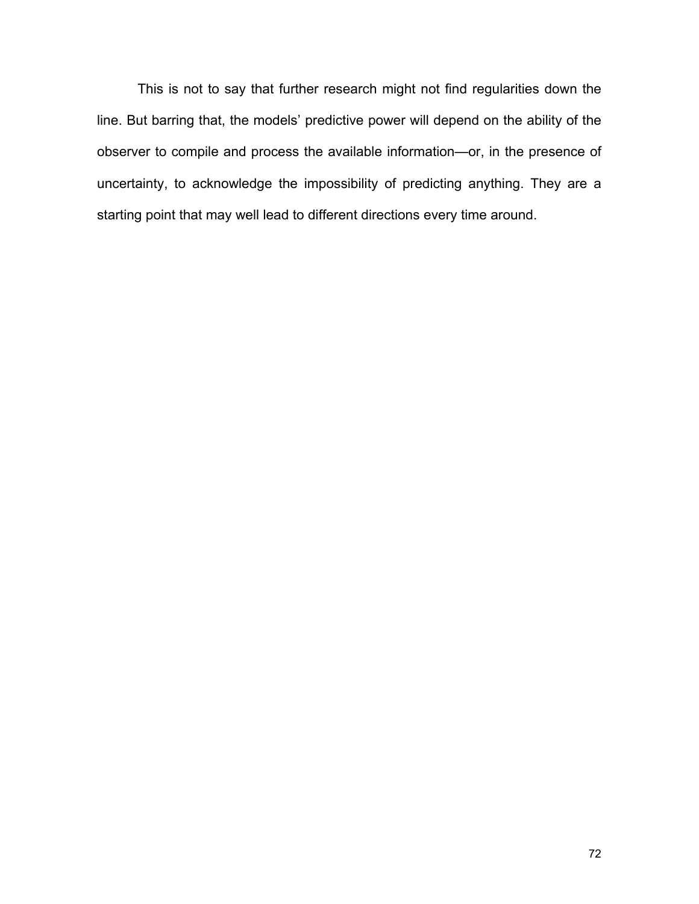This is not to say that further research might not find regularities down the line. But barring that, the models' predictive power will depend on the ability of the observer to compile and process the available information—or, in the presence of uncertainty, to acknowledge the impossibility of predicting anything. They are a starting point that may well lead to different directions every time around.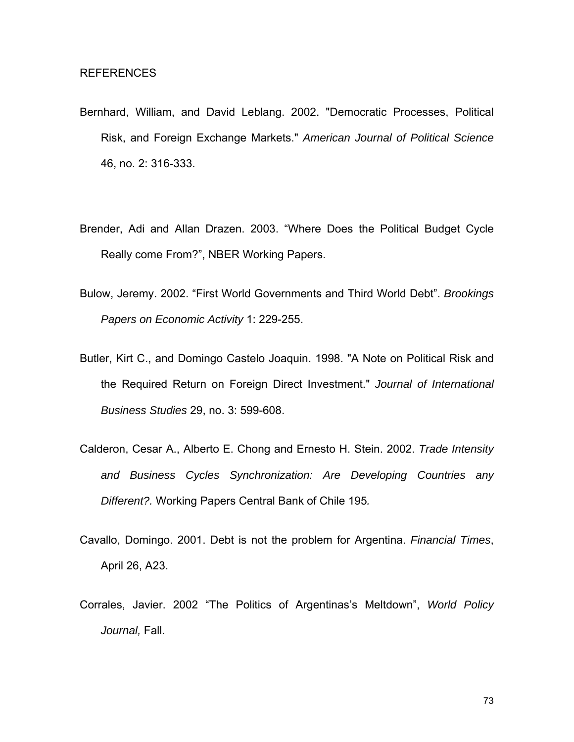REFERENCES

Bernhard, William, and David Leblang. 2002. "Democratic Processes, Political Risk, and Foreign Exchange Markets." *American Journal of Political Science* 46, no. 2: 316-333.

Brender, Adi and Allan Drazen. 2003. “Where Does the Political Budget Cycle Really come From?”, NBER Working Papers.

Bulow, Jeremy. 2002. “First World Governments and Third World Debt”. *Brookings Papers on Economic Activity* 1: 229-255.

Butler, Kirt C., and Domingo Castelo Joaquin. 1998. "A Note on Political Risk and the Required Return on Foreign Direct Investment." *Journal of International Business Studies* 29, no. 3: 599-608.

Calderon, Cesar A., Alberto E. Chong and Ernesto H. Stein. 2002. *Trade Intensity and Business Cycles Synchronization: Are Developing Countries any Different?.* Working Papers Central Bank of Chile 195*.*

Cavallo, Domingo. 2001. Debt is not the problem for Argentina. *Financial Times*, April 26, A23.

Corrales, Javier. 2002 “The Politics of Argentinas’s Meltdown”, *World Policy Journal,* Fall.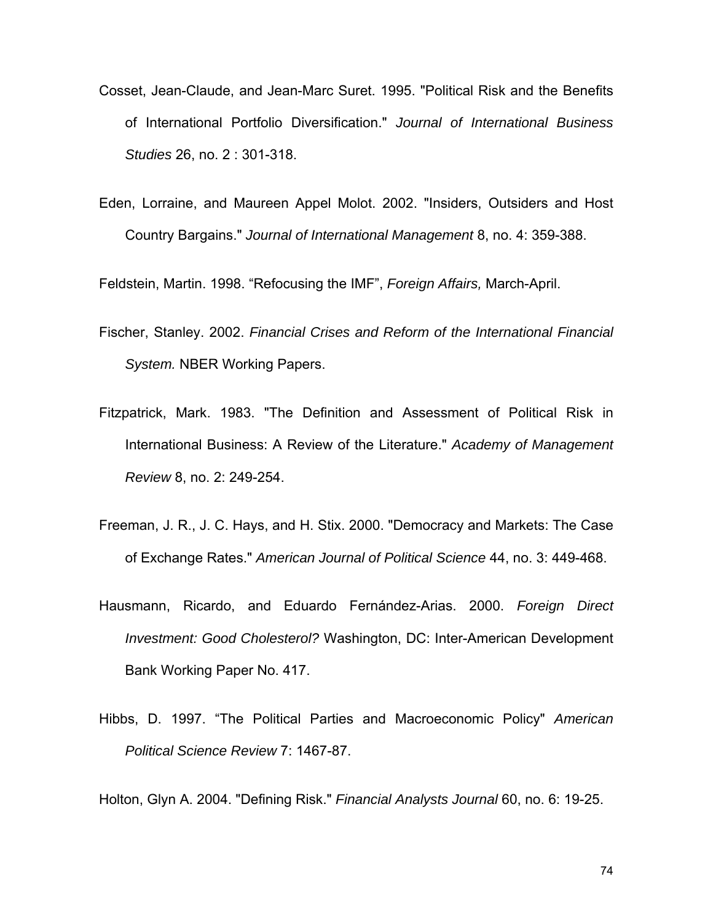Cosset, Jean-Claude, and Jean-Marc Suret. 1995. "Political Risk and the Benefits of International Portfolio Diversification." *Journal of International Business Studies* 26, no. 2 : 301-318.

Eden, Lorraine, and Maureen Appel Molot. 2002. "Insiders, Outsiders and Host Country Bargains." *Journal of International Management* 8, no. 4: 359-388.

Feldstein, Martin. 1998. "Refocusing the IMF", *Foreign Affairs,* March-April.

Fischer, Stanley. 2002. *Financial Crises and Reform of the International Financial System.* NBER Working Papers.

Fitzpatrick, Mark. 1983. "The Definition and Assessment of Political Risk in International Business: A Review of the Literature." *Academy of Management Review* 8, no. 2: 249-254.

Freeman, J. R., J. C. Hays, and H. Stix. 2000. "Democracy and Markets: The Case of Exchange Rates." *American Journal of Political Science* 44, no. 3: 449-468.

Hausmann, Ricardo, and Eduardo Fernández-Arias. 2000. *Foreign Direct Investment: Good Cholesterol?* Washington, DC: Inter-American Development Bank Working Paper No. 417.

Hibbs, D. 1997. "The Political Parties and Macroeconomic Policy" *American Political Science Review* 7: 1467-87.

Holton, Glyn A. 2004. "Defining Risk." *Financial Analysts Journal* 60, no. 6: 19-25.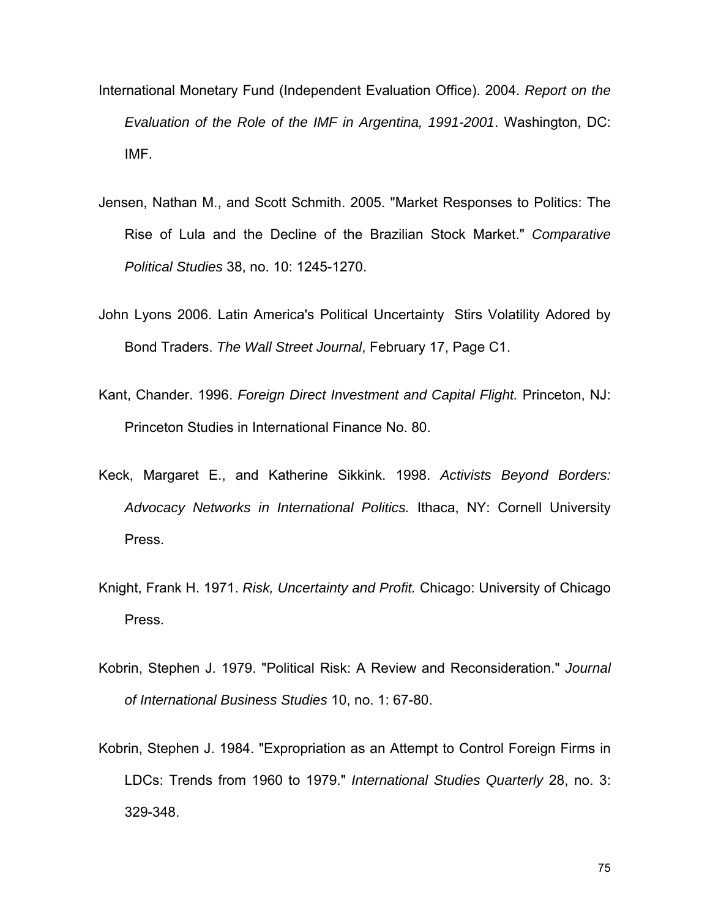International Monetary Fund (Independent Evaluation Office). 2004. *Report on the Evaluation of the Role of the IMF in Argentina, 1991-2001*. Washington, DC: IMF.

Jensen, Nathan M., and Scott Schmith. 2005. "Market Responses to Politics: The Rise of Lula and the Decline of the Brazilian Stock Market." *Comparative Political Studies* 38, no. 10: 1245-1270.

John Lyons 2006. Latin America's Political Uncertainty  Stirs Volatility Adored by Bond Traders. *The Wall Street Journal*, February 17, Page C1.

Kant, Chander. 1996. *Foreign Direct Investment and Capital Flight.* Princeton, NJ: Princeton Studies in International Finance No. 80.

Keck, Margaret E., and Katherine Sikkink. 1998. *Activists Beyond Borders: Advocacy Networks in International Politics.* Ithaca, NY: Cornell University Press.

Knight, Frank H. 1971. *Risk, Uncertainty and Profit.* Chicago: University of Chicago Press.

Kobrin, Stephen J. 1979. "Political Risk: A Review and Reconsideration." *Journal of International Business Studies* 10, no. 1: 67-80.

Kobrin, Stephen J. 1984. "Expropriation as an Attempt to Control Foreign Firms in LDCs: Trends from 1960 to 1979." *International Studies Quarterly* 28, no. 3: 329-348.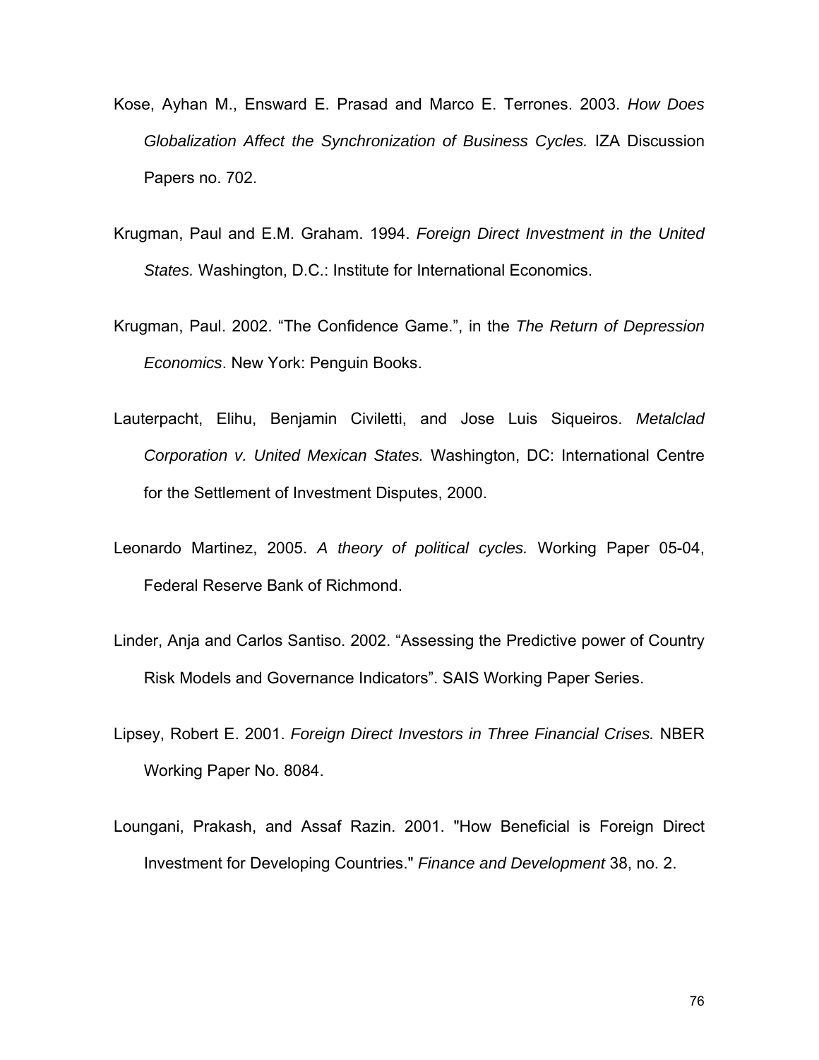Kose, Ayhan M., Ensward E. Prasad and Marco E. Terrones. 2003. *How Does Globalization Affect the Synchronization of Business Cycles.* IZA Discussion Papers no. 702.

Krugman, Paul and E.M. Graham. 1994. *Foreign Direct Investment in the United States.* Washington, D.C.: Institute for International Economics.

Krugman, Paul. 2002. "The Confidence Game.", in the *The Return of Depression Economics*. New York: Penguin Books.

Lauterpacht, Elihu, Benjamin Civiletti, and Jose Luis Siqueiros. *Metalclad Corporation v. United Mexican States.* Washington, DC: International Centre for the Settlement of Investment Disputes, 2000.

Leonardo Martinez, 2005. *A theory of political cycles.* Working Paper 05-04, Federal Reserve Bank of Richmond.

Linder, Anja and Carlos Santiso. 2002. "Assessing the Predictive power of Country Risk Models and Governance Indicators". SAIS Working Paper Series.

Lipsey, Robert E. 2001. *Foreign Direct Investors in Three Financial Crises.* NBER Working Paper No. 8084.

Loungani, Prakash, and Assaf Razin. 2001. "How Beneficial is Foreign Direct Investment for Developing Countries." *Finance and Development* 38, no. 2.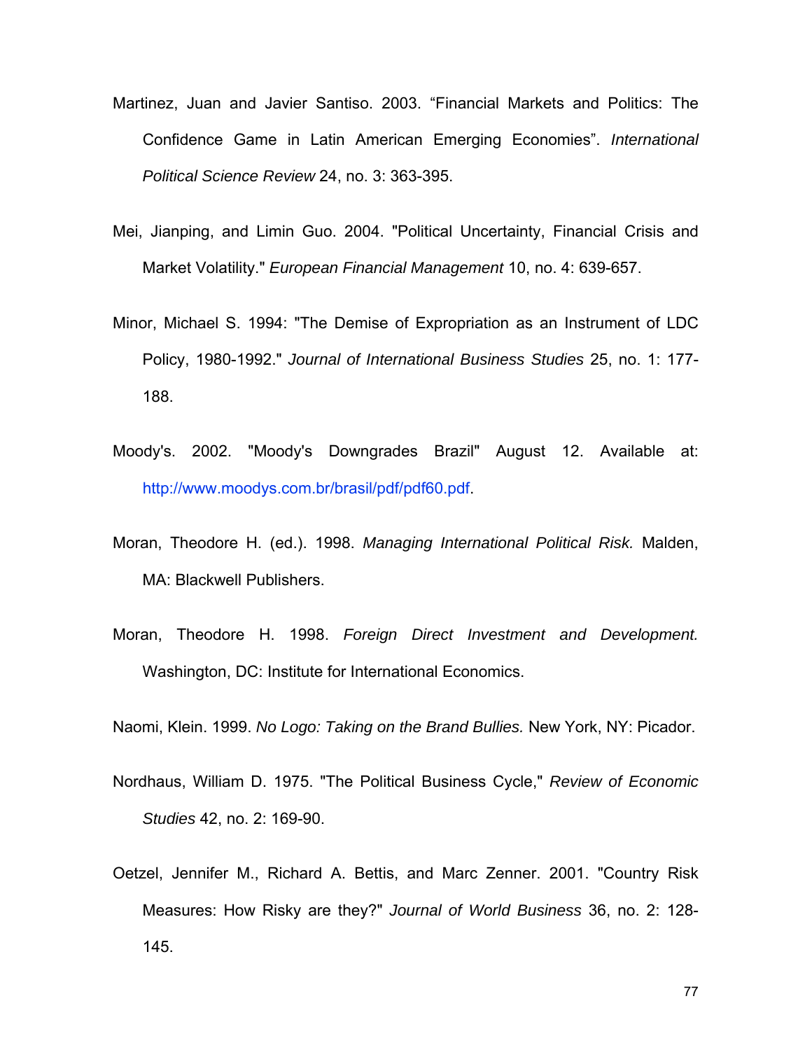Martinez, Juan and Javier Santiso. 2003. “Financial Markets and Politics: The Confidence Game in Latin American Emerging Economies”. *International Political Science Review* 24, no. 3: 363-395.

Mei, Jianping, and Limin Guo. 2004. "Political Uncertainty, Financial Crisis and Market Volatility." *European Financial Management* 10, no. 4: 639-657.

Minor, Michael S. 1994: "The Demise of Expropriation as an Instrument of LDC Policy, 1980-1992." *Journal of International Business Studies* 25, no. 1: 177-188.

Moody's. 2002. "Moody's Downgrades Brazil" August 12. Available at: http://www.moodys.com.br/brasil/pdf/pdf60.pdf.

Moran, Theodore H. (ed.). 1998. *Managing International Political Risk.* Malden, MA: Blackwell Publishers.

Moran, Theodore H. 1998. *Foreign Direct Investment and Development.* Washington, DC: Institute for International Economics.

Naomi, Klein. 1999. *No Logo: Taking on the Brand Bullies.* New York, NY: Picador.

Nordhaus, William D. 1975. "The Political Business Cycle," *Review of Economic Studies* 42, no. 2: 169-90.

Oetzel, Jennifer M., Richard A. Bettis, and Marc Zenner. 2001. "Country Risk Measures: How Risky are they?" *Journal of World Business* 36, no. 2: 128-145.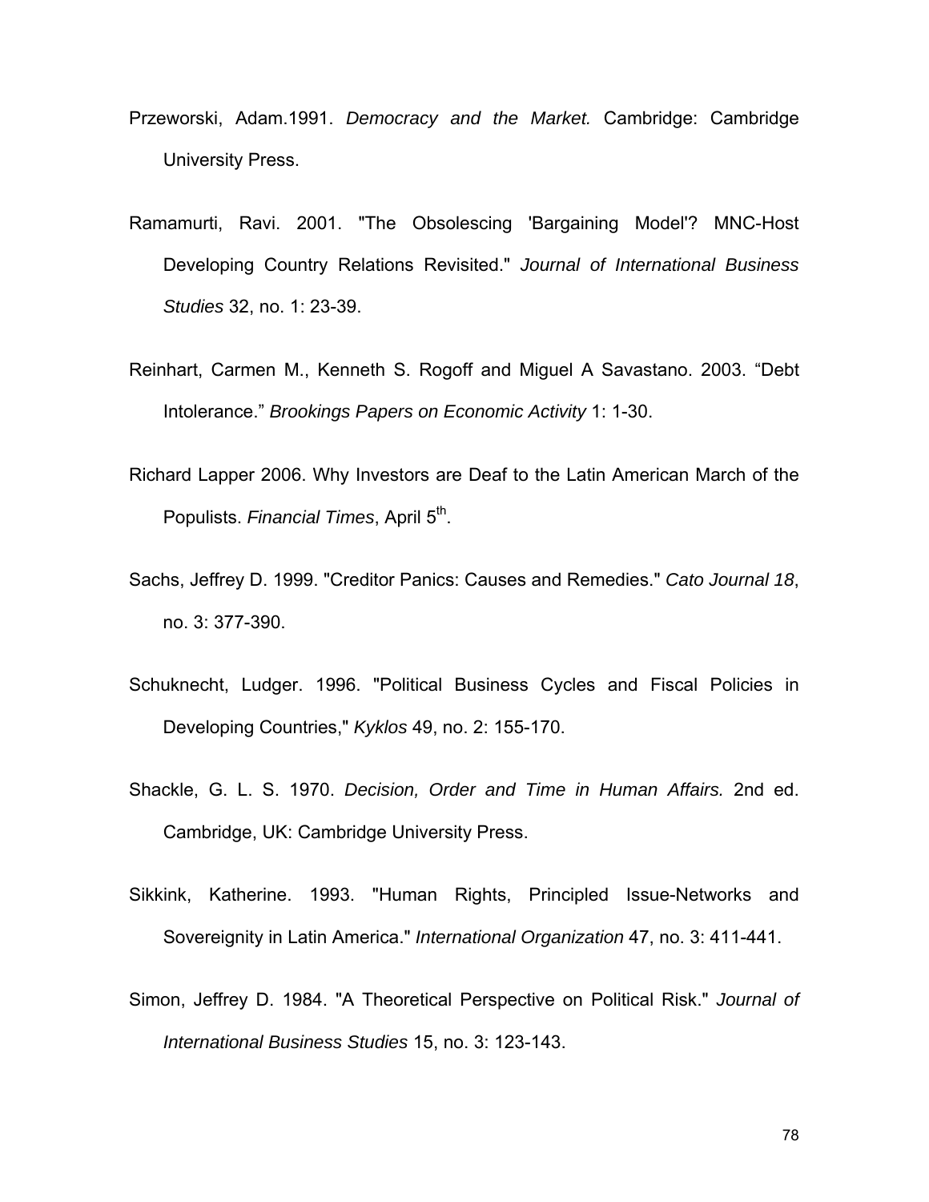Przeworski, Adam.1991. *Democracy and the Market.* Cambridge: Cambridge University Press.

Ramamurti, Ravi. 2001. "The Obsolescing 'Bargaining Model'? MNC-Host Developing Country Relations Revisited." *Journal of International Business Studies* 32, no. 1: 23-39.

Reinhart, Carmen M., Kenneth S. Rogoff and Miguel A Savastano. 2003. "Debt Intolerance." *Brookings Papers on Economic Activity* 1: 1-30.

Richard Lapper 2006. Why Investors are Deaf to the Latin American March of the Populists. *Financial Times*, April 5th.

Sachs, Jeffrey D. 1999. "Creditor Panics: Causes and Remedies." *Cato Journal 18*, no. 3: 377-390.

Schuknecht, Ludger. 1996. "Political Business Cycles and Fiscal Policies in Developing Countries," *Kyklos* 49, no. 2: 155-170.

Shackle, G. L. S. 1970. *Decision, Order and Time in Human Affairs.* 2nd ed. Cambridge, UK: Cambridge University Press.

Sikkink, Katherine. 1993. "Human Rights, Principled Issue-Networks and Sovereignity in Latin America." *International Organization* 47, no. 3: 411-441.

Simon, Jeffrey D. 1984. "A Theoretical Perspective on Political Risk." *Journal of International Business Studies* 15, no. 3: 123-143.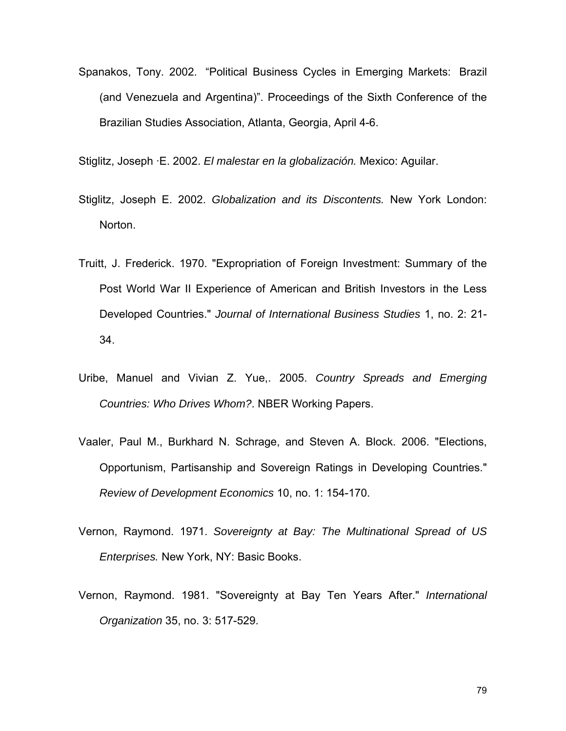Spanakos, Tony. 2002. "Political Business Cycles in Emerging Markets: Brazil (and Venezuela and Argentina)". Proceedings of the Sixth Conference of the Brazilian Studies Association, Atlanta, Georgia, April 4-6.

Stiglitz, Joseph ·E. 2002. *El malestar en la globalización.* Mexico: Aguilar.

Stiglitz, Joseph E. 2002. *Globalization and its Discontents.* New York London: Norton.

Truitt, J. Frederick. 1970. "Expropriation of Foreign Investment: Summary of the Post World War II Experience of American and British Investors in the Less Developed Countries." *Journal of International Business Studies* 1, no. 2: 21-34.

Uribe, Manuel and Vivian Z. Yue,. 2005. *Country Spreads and Emerging Countries: Who Drives Whom?*. NBER Working Papers.

Vaaler, Paul M., Burkhard N. Schrage, and Steven A. Block. 2006. "Elections, Opportunism, Partisanship and Sovereign Ratings in Developing Countries." *Review of Development Economics* 10, no. 1: 154-170.

Vernon, Raymond. 1971. *Sovereignty at Bay: The Multinational Spread of US Enterprises.* New York, NY: Basic Books.

Vernon, Raymond. 1981. "Sovereignty at Bay Ten Years After." *International Organization* 35, no. 3: 517-529.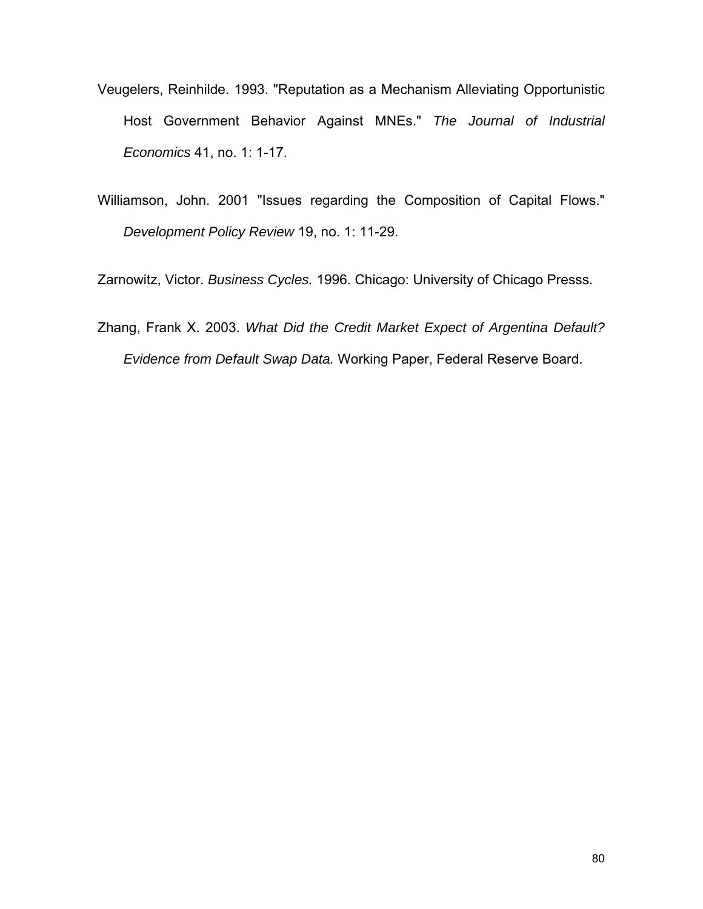Veugelers, Reinhilde. 1993. "Reputation as a Mechanism Alleviating Opportunistic Host Government Behavior Against MNEs." *The Journal of Industrial Economics* 41, no. 1: 1-17.

Williamson, John. 2001 "Issues regarding the Composition of Capital Flows." *Development Policy Review* 19, no. 1: 11-29.

Zarnowitz, Victor. *Business Cycles.* 1996. Chicago: University of Chicago Presss.

Zhang, Frank X. 2003. *What Did the Credit Market Expect of Argentina Default? Evidence from Default Swap Data.* Working Paper, Federal Reserve Board.